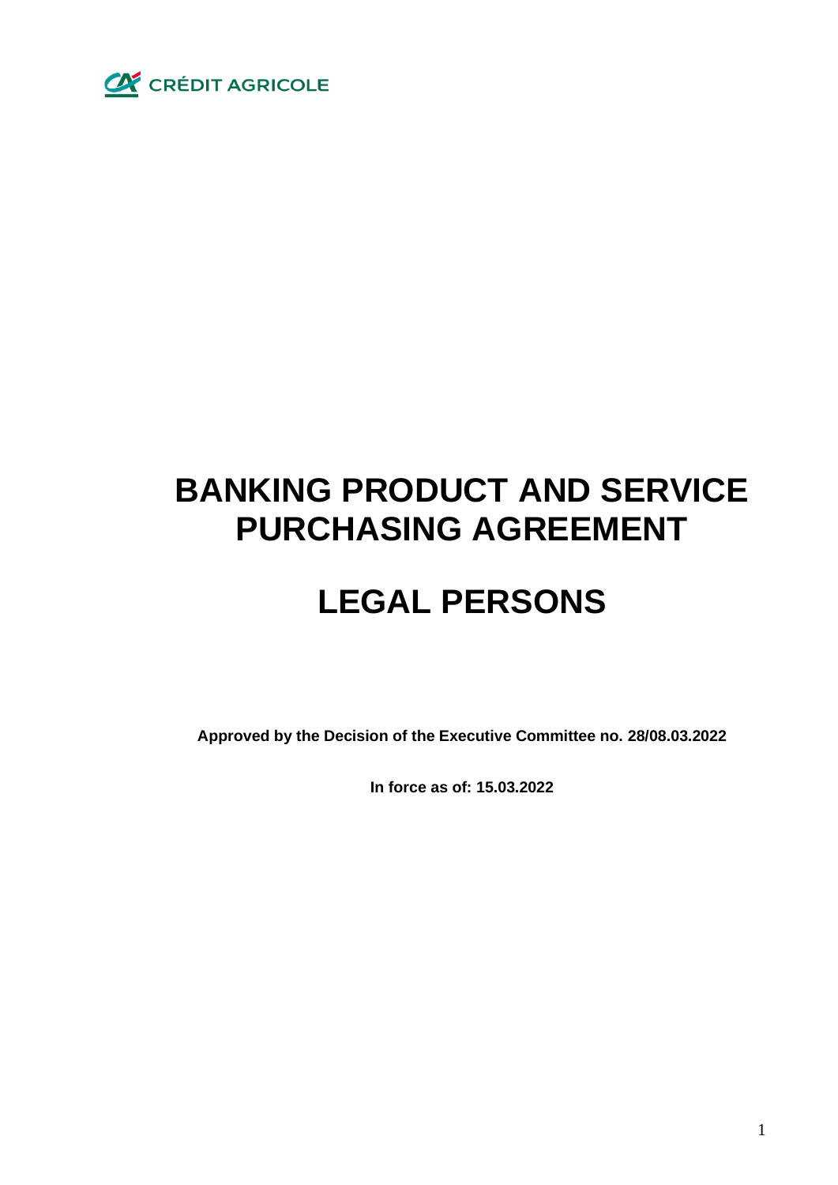CRÉDIT AGRICOLE

# BANKING PRODUCT AND SERVICE PURCHASING AGREEMENT

# LEGAL PERSONS

**Approved by the Decision of the Executive Committee no. 28/08.03.2022**

**In force as of: 15.03.2022**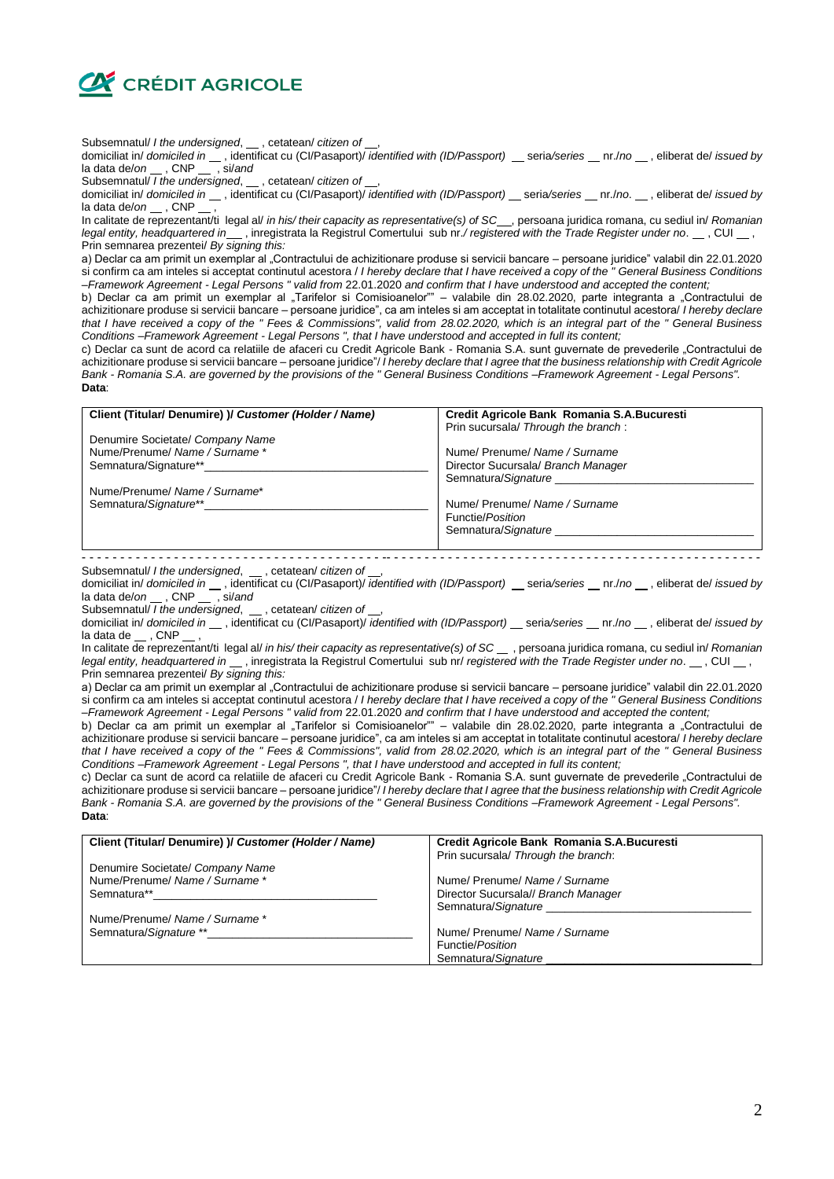**CRÉDIT AGRICOLE**

Subsemnatul/ *I the undersigned*, __ , cetatean/ *citizen of* __,
domiciliat in/ *domiciled in* __ , identificat cu (CI/Pasaport)/ *identified with (ID/Passport)* __ seria/*series* __ nr./*no* __ , eliberat de/ *issued by* la data de/*on* __ , CNP __ , si/*and*
Subsemnatul/ *I the undersigned*, __ , cetatean/ *citizen of* __,
domiciliat in/ *domiciled in* __ , identificat cu (CI/Pasaport)/ *identified with (ID/Passport)* __ seria/*series* __ nr./*no*. __ , eliberat de/ *issued by* la data de/*on* __ , CNP __ ,
In calitate de reprezentant/ti legal al/ *in his/ their capacity as representative(s) of SC*__, persoana juridica romana, cu sediul in/ *Romanian legal entity, headquartered in*__ , inregistrata la Registrul Comertului sub nr./ *registered with the Trade Register under no*. __ , CUI __ ,
Prin semnarea prezentei/ *By signing this:*

a) Declar ca am primit un exemplar al „Contractului de achizitionare produse si servicii bancare – persoane juridice" valabil din 22.01.2020 si confirm ca am inteles si acceptat continutul acestora / *I hereby declare that I have received a copy of the " General Business Conditions –Framework Agreement - Legal Persons " valid from* 22.01.2020 *and confirm that I have understood and accepted the content;*

b) Declar ca am primit un exemplar al „Tarifelor si Comisioanelor"" – valabile din 28.02.2020, parte integranta a „Contractului de achizitionare produse si servicii bancare – persoane juridice", ca am inteles si am acceptat in totalitate continutul acestora/ *I hereby declare that I have received a copy of the " Fees & Commissions", valid from 28.02.2020, which is an integral part of the " General Business Conditions –Framework Agreement - Legal Persons ", that I have understood and accepted in full its content;*

c) Declar ca sunt de acord ca relatiile de afaceri cu Credit Agricole Bank - Romania S.A. sunt guvernate de prevederile „Contractului de achizitionare produse si servicii bancare – persoane juridice"/ *I hereby declare that I agree that the business relationship with Credit Agricole Bank - Romania S.A. are governed by the provisions of the " General Business Conditions –Framework Agreement - Legal Persons".*

**Data**:

| **Client (Titular/ Denumire) )/ *Customer (Holder / Name)*** | **Credit Agricole Bank Romania S.A.Bucuresti** |
|---|---|
| | Prin sucursala/ *Through the branch* : |
| Denumire Societate/ *Company Name* | |
| Nume/Prenume/ *Name / Surname* * | Nume/ Prenume/ *Name / Surname* |
| Semnatura/Signature** ____________________ | Director Sucursala/ *Branch Manager* |
| | Semnatura/*Signature* ____________________ |
| Nume/Prenume/ *Name / Surname** | |
| Semnatura/*Signature*** ____________________ | Nume/ Prenume/ *Name / Surname* |
| | Functie/*Position* |
| | Semnatura/*Signature* ____________________ |

- - - - - - - - - - - - - - - - - - - - - - - - - - - - - - - - - - - - - - - - - - - - - - - - - - - - - - - - - - - - - - - - - - - - - - - - - - - - - - - -

Subsemnatul/ *I the undersigned*, __ , cetatean/ *citizen of* __,
domiciliat in/ *domiciled in* __ , identificat cu (CI/Pasaport)/ *identified with (ID/Passport)* __ seria/*series* __ nr./*no* __ , eliberat de/ *issued by* la data de/*on* __ , CNP __ , si/*and*
Subsemnatul/ *I the undersigned*, __ , cetatean/ *citizen of* __,
domiciliat in/ *domiciled in* __ , identificat cu (CI/Pasaport)/ *identified with (ID/Passport)* __ seria/*series* __ nr./*no* __ , eliberat de/ *issued by* la data de __ , CNP __ ,
In calitate de reprezentant/ti legal al/ *in his/ their capacity as representative(s) of SC* __ , persoana juridica romana, cu sediul in/ *Romanian legal entity, headquartered in* __ , inregistrata la Registrul Comertului sub nr/ *registered with the Trade Register under no*. __ , CUI __ ,
Prin semnarea prezentei/ *By signing this:*

a) Declar ca am primit un exemplar al „Contractului de achizitionare produse si servicii bancare – persoane juridice" valabil din 22.01.2020 si confirm ca am inteles si acceptat continutul acestora / *I hereby declare that I have received a copy of the " General Business Conditions –Framework Agreement - Legal Persons " valid from* 22.01.2020 *and confirm that I have understood and accepted the content;*

b) Declar ca am primit un exemplar al „Tarifelor si Comisioanelor"" – valabile din 28.02.2020, parte integranta a „Contractului de achizitionare produse si servicii bancare – persoane juridice", ca am inteles si am acceptat in totalitate continutul acestora/ *I hereby declare that I have received a copy of the " Fees & Commissions", valid from 28.02.2020, which is an integral part of the " General Business Conditions –Framework Agreement - Legal Persons ", that I have understood and accepted in full its content;*

c) Declar ca sunt de acord ca relatiile de afaceri cu Credit Agricole Bank - Romania S.A. sunt guvernate de prevederile „Contractului de achizitionare produse si servicii bancare – persoane juridice"/ *I hereby declare that I agree that the business relationship with Credit Agricole Bank - Romania S.A. are governed by the provisions of the " General Business Conditions –Framework Agreement - Legal Persons".*

**Data**:

| **Client (Titular/ Denumire) )/ *Customer (Holder / Name)*** | **Credit Agricole Bank Romania S.A.Bucuresti** |
|---|---|
| | Prin sucursala/ *Through the branch*: |
| Denumire Societate/ *Company Name* | |
| Nume/Prenume/ *Name / Surname* * | Nume/ Prenume/ *Name / Surname* |
| Semnatura** ____________________ | Director Sucursala// *Branch Manager* |
| | Semnatura/*Signature* ____________________ |
| Nume/Prenume/ *Name / Surname* * | |
| Semnatura/*Signature* ** ____________________ | Nume/ Prenume/ *Name / Surname* |
| | Functie/*Position* |
| | Semnatura/*Signature* ____________________ |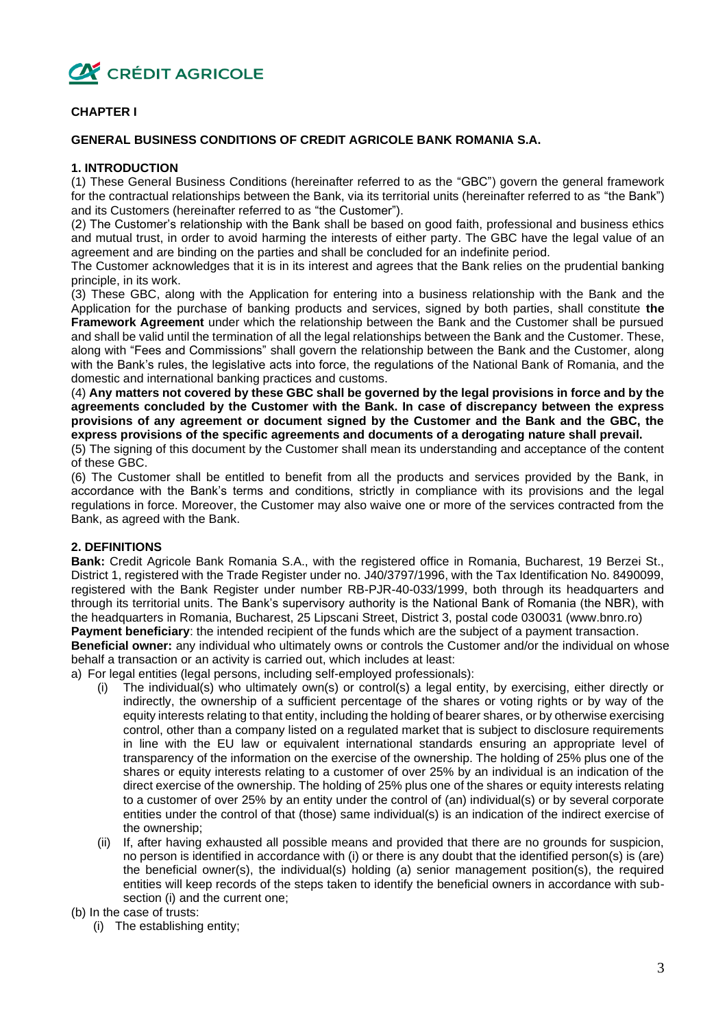CRÉDIT AGRICOLE

**CHAPTER I**

**GENERAL BUSINESS CONDITIONS OF CREDIT AGRICOLE BANK ROMANIA S.A.**

**1. INTRODUCTION**

(1) These General Business Conditions (hereinafter referred to as the "GBC") govern the general framework for the contractual relationships between the Bank, via its territorial units (hereinafter referred to as "the Bank") and its Customers (hereinafter referred to as "the Customer").

(2) The Customer's relationship with the Bank shall be based on good faith, professional and business ethics and mutual trust, in order to avoid harming the interests of either party. The GBC have the legal value of an agreement and are binding on the parties and shall be concluded for an indefinite period.

The Customer acknowledges that it is in its interest and agrees that the Bank relies on the prudential banking principle, in its work.

(3) These GBC, along with the Application for entering into a business relationship with the Bank and the Application for the purchase of banking products and services, signed by both parties, shall constitute **the Framework Agreement** under which the relationship between the Bank and the Customer shall be pursued and shall be valid until the termination of all the legal relationships between the Bank and the Customer. These, along with "Fees and Commissions" shall govern the relationship between the Bank and the Customer, along with the Bank's rules, the legislative acts into force, the regulations of the National Bank of Romania, and the domestic and international banking practices and customs.

(4) **Any matters not covered by these GBC shall be governed by the legal provisions in force and by the agreements concluded by the Customer with the Bank. In case of discrepancy between the express provisions of any agreement or document signed by the Customer and the Bank and the GBC, the express provisions of the specific agreements and documents of a derogating nature shall prevail.**

(5) The signing of this document by the Customer shall mean its understanding and acceptance of the content of these GBC.

(6) The Customer shall be entitled to benefit from all the products and services provided by the Bank, in accordance with the Bank's terms and conditions, strictly in compliance with its provisions and the legal regulations in force. Moreover, the Customer may also waive one or more of the services contracted from the Bank, as agreed with the Bank.

**2. DEFINITIONS**

**Bank:** Credit Agricole Bank Romania S.A., with the registered office in Romania, Bucharest, 19 Berzei St., District 1, registered with the Trade Register under no. J40/3797/1996, with the Tax Identification No. 8490099, registered with the Bank Register under number RB-PJR-40-033/1999, both through its headquarters and through its territorial units. The Bank's supervisory authority is the National Bank of Romania (the NBR), with the headquarters in Romania, Bucharest, 25 Lipscani Street, District 3, postal code 030031 (www.bnro.ro)

**Payment beneficiary**: the intended recipient of the funds which are the subject of a payment transaction.

**Beneficial owner:** any individual who ultimately owns or controls the Customer and/or the individual on whose behalf a transaction or an activity is carried out, which includes at least:

a) For legal entities (legal persons, including self-employed professionals):

(i) The individual(s) who ultimately own(s) or control(s) a legal entity, by exercising, either directly or indirectly, the ownership of a sufficient percentage of the shares or voting rights or by way of the equity interests relating to that entity, including the holding of bearer shares, or by otherwise exercising control, other than a company listed on a regulated market that is subject to disclosure requirements in line with the EU law or equivalent international standards ensuring an appropriate level of transparency of the information on the exercise of the ownership. The holding of 25% plus one of the shares or equity interests relating to a customer of over 25% by an individual is an indication of the direct exercise of the ownership. The holding of 25% plus one of the shares or equity interests relating to a customer of over 25% by an entity under the control of (an) individual(s) or by several corporate entities under the control of that (those) same individual(s) is an indication of the indirect exercise of the ownership;

(ii) If, after having exhausted all possible means and provided that there are no grounds for suspicion, no person is identified in accordance with (i) or there is any doubt that the identified person(s) is (are) the beneficial owner(s), the individual(s) holding (a) senior management position(s), the required entities will keep records of the steps taken to identify the beneficial owners in accordance with sub-section (i) and the current one;

(b) In the case of trusts:

(i) The establishing entity;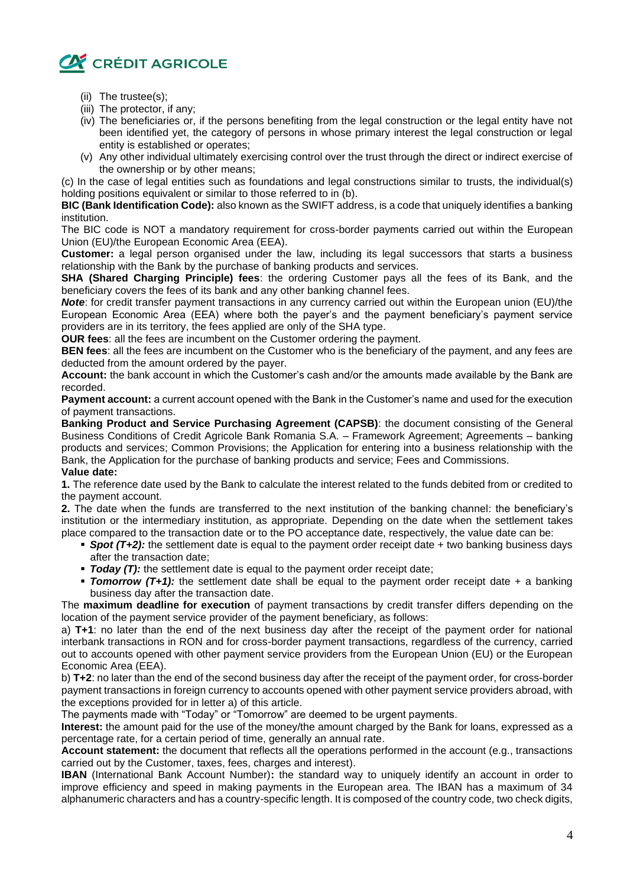(ii) The trustee(s);

(iii) The protector, if any;

(iv) The beneficiaries or, if the persons benefiting from the legal construction or the legal entity have not been identified yet, the category of persons in whose primary interest the legal construction or legal entity is established or operates;

(v) Any other individual ultimately exercising control over the trust through the direct or indirect exercise of the ownership or by other means;

(c) In the case of legal entities such as foundations and legal constructions similar to trusts, the individual(s) holding positions equivalent or similar to those referred to in (b).

**BIC (Bank Identification Code):** also known as the SWIFT address, is a code that uniquely identifies a banking institution.

The BIC code is NOT a mandatory requirement for cross-border payments carried out within the European Union (EU)/the European Economic Area (EEA).

**Customer:** a legal person organised under the law, including its legal successors that starts a business relationship with the Bank by the purchase of banking products and services.

**SHA (Shared Charging Principle) fees**: the ordering Customer pays all the fees of its Bank, and the beneficiary covers the fees of its bank and any other banking channel fees.

***Note***: for credit transfer payment transactions in any currency carried out within the European union (EU)/the European Economic Area (EEA) where both the payer's and the payment beneficiary's payment service providers are in its territory, the fees applied are only of the SHA type.

**OUR fees**: all the fees are incumbent on the Customer ordering the payment.

**BEN fees**: all the fees are incumbent on the Customer who is the beneficiary of the payment, and any fees are deducted from the amount ordered by the payer.

**Account:** the bank account in which the Customer's cash and/or the amounts made available by the Bank are recorded.

**Payment account:** a current account opened with the Bank in the Customer's name and used for the execution of payment transactions.

**Banking Product and Service Purchasing Agreement (CAPSB)**: the document consisting of the General Business Conditions of Credit Agricole Bank Romania S.A. – Framework Agreement; Agreements – banking products and services; Common Provisions; the Application for entering into a business relationship with the Bank, the Application for the purchase of banking products and service; Fees and Commissions.

**Value date:**

**1.** The reference date used by the Bank to calculate the interest related to the funds debited from or credited to the payment account.

**2.** The date when the funds are transferred to the next institution of the banking channel: the beneficiary's institution or the intermediary institution, as appropriate. Depending on the date when the settlement takes place compared to the transaction date or to the PO acceptance date, respectively, the value date can be:

- ***Spot (T+2):*** the settlement date is equal to the payment order receipt date + two banking business days after the transaction date;
- ***Today (T):*** the settlement date is equal to the payment order receipt date;
- ***Tomorrow (T+1):*** the settlement date shall be equal to the payment order receipt date + a banking business day after the transaction date.

The **maximum deadline for execution** of payment transactions by credit transfer differs depending on the location of the payment service provider of the payment beneficiary, as follows:

a) **T+1**: no later than the end of the next business day after the receipt of the payment order for national interbank transactions in RON and for cross-border payment transactions, regardless of the currency, carried out to accounts opened with other payment service providers from the European Union (EU) or the European Economic Area (EEA).

b) **T+2**: no later than the end of the second business day after the receipt of the payment order, for cross-border payment transactions in foreign currency to accounts opened with other payment service providers abroad, with the exceptions provided for in letter a) of this article.

The payments made with "Today" or "Tomorrow" are deemed to be urgent payments.

**Interest:** the amount paid for the use of the money/the amount charged by the Bank for loans, expressed as a percentage rate, for a certain period of time, generally an annual rate.

**Account statement:** the document that reflects all the operations performed in the account (e.g., transactions carried out by the Customer, taxes, fees, charges and interest).

**IBAN** (International Bank Account Number)**:** the standard way to uniquely identify an account in order to improve efficiency and speed in making payments in the European area. The IBAN has a maximum of 34 alphanumeric characters and has a country-specific length. It is composed of the country code, two check digits,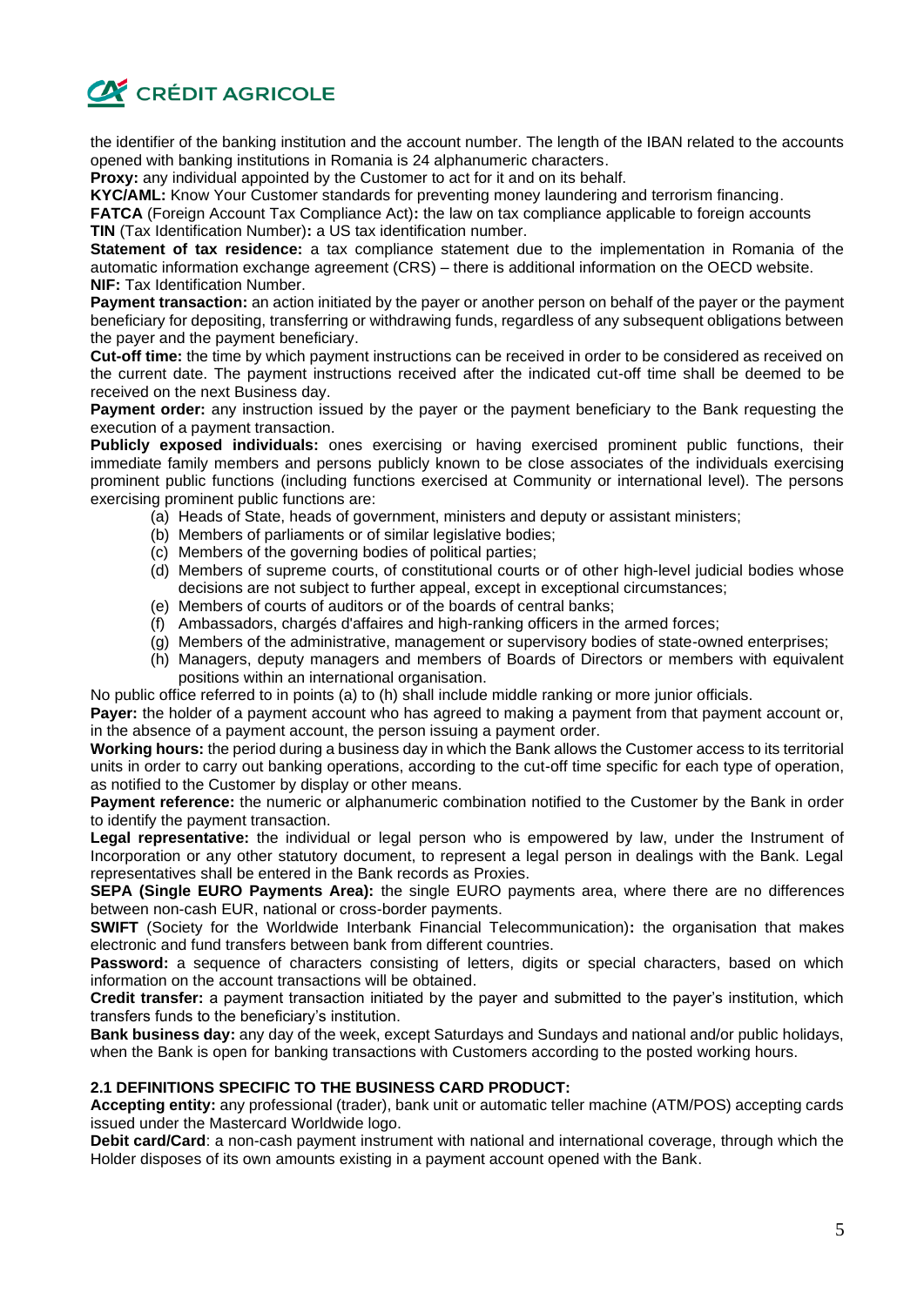the identifier of the banking institution and the account number. The length of the IBAN related to the accounts opened with banking institutions in Romania is 24 alphanumeric characters.

**Proxy:** any individual appointed by the Customer to act for it and on its behalf.

**KYC/AML:** Know Your Customer standards for preventing money laundering and terrorism financing.

**FATCA** (Foreign Account Tax Compliance Act)**:** the law on tax compliance applicable to foreign accounts

**TIN** (Tax Identification Number)**:** a US tax identification number.

**Statement of tax residence:** a tax compliance statement due to the implementation in Romania of the automatic information exchange agreement (CRS) – there is additional information on the OECD website.

**NIF:** Tax Identification Number.

**Payment transaction:** an action initiated by the payer or another person on behalf of the payer or the payment beneficiary for depositing, transferring or withdrawing funds, regardless of any subsequent obligations between the payer and the payment beneficiary.

**Cut-off time:** the time by which payment instructions can be received in order to be considered as received on the current date. The payment instructions received after the indicated cut-off time shall be deemed to be received on the next Business day.

**Payment order:** any instruction issued by the payer or the payment beneficiary to the Bank requesting the execution of a payment transaction.

**Publicly exposed individuals:** ones exercising or having exercised prominent public functions, their immediate family members and persons publicly known to be close associates of the individuals exercising prominent public functions (including functions exercised at Community or international level). The persons exercising prominent public functions are:

(a) Heads of State, heads of government, ministers and deputy or assistant ministers;
(b) Members of parliaments or of similar legislative bodies;
(c) Members of the governing bodies of political parties;
(d) Members of supreme courts, of constitutional courts or of other high-level judicial bodies whose decisions are not subject to further appeal, except in exceptional circumstances;
(e) Members of courts of auditors or of the boards of central banks;
(f) Ambassadors, chargés d'affaires and high-ranking officers in the armed forces;
(g) Members of the administrative, management or supervisory bodies of state-owned enterprises;
(h) Managers, deputy managers and members of Boards of Directors or members with equivalent positions within an international organisation.

No public office referred to in points (a) to (h) shall include middle ranking or more junior officials.

**Payer:** the holder of a payment account who has agreed to making a payment from that payment account or, in the absence of a payment account, the person issuing a payment order.

**Working hours:** the period during a business day in which the Bank allows the Customer access to its territorial units in order to carry out banking operations, according to the cut-off time specific for each type of operation, as notified to the Customer by display or other means.

**Payment reference:** the numeric or alphanumeric combination notified to the Customer by the Bank in order to identify the payment transaction.

**Legal representative:** the individual or legal person who is empowered by law, under the Instrument of Incorporation or any other statutory document, to represent a legal person in dealings with the Bank. Legal representatives shall be entered in the Bank records as Proxies.

**SEPA (Single EURO Payments Area):** the single EURO payments area, where there are no differences between non-cash EUR, national or cross-border payments.

**SWIFT** (Society for the Worldwide Interbank Financial Telecommunication)**:** the organisation that makes electronic and fund transfers between bank from different countries.

**Password:** a sequence of characters consisting of letters, digits or special characters, based on which information on the account transactions will be obtained.

**Credit transfer:** a payment transaction initiated by the payer and submitted to the payer's institution, which transfers funds to the beneficiary's institution.

**Bank business day:** any day of the week, except Saturdays and Sundays and national and/or public holidays, when the Bank is open for banking transactions with Customers according to the posted working hours.

### 2.1 DEFINITIONS SPECIFIC TO THE BUSINESS CARD PRODUCT:

**Accepting entity:** any professional (trader), bank unit or automatic teller machine (ATM/POS) accepting cards issued under the Mastercard Worldwide logo.

**Debit card/Card**: a non-cash payment instrument with national and international coverage, through which the Holder disposes of its own amounts existing in a payment account opened with the Bank.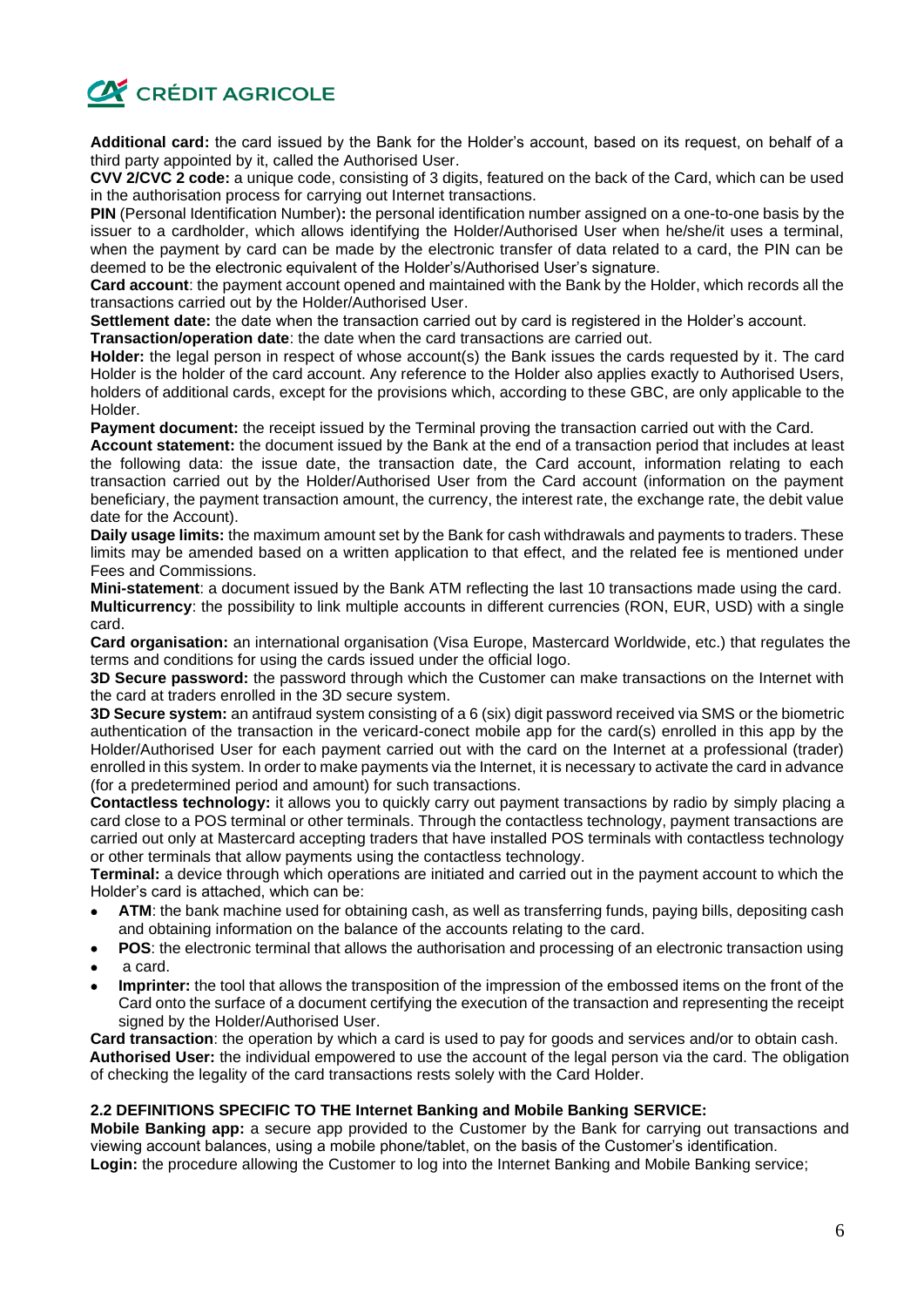**Additional card:** the card issued by the Bank for the Holder's account, based on its request, on behalf of a third party appointed by it, called the Authorised User.

**CVV 2/CVC 2 code:** a unique code, consisting of 3 digits, featured on the back of the Card, which can be used in the authorisation process for carrying out Internet transactions.

**PIN** (Personal Identification Number)**:** the personal identification number assigned on a one-to-one basis by the issuer to a cardholder, which allows identifying the Holder/Authorised User when he/she/it uses a terminal, when the payment by card can be made by the electronic transfer of data related to a card, the PIN can be deemed to be the electronic equivalent of the Holder's/Authorised User's signature.

**Card account**: the payment account opened and maintained with the Bank by the Holder, which records all the transactions carried out by the Holder/Authorised User.

**Settlement date:** the date when the transaction carried out by card is registered in the Holder's account.

**Transaction/operation date**: the date when the card transactions are carried out.

**Holder:** the legal person in respect of whose account(s) the Bank issues the cards requested by it. The card Holder is the holder of the card account. Any reference to the Holder also applies exactly to Authorised Users, holders of additional cards, except for the provisions which, according to these GBC, are only applicable to the Holder.

**Payment document:** the receipt issued by the Terminal proving the transaction carried out with the Card.

**Account statement:** the document issued by the Bank at the end of a transaction period that includes at least the following data: the issue date, the transaction date, the Card account, information relating to each transaction carried out by the Holder/Authorised User from the Card account (information on the payment beneficiary, the payment transaction amount, the currency, the interest rate, the exchange rate, the debit value date for the Account).

**Daily usage limits:** the maximum amount set by the Bank for cash withdrawals and payments to traders. These limits may be amended based on a written application to that effect, and the related fee is mentioned under Fees and Commissions.

**Mini-statement**: a document issued by the Bank ATM reflecting the last 10 transactions made using the card.

**Multicurrency**: the possibility to link multiple accounts in different currencies (RON, EUR, USD) with a single card.

**Card organisation:** an international organisation (Visa Europe, Mastercard Worldwide, etc.) that regulates the terms and conditions for using the cards issued under the official logo.

**3D Secure password:** the password through which the Customer can make transactions on the Internet with the card at traders enrolled in the 3D secure system.

**3D Secure system:** an antifraud system consisting of a 6 (six) digit password received via SMS or the biometric authentication of the transaction in the vericard-conect mobile app for the card(s) enrolled in this app by the Holder/Authorised User for each payment carried out with the card on the Internet at a professional (trader) enrolled in this system. In order to make payments via the Internet, it is necessary to activate the card in advance (for a predetermined period and amount) for such transactions.

**Contactless technology:** it allows you to quickly carry out payment transactions by radio by simply placing a card close to a POS terminal or other terminals. Through the contactless technology, payment transactions are carried out only at Mastercard accepting traders that have installed POS terminals with contactless technology or other terminals that allow payments using the contactless technology.

**Terminal:** a device through which operations are initiated and carried out in the payment account to which the Holder's card is attached, which can be:

- **ATM**: the bank machine used for obtaining cash, as well as transferring funds, paying bills, depositing cash and obtaining information on the balance of the accounts relating to the card.
- **POS**: the electronic terminal that allows the authorisation and processing of an electronic transaction using
- a card.
- **Imprinter:** the tool that allows the transposition of the impression of the embossed items on the front of the Card onto the surface of a document certifying the execution of the transaction and representing the receipt signed by the Holder/Authorised User.

**Card transaction**: the operation by which a card is used to pay for goods and services and/or to obtain cash.

**Authorised User:** the individual empowered to use the account of the legal person via the card. The obligation of checking the legality of the card transactions rests solely with the Card Holder.

### 2.2 DEFINITIONS SPECIFIC TO THE Internet Banking and Mobile Banking SERVICE:

**Mobile Banking app:** a secure app provided to the Customer by the Bank for carrying out transactions and viewing account balances, using a mobile phone/tablet, on the basis of the Customer's identification.

**Login:** the procedure allowing the Customer to log into the Internet Banking and Mobile Banking service;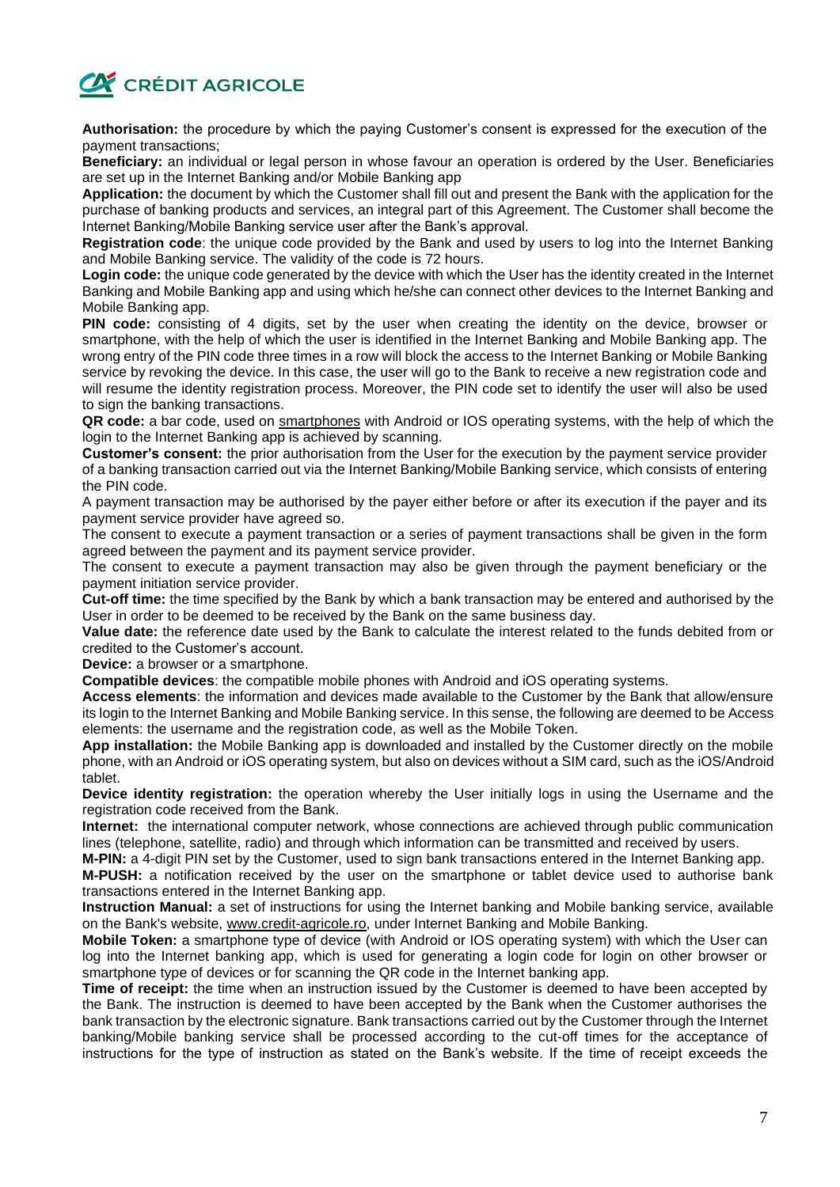**Authorisation:** the procedure by which the paying Customer's consent is expressed for the execution of the payment transactions;

**Beneficiary:** an individual or legal person in whose favour an operation is ordered by the User. Beneficiaries are set up in the Internet Banking and/or Mobile Banking app

**Application:** the document by which the Customer shall fill out and present the Bank with the application for the purchase of banking products and services, an integral part of this Agreement. The Customer shall become the Internet Banking/Mobile Banking service user after the Bank's approval.

**Registration code**: the unique code provided by the Bank and used by users to log into the Internet Banking and Mobile Banking service. The validity of the code is 72 hours.

**Login code:** the unique code generated by the device with which the User has the identity created in the Internet Banking and Mobile Banking app and using which he/she can connect other devices to the Internet Banking and Mobile Banking app.

**PIN code:** consisting of 4 digits, set by the user when creating the identity on the device, browser or smartphone, with the help of which the user is identified in the Internet Banking and Mobile Banking app. The wrong entry of the PIN code three times in a row will block the access to the Internet Banking or Mobile Banking service by revoking the device. In this case, the user will go to the Bank to receive a new registration code and will resume the identity registration process. Moreover, the PIN code set to identify the user will also be used to sign the banking transactions.

**QR code:** a bar code, used on smartphones with Android or IOS operating systems, with the help of which the login to the Internet Banking app is achieved by scanning.

**Customer's consent:** the prior authorisation from the User for the execution by the payment service provider of a banking transaction carried out via the Internet Banking/Mobile Banking service, which consists of entering the PIN code.

A payment transaction may be authorised by the payer either before or after its execution if the payer and its payment service provider have agreed so.

The consent to execute a payment transaction or a series of payment transactions shall be given in the form agreed between the payment and its payment service provider.

The consent to execute a payment transaction may also be given through the payment beneficiary or the payment initiation service provider.

**Cut-off time:** the time specified by the Bank by which a bank transaction may be entered and authorised by the User in order to be deemed to be received by the Bank on the same business day.

**Value date:** the reference date used by the Bank to calculate the interest related to the funds debited from or credited to the Customer's account.

**Device:** a browser or a smartphone.

**Compatible devices**: the compatible mobile phones with Android and iOS operating systems.

**Access elements**: the information and devices made available to the Customer by the Bank that allow/ensure its login to the Internet Banking and Mobile Banking service. In this sense, the following are deemed to be Access elements: the username and the registration code, as well as the Mobile Token.

**App installation:** the Mobile Banking app is downloaded and installed by the Customer directly on the mobile phone, with an Android or iOS operating system, but also on devices without a SIM card, such as the iOS/Android tablet.

**Device identity registration:** the operation whereby the User initially logs in using the Username and the registration code received from the Bank.

**Internet:** the international computer network, whose connections are achieved through public communication lines (telephone, satellite, radio) and through which information can be transmitted and received by users.

**M-PIN:** a 4-digit PIN set by the Customer, used to sign bank transactions entered in the Internet Banking app.

**M-PUSH:** a notification received by the user on the smartphone or tablet device used to authorise bank transactions entered in the Internet Banking app.

**Instruction Manual:** a set of instructions for using the Internet banking and Mobile banking service, available on the Bank's website, www.credit-agricole.ro, under Internet Banking and Mobile Banking.

**Mobile Token:** a smartphone type of device (with Android or IOS operating system) with which the User can log into the Internet banking app, which is used for generating a login code for login on other browser or smartphone type of devices or for scanning the QR code in the Internet banking app.

**Time of receipt:** the time when an instruction issued by the Customer is deemed to have been accepted by the Bank. The instruction is deemed to have been accepted by the Bank when the Customer authorises the bank transaction by the electronic signature. Bank transactions carried out by the Customer through the Internet banking/Mobile banking service shall be processed according to the cut-off times for the acceptance of instructions for the type of instruction as stated on the Bank's website. If the time of receipt exceeds the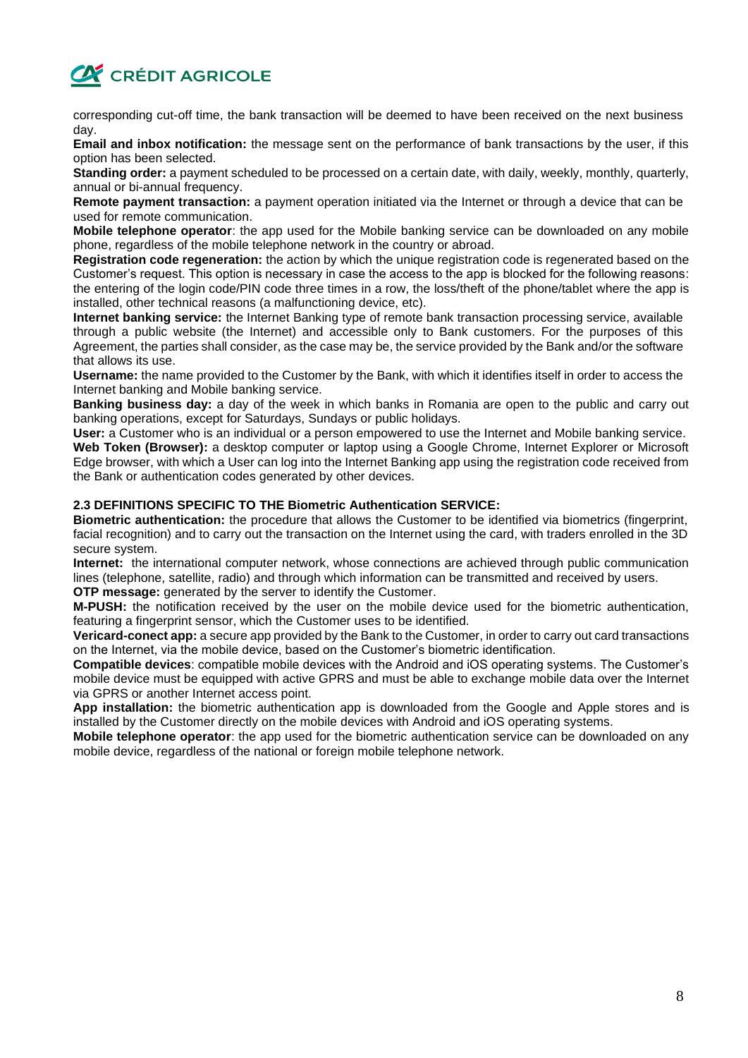corresponding cut-off time, the bank transaction will be deemed to have been received on the next business day.

**Email and inbox notification:** the message sent on the performance of bank transactions by the user, if this option has been selected.

**Standing order:** a payment scheduled to be processed on a certain date, with daily, weekly, monthly, quarterly, annual or bi-annual frequency.

**Remote payment transaction:** a payment operation initiated via the Internet or through a device that can be used for remote communication.

**Mobile telephone operator**: the app used for the Mobile banking service can be downloaded on any mobile phone, regardless of the mobile telephone network in the country or abroad.

**Registration code regeneration:** the action by which the unique registration code is regenerated based on the Customer's request. This option is necessary in case the access to the app is blocked for the following reasons: the entering of the login code/PIN code three times in a row, the loss/theft of the phone/tablet where the app is installed, other technical reasons (a malfunctioning device, etc).

**Internet banking service:** the Internet Banking type of remote bank transaction processing service, available through a public website (the Internet) and accessible only to Bank customers. For the purposes of this Agreement, the parties shall consider, as the case may be, the service provided by the Bank and/or the software that allows its use.

**Username:** the name provided to the Customer by the Bank, with which it identifies itself in order to access the Internet banking and Mobile banking service.

**Banking business day:** a day of the week in which banks in Romania are open to the public and carry out banking operations, except for Saturdays, Sundays or public holidays.

**User:** a Customer who is an individual or a person empowered to use the Internet and Mobile banking service.

**Web Token (Browser):** a desktop computer or laptop using a Google Chrome, Internet Explorer or Microsoft Edge browser, with which a User can log into the Internet Banking app using the registration code received from the Bank or authentication codes generated by other devices.

**2.3 DEFINITIONS SPECIFIC TO THE Biometric Authentication SERVICE:**

**Biometric authentication:** the procedure that allows the Customer to be identified via biometrics (fingerprint, facial recognition) and to carry out the transaction on the Internet using the card, with traders enrolled in the 3D secure system.

**Internet:** the international computer network, whose connections are achieved through public communication lines (telephone, satellite, radio) and through which information can be transmitted and received by users.

**OTP message:** generated by the server to identify the Customer.

**M-PUSH:** the notification received by the user on the mobile device used for the biometric authentication, featuring a fingerprint sensor, which the Customer uses to be identified.

**Vericard-conect app:** a secure app provided by the Bank to the Customer, in order to carry out card transactions on the Internet, via the mobile device, based on the Customer's biometric identification.

**Compatible devices**: compatible mobile devices with the Android and iOS operating systems. The Customer's mobile device must be equipped with active GPRS and must be able to exchange mobile data over the Internet via GPRS or another Internet access point.

**App installation:** the biometric authentication app is downloaded from the Google and Apple stores and is installed by the Customer directly on the mobile devices with Android and iOS operating systems.

**Mobile telephone operator**: the app used for the biometric authentication service can be downloaded on any mobile device, regardless of the national or foreign mobile telephone network.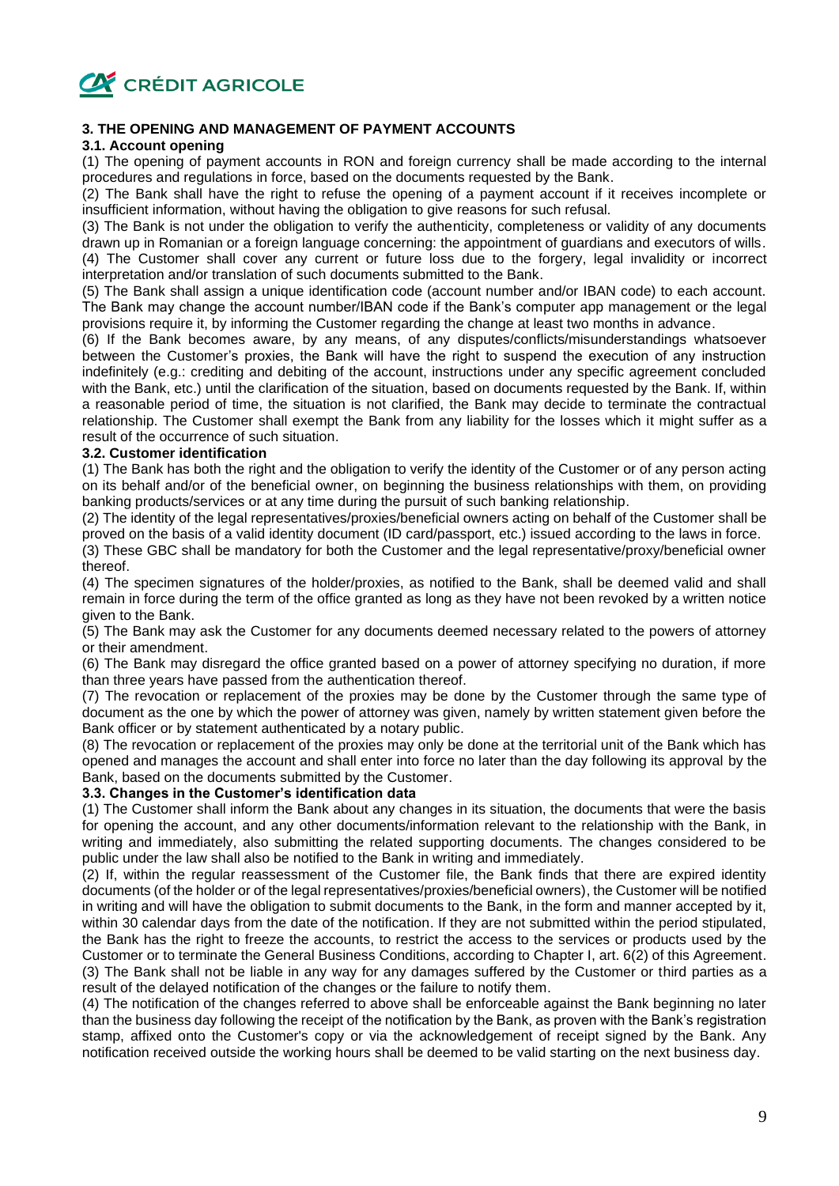### 3. THE OPENING AND MANAGEMENT OF PAYMENT ACCOUNTS

#### 3.1. Account opening

(1) The opening of payment accounts in RON and foreign currency shall be made according to the internal procedures and regulations in force, based on the documents requested by the Bank.

(2) The Bank shall have the right to refuse the opening of a payment account if it receives incomplete or insufficient information, without having the obligation to give reasons for such refusal.

(3) The Bank is not under the obligation to verify the authenticity, completeness or validity of any documents drawn up in Romanian or a foreign language concerning: the appointment of guardians and executors of wills.

(4) The Customer shall cover any current or future loss due to the forgery, legal invalidity or incorrect interpretation and/or translation of such documents submitted to the Bank.

(5) The Bank shall assign a unique identification code (account number and/or IBAN code) to each account. The Bank may change the account number/IBAN code if the Bank's computer app management or the legal provisions require it, by informing the Customer regarding the change at least two months in advance.

(6) If the Bank becomes aware, by any means, of any disputes/conflicts/misunderstandings whatsoever between the Customer's proxies, the Bank will have the right to suspend the execution of any instruction indefinitely (e.g.: crediting and debiting of the account, instructions under any specific agreement concluded with the Bank, etc.) until the clarification of the situation, based on documents requested by the Bank. If, within a reasonable period of time, the situation is not clarified, the Bank may decide to terminate the contractual relationship. The Customer shall exempt the Bank from any liability for the losses which it might suffer as a result of the occurrence of such situation.

#### 3.2. Customer identification

(1) The Bank has both the right and the obligation to verify the identity of the Customer or of any person acting on its behalf and/or of the beneficial owner, on beginning the business relationships with them, on providing banking products/services or at any time during the pursuit of such banking relationship.

(2) The identity of the legal representatives/proxies/beneficial owners acting on behalf of the Customer shall be proved on the basis of a valid identity document (ID card/passport, etc.) issued according to the laws in force.

(3) These GBC shall be mandatory for both the Customer and the legal representative/proxy/beneficial owner thereof.

(4) The specimen signatures of the holder/proxies, as notified to the Bank, shall be deemed valid and shall remain in force during the term of the office granted as long as they have not been revoked by a written notice given to the Bank.

(5) The Bank may ask the Customer for any documents deemed necessary related to the powers of attorney or their amendment.

(6) The Bank may disregard the office granted based on a power of attorney specifying no duration, if more than three years have passed from the authentication thereof.

(7) The revocation or replacement of the proxies may be done by the Customer through the same type of document as the one by which the power of attorney was given, namely by written statement given before the Bank officer or by statement authenticated by a notary public.

(8) The revocation or replacement of the proxies may only be done at the territorial unit of the Bank which has opened and manages the account and shall enter into force no later than the day following its approval by the Bank, based on the documents submitted by the Customer.

#### 3.3. Changes in the Customer's identification data

(1) The Customer shall inform the Bank about any changes in its situation, the documents that were the basis for opening the account, and any other documents/information relevant to the relationship with the Bank, in writing and immediately, also submitting the related supporting documents. The changes considered to be public under the law shall also be notified to the Bank in writing and immediately.

(2) If, within the regular reassessment of the Customer file, the Bank finds that there are expired identity documents (of the holder or of the legal representatives/proxies/beneficial owners), the Customer will be notified in writing and will have the obligation to submit documents to the Bank, in the form and manner accepted by it, within 30 calendar days from the date of the notification. If they are not submitted within the period stipulated, the Bank has the right to freeze the accounts, to restrict the access to the services or products used by the Customer or to terminate the General Business Conditions, according to Chapter I, art. 6(2) of this Agreement.

(3) The Bank shall not be liable in any way for any damages suffered by the Customer or third parties as a result of the delayed notification of the changes or the failure to notify them.

(4) The notification of the changes referred to above shall be enforceable against the Bank beginning no later than the business day following the receipt of the notification by the Bank, as proven with the Bank's registration stamp, affixed onto the Customer's copy or via the acknowledgement of receipt signed by the Bank. Any notification received outside the working hours shall be deemed to be valid starting on the next business day.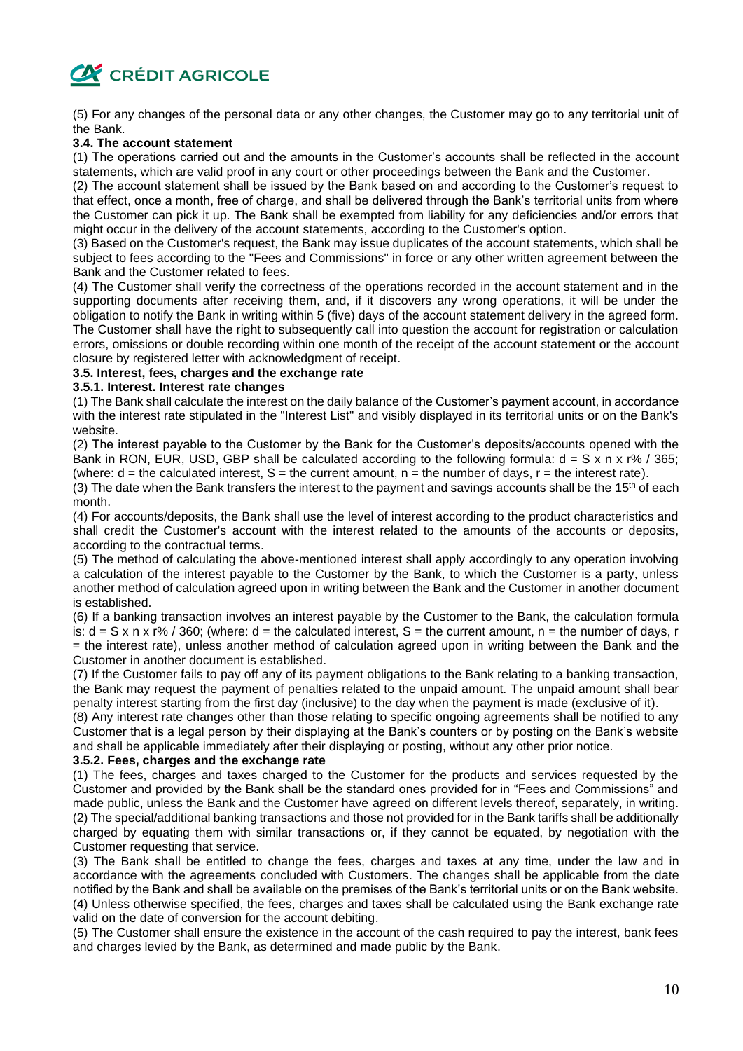(5) For any changes of the personal data or any other changes, the Customer may go to any territorial unit of the Bank.

### 3.4. The account statement

(1) The operations carried out and the amounts in the Customer's accounts shall be reflected in the account statements, which are valid proof in any court or other proceedings between the Bank and the Customer.

(2) The account statement shall be issued by the Bank based on and according to the Customer's request to that effect, once a month, free of charge, and shall be delivered through the Bank's territorial units from where the Customer can pick it up. The Bank shall be exempted from liability for any deficiencies and/or errors that might occur in the delivery of the account statements, according to the Customer's option.

(3) Based on the Customer's request, the Bank may issue duplicates of the account statements, which shall be subject to fees according to the "Fees and Commissions" in force or any other written agreement between the Bank and the Customer related to fees.

(4) The Customer shall verify the correctness of the operations recorded in the account statement and in the supporting documents after receiving them, and, if it discovers any wrong operations, it will be under the obligation to notify the Bank in writing within 5 (five) days of the account statement delivery in the agreed form. The Customer shall have the right to subsequently call into question the account for registration or calculation errors, omissions or double recording within one month of the receipt of the account statement or the account closure by registered letter with acknowledgment of receipt.

### 3.5. Interest, fees, charges and the exchange rate

#### 3.5.1. Interest. Interest rate changes

(1) The Bank shall calculate the interest on the daily balance of the Customer's payment account, in accordance with the interest rate stipulated in the "Interest List" and visibly displayed in its territorial units or on the Bank's website.

(2) The interest payable to the Customer by the Bank for the Customer's deposits/accounts opened with the Bank in RON, EUR, USD, GBP shall be calculated according to the following formula: $d = S \times n \times r\% / 365$; (where: d = the calculated interest, S = the current amount, n = the number of days, r = the interest rate).

(3) The date when the Bank transfers the interest to the payment and savings accounts shall be the 15th of each month.

(4) For accounts/deposits, the Bank shall use the level of interest according to the product characteristics and shall credit the Customer's account with the interest related to the amounts of the accounts or deposits, according to the contractual terms.

(5) The method of calculating the above-mentioned interest shall apply accordingly to any operation involving a calculation of the interest payable to the Customer by the Bank, to which the Customer is a party, unless another method of calculation agreed upon in writing between the Bank and the Customer in another document is established.

(6) If a banking transaction involves an interest payable by the Customer to the Bank, the calculation formula is: $d = S \times n \times r\% / 360$; (where: d = the calculated interest, S = the current amount, n = the number of days, r = the interest rate), unless another method of calculation agreed upon in writing between the Bank and the Customer in another document is established.

(7) If the Customer fails to pay off any of its payment obligations to the Bank relating to a banking transaction, the Bank may request the payment of penalties related to the unpaid amount. The unpaid amount shall bear penalty interest starting from the first day (inclusive) to the day when the payment is made (exclusive of it).

(8) Any interest rate changes other than those relating to specific ongoing agreements shall be notified to any Customer that is a legal person by their displaying at the Bank's counters or by posting on the Bank's website and shall be applicable immediately after their displaying or posting, without any other prior notice.

#### 3.5.2. Fees, charges and the exchange rate

(1) The fees, charges and taxes charged to the Customer for the products and services requested by the Customer and provided by the Bank shall be the standard ones provided for in "Fees and Commissions" and made public, unless the Bank and the Customer have agreed on different levels thereof, separately, in writing.

(2) The special/additional banking transactions and those not provided for in the Bank tariffs shall be additionally charged by equating them with similar transactions or, if they cannot be equated, by negotiation with the Customer requesting that service.

(3) The Bank shall be entitled to change the fees, charges and taxes at any time, under the law and in accordance with the agreements concluded with Customers. The changes shall be applicable from the date notified by the Bank and shall be available on the premises of the Bank's territorial units or on the Bank website.

(4) Unless otherwise specified, the fees, charges and taxes shall be calculated using the Bank exchange rate valid on the date of conversion for the account debiting.

(5) The Customer shall ensure the existence in the account of the cash required to pay the interest, bank fees and charges levied by the Bank, as determined and made public by the Bank.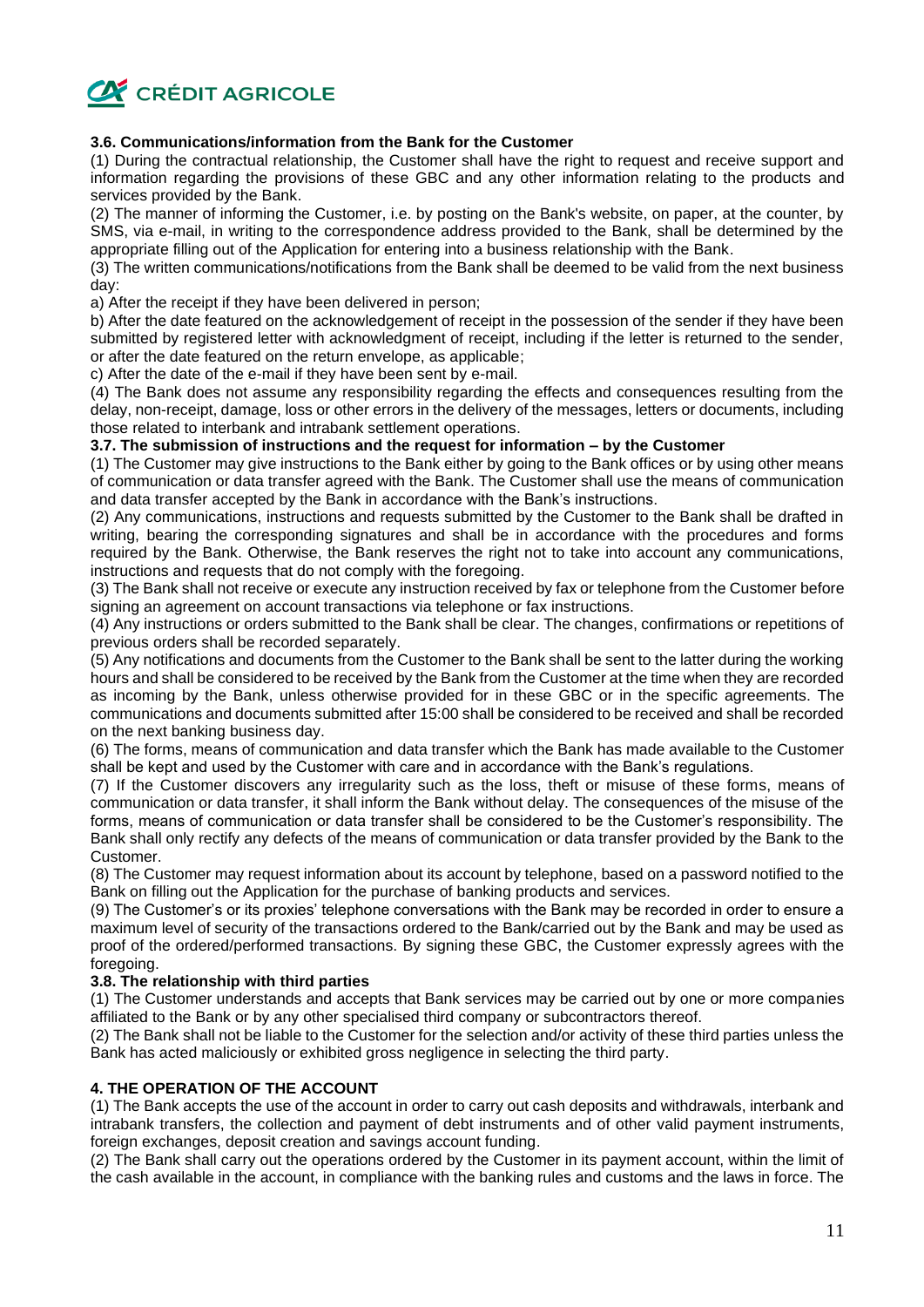### 3.6. Communications/information from the Bank for the Customer

(1) During the contractual relationship, the Customer shall have the right to request and receive support and information regarding the provisions of these GBC and any other information relating to the products and services provided by the Bank.

(2) The manner of informing the Customer, i.e. by posting on the Bank's website, on paper, at the counter, by SMS, via e-mail, in writing to the correspondence address provided to the Bank, shall be determined by the appropriate filling out of the Application for entering into a business relationship with the Bank.

(3) The written communications/notifications from the Bank shall be deemed to be valid from the next business day:

a) After the receipt if they have been delivered in person;

b) After the date featured on the acknowledgement of receipt in the possession of the sender if they have been submitted by registered letter with acknowledgment of receipt, including if the letter is returned to the sender, or after the date featured on the return envelope, as applicable;

c) After the date of the e-mail if they have been sent by e-mail.

(4) The Bank does not assume any responsibility regarding the effects and consequences resulting from the delay, non-receipt, damage, loss or other errors in the delivery of the messages, letters or documents, including those related to interbank and intrabank settlement operations.

### 3.7. The submission of instructions and the request for information – by the Customer

(1) The Customer may give instructions to the Bank either by going to the Bank offices or by using other means of communication or data transfer agreed with the Bank. The Customer shall use the means of communication and data transfer accepted by the Bank in accordance with the Bank's instructions.

(2) Any communications, instructions and requests submitted by the Customer to the Bank shall be drafted in writing, bearing the corresponding signatures and shall be in accordance with the procedures and forms required by the Bank. Otherwise, the Bank reserves the right not to take into account any communications, instructions and requests that do not comply with the foregoing.

(3) The Bank shall not receive or execute any instruction received by fax or telephone from the Customer before signing an agreement on account transactions via telephone or fax instructions.

(4) Any instructions or orders submitted to the Bank shall be clear. The changes, confirmations or repetitions of previous orders shall be recorded separately.

(5) Any notifications and documents from the Customer to the Bank shall be sent to the latter during the working hours and shall be considered to be received by the Bank from the Customer at the time when they are recorded as incoming by the Bank, unless otherwise provided for in these GBC or in the specific agreements. The communications and documents submitted after 15:00 shall be considered to be received and shall be recorded on the next banking business day.

(6) The forms, means of communication and data transfer which the Bank has made available to the Customer shall be kept and used by the Customer with care and in accordance with the Bank's regulations.

(7) If the Customer discovers any irregularity such as the loss, theft or misuse of these forms, means of communication or data transfer, it shall inform the Bank without delay. The consequences of the misuse of the forms, means of communication or data transfer shall be considered to be the Customer's responsibility. The Bank shall only rectify any defects of the means of communication or data transfer provided by the Bank to the Customer.

(8) The Customer may request information about its account by telephone, based on a password notified to the Bank on filling out the Application for the purchase of banking products and services.

(9) The Customer's or its proxies' telephone conversations with the Bank may be recorded in order to ensure a maximum level of security of the transactions ordered to the Bank/carried out by the Bank and may be used as proof of the ordered/performed transactions. By signing these GBC, the Customer expressly agrees with the foregoing.

### 3.8. The relationship with third parties

(1) The Customer understands and accepts that Bank services may be carried out by one or more companies affiliated to the Bank or by any other specialised third company or subcontractors thereof.

(2) The Bank shall not be liable to the Customer for the selection and/or activity of these third parties unless the Bank has acted maliciously or exhibited gross negligence in selecting the third party.

## 4. THE OPERATION OF THE ACCOUNT

(1) The Bank accepts the use of the account in order to carry out cash deposits and withdrawals, interbank and intrabank transfers, the collection and payment of debt instruments and of other valid payment instruments, foreign exchanges, deposit creation and savings account funding.

(2) The Bank shall carry out the operations ordered by the Customer in its payment account, within the limit of the cash available in the account, in compliance with the banking rules and customs and the laws in force. The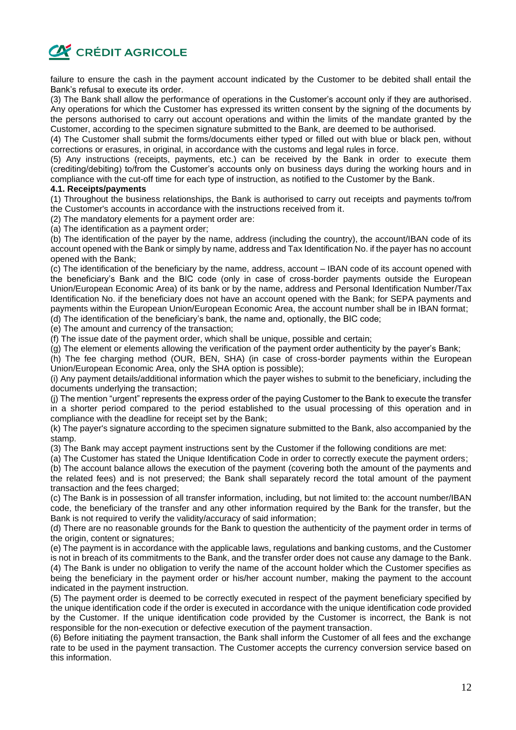failure to ensure the cash in the payment account indicated by the Customer to be debited shall entail the Bank's refusal to execute its order.

(3) The Bank shall allow the performance of operations in the Customer's account only if they are authorised. Any operations for which the Customer has expressed its written consent by the signing of the documents by the persons authorised to carry out account operations and within the limits of the mandate granted by the Customer, according to the specimen signature submitted to the Bank, are deemed to be authorised.

(4) The Customer shall submit the forms/documents either typed or filled out with blue or black pen, without corrections or erasures, in original, in accordance with the customs and legal rules in force.

(5) Any instructions (receipts, payments, etc.) can be received by the Bank in order to execute them (crediting/debiting) to/from the Customer's accounts only on business days during the working hours and in compliance with the cut-off time for each type of instruction, as notified to the Customer by the Bank.

**4.1. Receipts/payments**

(1) Throughout the business relationships, the Bank is authorised to carry out receipts and payments to/from the Customer's accounts in accordance with the instructions received from it.

(2) The mandatory elements for a payment order are:

(a) The identification as a payment order;

(b) The identification of the payer by the name, address (including the country), the account/IBAN code of its account opened with the Bank or simply by name, address and Tax Identification No. if the payer has no account opened with the Bank;

(c) The identification of the beneficiary by the name, address, account – IBAN code of its account opened with the beneficiary's Bank and the BIC code (only in case of cross-border payments outside the European Union/European Economic Area) of its bank or by the name, address and Personal Identification Number/Tax Identification No. if the beneficiary does not have an account opened with the Bank; for SEPA payments and payments within the European Union/European Economic Area, the account number shall be in IBAN format;

(d) The identification of the beneficiary's bank, the name and, optionally, the BIC code;

(e) The amount and currency of the transaction;

(f) The issue date of the payment order, which shall be unique, possible and certain;

(g) The element or elements allowing the verification of the payment order authenticity by the payer's Bank;

(h) The fee charging method (OUR, BEN, SHA) (in case of cross-border payments within the European Union/European Economic Area, only the SHA option is possible);

(i) Any payment details/additional information which the payer wishes to submit to the beneficiary, including the documents underlying the transaction;

(j) The mention "urgent" represents the express order of the paying Customer to the Bank to execute the transfer in a shorter period compared to the period established to the usual processing of this operation and in compliance with the deadline for receipt set by the Bank;

(k) The payer's signature according to the specimen signature submitted to the Bank, also accompanied by the stamp.

(3) The Bank may accept payment instructions sent by the Customer if the following conditions are met:

(a) The Customer has stated the Unique Identification Code in order to correctly execute the payment orders;

(b) The account balance allows the execution of the payment (covering both the amount of the payments and the related fees) and is not preserved; the Bank shall separately record the total amount of the payment transaction and the fees charged;

(c) The Bank is in possession of all transfer information, including, but not limited to: the account number/IBAN code, the beneficiary of the transfer and any other information required by the Bank for the transfer, but the Bank is not required to verify the validity/accuracy of said information;

(d) There are no reasonable grounds for the Bank to question the authenticity of the payment order in terms of the origin, content or signatures;

(e) The payment is in accordance with the applicable laws, regulations and banking customs, and the Customer is not in breach of its commitments to the Bank, and the transfer order does not cause any damage to the Bank.

(4) The Bank is under no obligation to verify the name of the account holder which the Customer specifies as being the beneficiary in the payment order or his/her account number, making the payment to the account indicated in the payment instruction.

(5) The payment order is deemed to be correctly executed in respect of the payment beneficiary specified by the unique identification code if the order is executed in accordance with the unique identification code provided by the Customer. If the unique identification code provided by the Customer is incorrect, the Bank is not responsible for the non-execution or defective execution of the payment transaction.

(6) Before initiating the payment transaction, the Bank shall inform the Customer of all fees and the exchange rate to be used in the payment transaction. The Customer accepts the currency conversion service based on this information.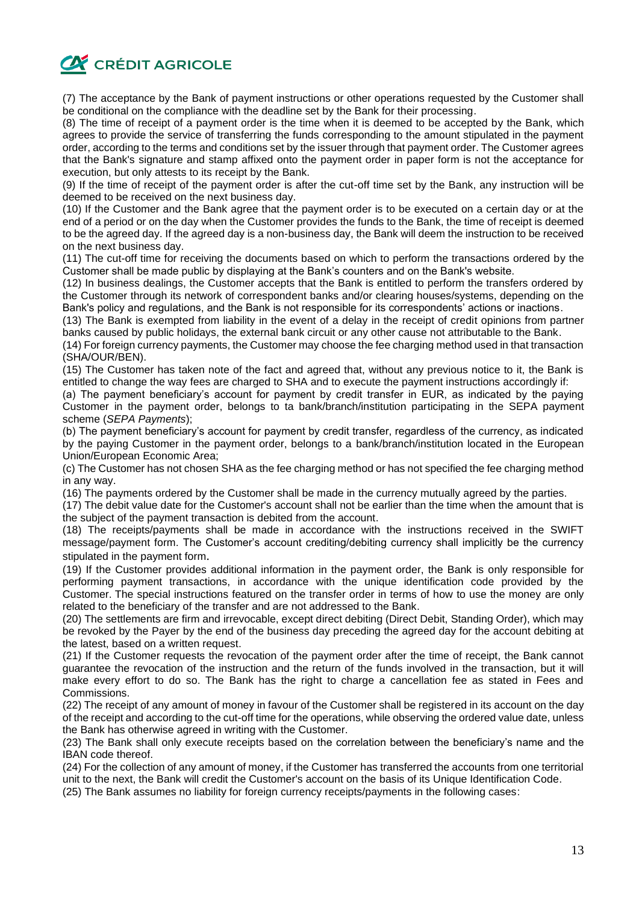(7) The acceptance by the Bank of payment instructions or other operations requested by the Customer shall be conditional on the compliance with the deadline set by the Bank for their processing.

(8) The time of receipt of a payment order is the time when it is deemed to be accepted by the Bank, which agrees to provide the service of transferring the funds corresponding to the amount stipulated in the payment order, according to the terms and conditions set by the issuer through that payment order. The Customer agrees that the Bank's signature and stamp affixed onto the payment order in paper form is not the acceptance for execution, but only attests to its receipt by the Bank.

(9) If the time of receipt of the payment order is after the cut-off time set by the Bank, any instruction will be deemed to be received on the next business day.

(10) If the Customer and the Bank agree that the payment order is to be executed on a certain day or at the end of a period or on the day when the Customer provides the funds to the Bank, the time of receipt is deemed to be the agreed day. If the agreed day is a non-business day, the Bank will deem the instruction to be received on the next business day.

(11) The cut-off time for receiving the documents based on which to perform the transactions ordered by the Customer shall be made public by displaying at the Bank's counters and on the Bank's website.

(12) In business dealings, the Customer accepts that the Bank is entitled to perform the transfers ordered by the Customer through its network of correspondent banks and/or clearing houses/systems, depending on the Bank's policy and regulations, and the Bank is not responsible for its correspondents' actions or inactions.

(13) The Bank is exempted from liability in the event of a delay in the receipt of credit opinions from partner banks caused by public holidays, the external bank circuit or any other cause not attributable to the Bank.

(14) For foreign currency payments, the Customer may choose the fee charging method used in that transaction (SHA/OUR/BEN).

(15) The Customer has taken note of the fact and agreed that, without any previous notice to it, the Bank is entitled to change the way fees are charged to SHA and to execute the payment instructions accordingly if:

(a) The payment beneficiary's account for payment by credit transfer in EUR, as indicated by the paying Customer in the payment order, belongs to ta bank/branch/institution participating in the SEPA payment scheme (*SEPA Payments*);

(b) The payment beneficiary's account for payment by credit transfer, regardless of the currency, as indicated by the paying Customer in the payment order, belongs to a bank/branch/institution located in the European Union/European Economic Area;

(c) The Customer has not chosen SHA as the fee charging method or has not specified the fee charging method in any way.

(16) The payments ordered by the Customer shall be made in the currency mutually agreed by the parties.

(17) The debit value date for the Customer's account shall not be earlier than the time when the amount that is the subject of the payment transaction is debited from the account.

(18) The receipts/payments shall be made in accordance with the instructions received in the SWIFT message/payment form. The Customer's account crediting/debiting currency shall implicitly be the currency stipulated in the payment form.

(19) If the Customer provides additional information in the payment order, the Bank is only responsible for performing payment transactions, in accordance with the unique identification code provided by the Customer. The special instructions featured on the transfer order in terms of how to use the money are only related to the beneficiary of the transfer and are not addressed to the Bank.

(20) The settlements are firm and irrevocable, except direct debiting (Direct Debit, Standing Order), which may be revoked by the Payer by the end of the business day preceding the agreed day for the account debiting at the latest, based on a written request.

(21) If the Customer requests the revocation of the payment order after the time of receipt, the Bank cannot guarantee the revocation of the instruction and the return of the funds involved in the transaction, but it will make every effort to do so. The Bank has the right to charge a cancellation fee as stated in Fees and Commissions.

(22) The receipt of any amount of money in favour of the Customer shall be registered in its account on the day of the receipt and according to the cut-off time for the operations, while observing the ordered value date, unless the Bank has otherwise agreed in writing with the Customer.

(23) The Bank shall only execute receipts based on the correlation between the beneficiary's name and the IBAN code thereof.

(24) For the collection of any amount of money, if the Customer has transferred the accounts from one territorial unit to the next, the Bank will credit the Customer's account on the basis of its Unique Identification Code.

(25) The Bank assumes no liability for foreign currency receipts/payments in the following cases: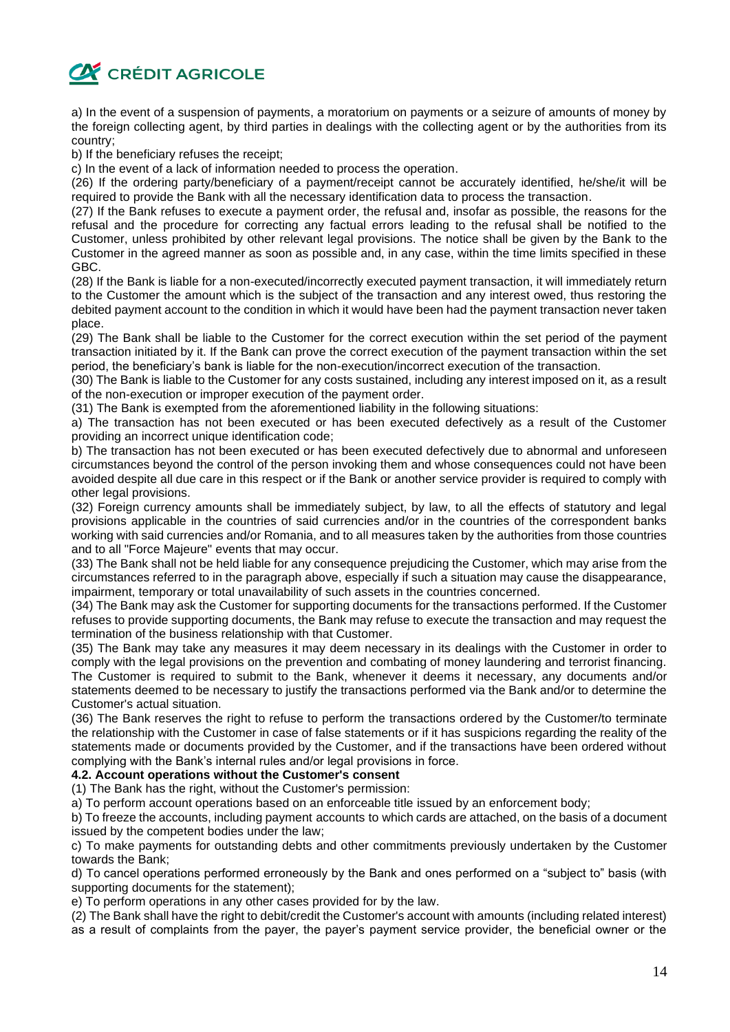a) In the event of a suspension of payments, a moratorium on payments or a seizure of amounts of money by the foreign collecting agent, by third parties in dealings with the collecting agent or by the authorities from its country;

b) If the beneficiary refuses the receipt;

c) In the event of a lack of information needed to process the operation.

(26) If the ordering party/beneficiary of a payment/receipt cannot be accurately identified, he/she/it will be required to provide the Bank with all the necessary identification data to process the transaction.

(27) If the Bank refuses to execute a payment order, the refusal and, insofar as possible, the reasons for the refusal and the procedure for correcting any factual errors leading to the refusal shall be notified to the Customer, unless prohibited by other relevant legal provisions. The notice shall be given by the Bank to the Customer in the agreed manner as soon as possible and, in any case, within the time limits specified in these GBC.

(28) If the Bank is liable for a non-executed/incorrectly executed payment transaction, it will immediately return to the Customer the amount which is the subject of the transaction and any interest owed, thus restoring the debited payment account to the condition in which it would have been had the payment transaction never taken place.

(29) The Bank shall be liable to the Customer for the correct execution within the set period of the payment transaction initiated by it. If the Bank can prove the correct execution of the payment transaction within the set period, the beneficiary's bank is liable for the non-execution/incorrect execution of the transaction.

(30) The Bank is liable to the Customer for any costs sustained, including any interest imposed on it, as a result of the non-execution or improper execution of the payment order.

(31) The Bank is exempted from the aforementioned liability in the following situations:

a) The transaction has not been executed or has been executed defectively as a result of the Customer providing an incorrect unique identification code;

b) The transaction has not been executed or has been executed defectively due to abnormal and unforeseen circumstances beyond the control of the person invoking them and whose consequences could not have been avoided despite all due care in this respect or if the Bank or another service provider is required to comply with other legal provisions.

(32) Foreign currency amounts shall be immediately subject, by law, to all the effects of statutory and legal provisions applicable in the countries of said currencies and/or in the countries of the correspondent banks working with said currencies and/or Romania, and to all measures taken by the authorities from those countries and to all "Force Majeure" events that may occur.

(33) The Bank shall not be held liable for any consequence prejudicing the Customer, which may arise from the circumstances referred to in the paragraph above, especially if such a situation may cause the disappearance, impairment, temporary or total unavailability of such assets in the countries concerned.

(34) The Bank may ask the Customer for supporting documents for the transactions performed. If the Customer refuses to provide supporting documents, the Bank may refuse to execute the transaction and may request the termination of the business relationship with that Customer.

(35) The Bank may take any measures it may deem necessary in its dealings with the Customer in order to comply with the legal provisions on the prevention and combating of money laundering and terrorist financing. The Customer is required to submit to the Bank, whenever it deems it necessary, any documents and/or statements deemed to be necessary to justify the transactions performed via the Bank and/or to determine the Customer's actual situation.

(36) The Bank reserves the right to refuse to perform the transactions ordered by the Customer/to terminate the relationship with the Customer in case of false statements or if it has suspicions regarding the reality of the statements made or documents provided by the Customer, and if the transactions have been ordered without complying with the Bank's internal rules and/or legal provisions in force.

**4.2. Account operations without the Customer's consent**

(1) The Bank has the right, without the Customer's permission:

a) To perform account operations based on an enforceable title issued by an enforcement body;

b) To freeze the accounts, including payment accounts to which cards are attached, on the basis of a document issued by the competent bodies under the law;

c) To make payments for outstanding debts and other commitments previously undertaken by the Customer towards the Bank;

d) To cancel operations performed erroneously by the Bank and ones performed on a "subject to" basis (with supporting documents for the statement);

e) To perform operations in any other cases provided for by the law.

(2) The Bank shall have the right to debit/credit the Customer's account with amounts (including related interest) as a result of complaints from the payer, the payer's payment service provider, the beneficial owner or the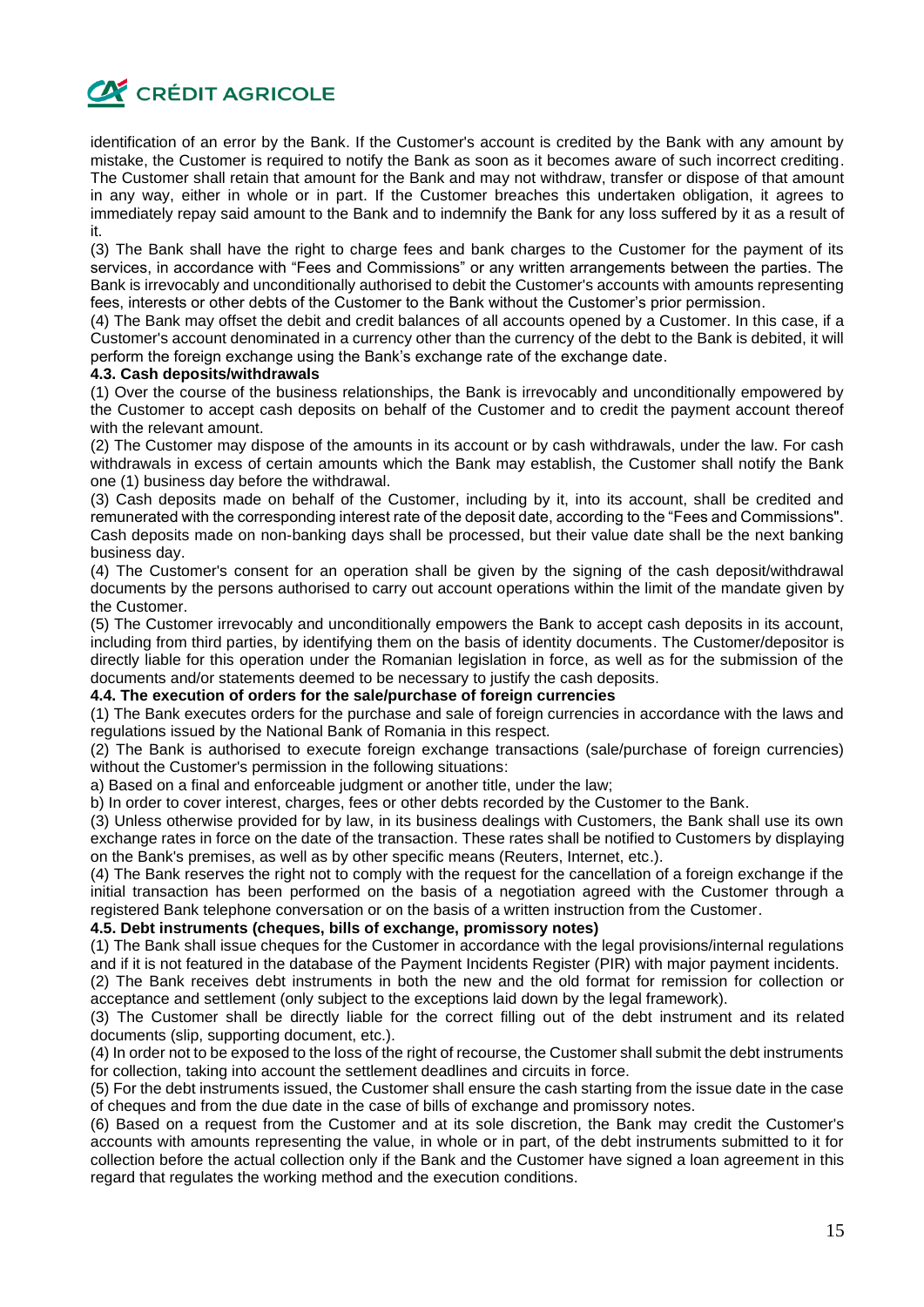identification of an error by the Bank. If the Customer's account is credited by the Bank with any amount by mistake, the Customer is required to notify the Bank as soon as it becomes aware of such incorrect crediting. The Customer shall retain that amount for the Bank and may not withdraw, transfer or dispose of that amount in any way, either in whole or in part. If the Customer breaches this undertaken obligation, it agrees to immediately repay said amount to the Bank and to indemnify the Bank for any loss suffered by it as a result of it.

(3) The Bank shall have the right to charge fees and bank charges to the Customer for the payment of its services, in accordance with "Fees and Commissions" or any written arrangements between the parties. The Bank is irrevocably and unconditionally authorised to debit the Customer's accounts with amounts representing fees, interests or other debts of the Customer to the Bank without the Customer's prior permission.

(4) The Bank may offset the debit and credit balances of all accounts opened by a Customer. In this case, if a Customer's account denominated in a currency other than the currency of the debt to the Bank is debited, it will perform the foreign exchange using the Bank's exchange rate of the exchange date.

**4.3. Cash deposits/withdrawals**

(1) Over the course of the business relationships, the Bank is irrevocably and unconditionally empowered by the Customer to accept cash deposits on behalf of the Customer and to credit the payment account thereof with the relevant amount.

(2) The Customer may dispose of the amounts in its account or by cash withdrawals, under the law. For cash withdrawals in excess of certain amounts which the Bank may establish, the Customer shall notify the Bank one (1) business day before the withdrawal.

(3) Cash deposits made on behalf of the Customer, including by it, into its account, shall be credited and remunerated with the corresponding interest rate of the deposit date, according to the "Fees and Commissions". Cash deposits made on non-banking days shall be processed, but their value date shall be the next banking business day.

(4) The Customer's consent for an operation shall be given by the signing of the cash deposit/withdrawal documents by the persons authorised to carry out account operations within the limit of the mandate given by the Customer.

(5) The Customer irrevocably and unconditionally empowers the Bank to accept cash deposits in its account, including from third parties, by identifying them on the basis of identity documents. The Customer/depositor is directly liable for this operation under the Romanian legislation in force, as well as for the submission of the documents and/or statements deemed to be necessary to justify the cash deposits.

**4.4. The execution of orders for the sale/purchase of foreign currencies**

(1) The Bank executes orders for the purchase and sale of foreign currencies in accordance with the laws and regulations issued by the National Bank of Romania in this respect.

(2) The Bank is authorised to execute foreign exchange transactions (sale/purchase of foreign currencies) without the Customer's permission in the following situations:

a) Based on a final and enforceable judgment or another title, under the law;

b) In order to cover interest, charges, fees or other debts recorded by the Customer to the Bank.

(3) Unless otherwise provided for by law, in its business dealings with Customers, the Bank shall use its own exchange rates in force on the date of the transaction. These rates shall be notified to Customers by displaying on the Bank's premises, as well as by other specific means (Reuters, Internet, etc.).

(4) The Bank reserves the right not to comply with the request for the cancellation of a foreign exchange if the initial transaction has been performed on the basis of a negotiation agreed with the Customer through a registered Bank telephone conversation or on the basis of a written instruction from the Customer.

**4.5. Debt instruments (cheques, bills of exchange, promissory notes)**

(1) The Bank shall issue cheques for the Customer in accordance with the legal provisions/internal regulations and if it is not featured in the database of the Payment Incidents Register (PIR) with major payment incidents.

(2) The Bank receives debt instruments in both the new and the old format for remission for collection or acceptance and settlement (only subject to the exceptions laid down by the legal framework).

(3) The Customer shall be directly liable for the correct filling out of the debt instrument and its related documents (slip, supporting document, etc.).

(4) In order not to be exposed to the loss of the right of recourse, the Customer shall submit the debt instruments for collection, taking into account the settlement deadlines and circuits in force.

(5) For the debt instruments issued, the Customer shall ensure the cash starting from the issue date in the case of cheques and from the due date in the case of bills of exchange and promissory notes.

(6) Based on a request from the Customer and at its sole discretion, the Bank may credit the Customer's accounts with amounts representing the value, in whole or in part, of the debt instruments submitted to it for collection before the actual collection only if the Bank and the Customer have signed a loan agreement in this regard that regulates the working method and the execution conditions.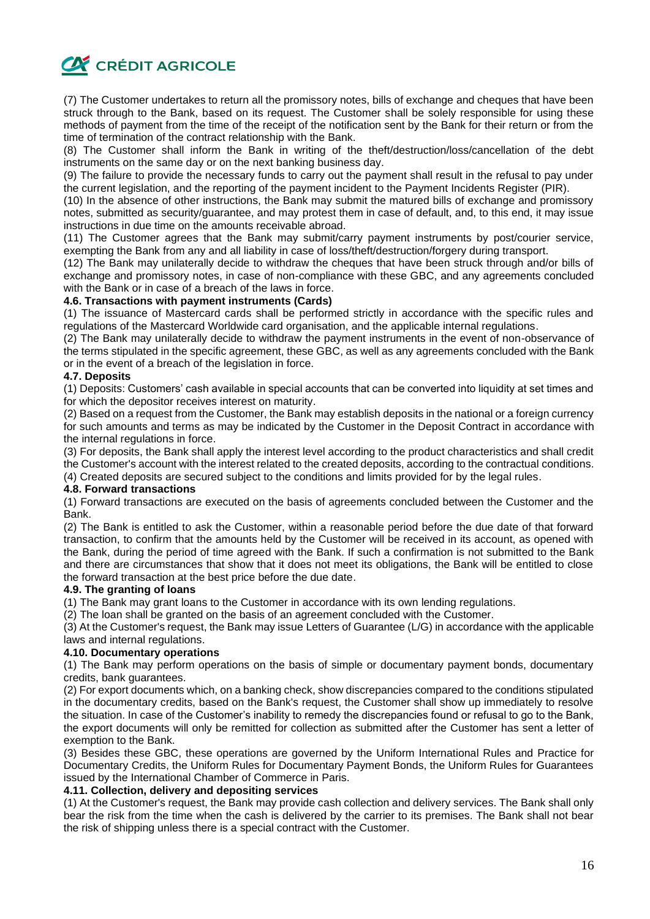(7) The Customer undertakes to return all the promissory notes, bills of exchange and cheques that have been struck through to the Bank, based on its request. The Customer shall be solely responsible for using these methods of payment from the time of the receipt of the notification sent by the Bank for their return or from the time of termination of the contract relationship with the Bank.

(8) The Customer shall inform the Bank in writing of the theft/destruction/loss/cancellation of the debt instruments on the same day or on the next banking business day.

(9) The failure to provide the necessary funds to carry out the payment shall result in the refusal to pay under the current legislation, and the reporting of the payment incident to the Payment Incidents Register (PIR).

(10) In the absence of other instructions, the Bank may submit the matured bills of exchange and promissory notes, submitted as security/guarantee, and may protest them in case of default, and, to this end, it may issue instructions in due time on the amounts receivable abroad.

(11) The Customer agrees that the Bank may submit/carry payment instruments by post/courier service, exempting the Bank from any and all liability in case of loss/theft/destruction/forgery during transport.

(12) The Bank may unilaterally decide to withdraw the cheques that have been struck through and/or bills of exchange and promissory notes, in case of non-compliance with these GBC, and any agreements concluded with the Bank or in case of a breach of the laws in force.

**4.6. Transactions with payment instruments (Cards)**

(1) The issuance of Mastercard cards shall be performed strictly in accordance with the specific rules and regulations of the Mastercard Worldwide card organisation, and the applicable internal regulations.

(2) The Bank may unilaterally decide to withdraw the payment instruments in the event of non-observance of the terms stipulated in the specific agreement, these GBC, as well as any agreements concluded with the Bank or in the event of a breach of the legislation in force.

**4.7. Deposits**

(1) Deposits: Customers' cash available in special accounts that can be converted into liquidity at set times and for which the depositor receives interest on maturity.

(2) Based on a request from the Customer, the Bank may establish deposits in the national or a foreign currency for such amounts and terms as may be indicated by the Customer in the Deposit Contract in accordance with the internal regulations in force.

(3) For deposits, the Bank shall apply the interest level according to the product characteristics and shall credit the Customer's account with the interest related to the created deposits, according to the contractual conditions.

(4) Created deposits are secured subject to the conditions and limits provided for by the legal rules.

**4.8. Forward transactions**

(1) Forward transactions are executed on the basis of agreements concluded between the Customer and the Bank.

(2) The Bank is entitled to ask the Customer, within a reasonable period before the due date of that forward transaction, to confirm that the amounts held by the Customer will be received in its account, as opened with the Bank, during the period of time agreed with the Bank. If such a confirmation is not submitted to the Bank and there are circumstances that show that it does not meet its obligations, the Bank will be entitled to close the forward transaction at the best price before the due date.

**4.9. The granting of loans**

(1) The Bank may grant loans to the Customer in accordance with its own lending regulations.

(2) The loan shall be granted on the basis of an agreement concluded with the Customer.

(3) At the Customer's request, the Bank may issue Letters of Guarantee (L/G) in accordance with the applicable laws and internal regulations.

**4.10. Documentary operations**

(1) The Bank may perform operations on the basis of simple or documentary payment bonds, documentary credits, bank guarantees.

(2) For export documents which, on a banking check, show discrepancies compared to the conditions stipulated in the documentary credits, based on the Bank's request, the Customer shall show up immediately to resolve the situation. In case of the Customer's inability to remedy the discrepancies found or refusal to go to the Bank, the export documents will only be remitted for collection as submitted after the Customer has sent a letter of exemption to the Bank.

(3) Besides these GBC, these operations are governed by the Uniform International Rules and Practice for Documentary Credits, the Uniform Rules for Documentary Payment Bonds, the Uniform Rules for Guarantees issued by the International Chamber of Commerce in Paris.

**4.11. Collection, delivery and depositing services**

(1) At the Customer's request, the Bank may provide cash collection and delivery services. The Bank shall only bear the risk from the time when the cash is delivered by the carrier to its premises. The Bank shall not bear the risk of shipping unless there is a special contract with the Customer.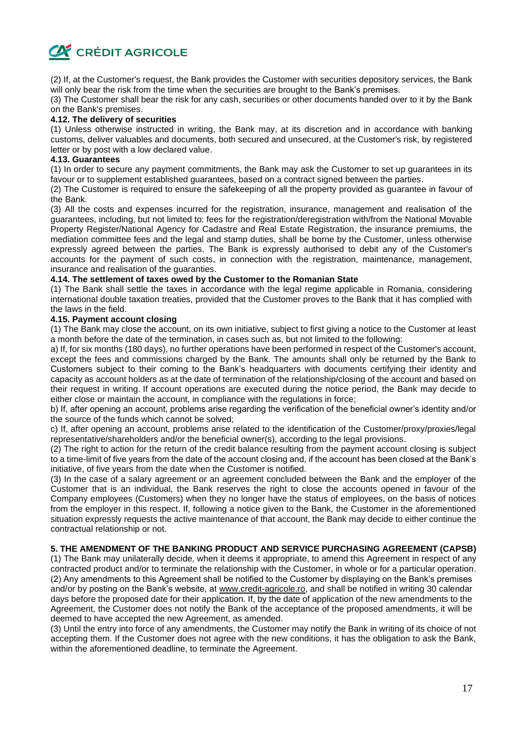(2) If, at the Customer's request, the Bank provides the Customer with securities depository services, the Bank will only bear the risk from the time when the securities are brought to the Bank's premises.

(3) The Customer shall bear the risk for any cash, securities or other documents handed over to it by the Bank on the Bank's premises.

**4.12. The delivery of securities**

(1) Unless otherwise instructed in writing, the Bank may, at its discretion and in accordance with banking customs, deliver valuables and documents, both secured and unsecured, at the Customer's risk, by registered letter or by post with a low declared value.

**4.13. Guarantees**

(1) In order to secure any payment commitments, the Bank may ask the Customer to set up guarantees in its favour or to supplement established guarantees, based on a contract signed between the parties.

(2) The Customer is required to ensure the safekeeping of all the property provided as guarantee in favour of the Bank.

(3) All the costs and expenses incurred for the registration, insurance, management and realisation of the guarantees, including, but not limited to: fees for the registration/deregistration with/from the National Movable Property Register/National Agency for Cadastre and Real Estate Registration, the insurance premiums, the mediation committee fees and the legal and stamp duties, shall be borne by the Customer, unless otherwise expressly agreed between the parties. The Bank is expressly authorised to debit any of the Customer's accounts for the payment of such costs, in connection with the registration, maintenance, management, insurance and realisation of the guaranties.

**4.14. The settlement of taxes owed by the Customer to the Romanian State**

(1) The Bank shall settle the taxes in accordance with the legal regime applicable in Romania, considering international double taxation treaties, provided that the Customer proves to the Bank that it has complied with the laws in the field.

**4.15. Payment account closing**

(1) The Bank may close the account, on its own initiative, subject to first giving a notice to the Customer at least a month before the date of the termination, in cases such as, but not limited to the following:

a) If, for six months (180 days), no further operations have been performed in respect of the Customer's account, except the fees and commissions charged by the Bank. The amounts shall only be returned by the Bank to Customers subject to their coming to the Bank's headquarters with documents certifying their identity and capacity as account holders as at the date of termination of the relationship/closing of the account and based on their request in writing. If account operations are executed during the notice period, the Bank may decide to either close or maintain the account, in compliance with the regulations in force;

b) If, after opening an account, problems arise regarding the verification of the beneficial owner's identity and/or the source of the funds which cannot be solved;

c) If, after opening an account, problems arise related to the identification of the Customer/proxy/proxies/legal representative/shareholders and/or the beneficial owner(s), according to the legal provisions.

(2) The right to action for the return of the credit balance resulting from the payment account closing is subject to a time-limit of five years from the date of the account closing and, if the account has been closed at the Bank's initiative, of five years from the date when the Customer is notified.

(3) In the case of a salary agreement or an agreement concluded between the Bank and the employer of the Customer that is an individual, the Bank reserves the right to close the accounts opened in favour of the Company employees (Customers) when they no longer have the status of employees, on the basis of notices from the employer in this respect. If, following a notice given to the Bank, the Customer in the aforementioned situation expressly requests the active maintenance of that account, the Bank may decide to either continue the contractual relationship or not.

## 5. THE AMENDMENT OF THE BANKING PRODUCT AND SERVICE PURCHASING AGREEMENT (CAPSB)

(1) The Bank may unilaterally decide, when it deems it appropriate, to amend this Agreement in respect of any contracted product and/or to terminate the relationship with the Customer, in whole or for a particular operation.

(2) Any amendments to this Agreement shall be notified to the Customer by displaying on the Bank's premises and/or by posting on the Bank's website, at www.credit-agricole.ro, and shall be notified in writing 30 calendar days before the proposed date for their application. If, by the date of application of the new amendments to the Agreement, the Customer does not notify the Bank of the acceptance of the proposed amendments, it will be deemed to have accepted the new Agreement, as amended.

(3) Until the entry into force of any amendments, the Customer may notify the Bank in writing of its choice of not accepting them. If the Customer does not agree with the new conditions, it has the obligation to ask the Bank, within the aforementioned deadline, to terminate the Agreement.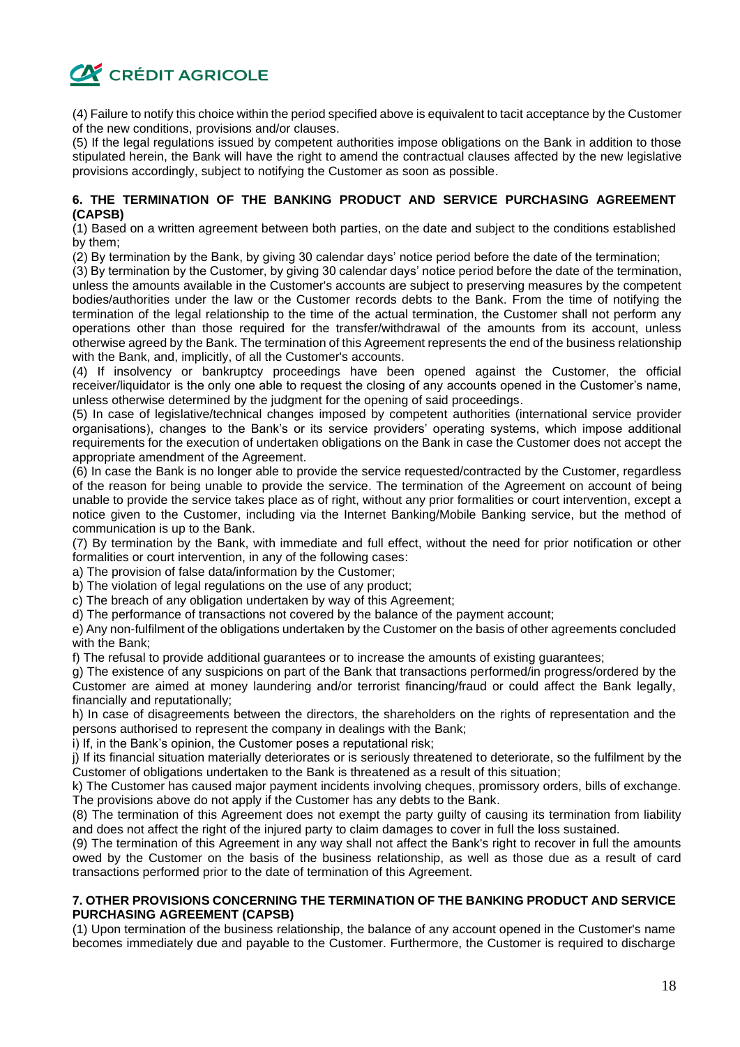(4) Failure to notify this choice within the period specified above is equivalent to tacit acceptance by the Customer of the new conditions, provisions and/or clauses.

(5) If the legal regulations issued by competent authorities impose obligations on the Bank in addition to those stipulated herein, the Bank will have the right to amend the contractual clauses affected by the new legislative provisions accordingly, subject to notifying the Customer as soon as possible.

**6. THE TERMINATION OF THE BANKING PRODUCT AND SERVICE PURCHASING AGREEMENT (CAPSB)**

(1) Based on a written agreement between both parties, on the date and subject to the conditions established by them;

(2) By termination by the Bank, by giving 30 calendar days' notice period before the date of the termination;

(3) By termination by the Customer, by giving 30 calendar days' notice period before the date of the termination, unless the amounts available in the Customer's accounts are subject to preserving measures by the competent bodies/authorities under the law or the Customer records debts to the Bank. From the time of notifying the termination of the legal relationship to the time of the actual termination, the Customer shall not perform any operations other than those required for the transfer/withdrawal of the amounts from its account, unless otherwise agreed by the Bank. The termination of this Agreement represents the end of the business relationship with the Bank, and, implicitly, of all the Customer's accounts.

(4) If insolvency or bankruptcy proceedings have been opened against the Customer, the official receiver/liquidator is the only one able to request the closing of any accounts opened in the Customer's name, unless otherwise determined by the judgment for the opening of said proceedings.

(5) In case of legislative/technical changes imposed by competent authorities (international service provider organisations), changes to the Bank's or its service providers' operating systems, which impose additional requirements for the execution of undertaken obligations on the Bank in case the Customer does not accept the appropriate amendment of the Agreement.

(6) In case the Bank is no longer able to provide the service requested/contracted by the Customer, regardless of the reason for being unable to provide the service. The termination of the Agreement on account of being unable to provide the service takes place as of right, without any prior formalities or court intervention, except a notice given to the Customer, including via the Internet Banking/Mobile Banking service, but the method of communication is up to the Bank.

(7) By termination by the Bank, with immediate and full effect, without the need for prior notification or other formalities or court intervention, in any of the following cases:

a) The provision of false data/information by the Customer;

b) The violation of legal regulations on the use of any product;

c) The breach of any obligation undertaken by way of this Agreement;

d) The performance of transactions not covered by the balance of the payment account;

e) Any non-fulfilment of the obligations undertaken by the Customer on the basis of other agreements concluded with the Bank;

f) The refusal to provide additional guarantees or to increase the amounts of existing guarantees;

g) The existence of any suspicions on part of the Bank that transactions performed/in progress/ordered by the Customer are aimed at money laundering and/or terrorist financing/fraud or could affect the Bank legally, financially and reputationally;

h) In case of disagreements between the directors, the shareholders on the rights of representation and the persons authorised to represent the company in dealings with the Bank;

i) If, in the Bank's opinion, the Customer poses a reputational risk;

j) If its financial situation materially deteriorates or is seriously threatened to deteriorate, so the fulfilment by the Customer of obligations undertaken to the Bank is threatened as a result of this situation;

k) The Customer has caused major payment incidents involving cheques, promissory orders, bills of exchange. The provisions above do not apply if the Customer has any debts to the Bank.

(8) The termination of this Agreement does not exempt the party guilty of causing its termination from liability and does not affect the right of the injured party to claim damages to cover in full the loss sustained.

(9) The termination of this Agreement in any way shall not affect the Bank's right to recover in full the amounts owed by the Customer on the basis of the business relationship, as well as those due as a result of card transactions performed prior to the date of termination of this Agreement.

**7. OTHER PROVISIONS CONCERNING THE TERMINATION OF THE BANKING PRODUCT AND SERVICE PURCHASING AGREEMENT (CAPSB)**

(1) Upon termination of the business relationship, the balance of any account opened in the Customer's name becomes immediately due and payable to the Customer. Furthermore, the Customer is required to discharge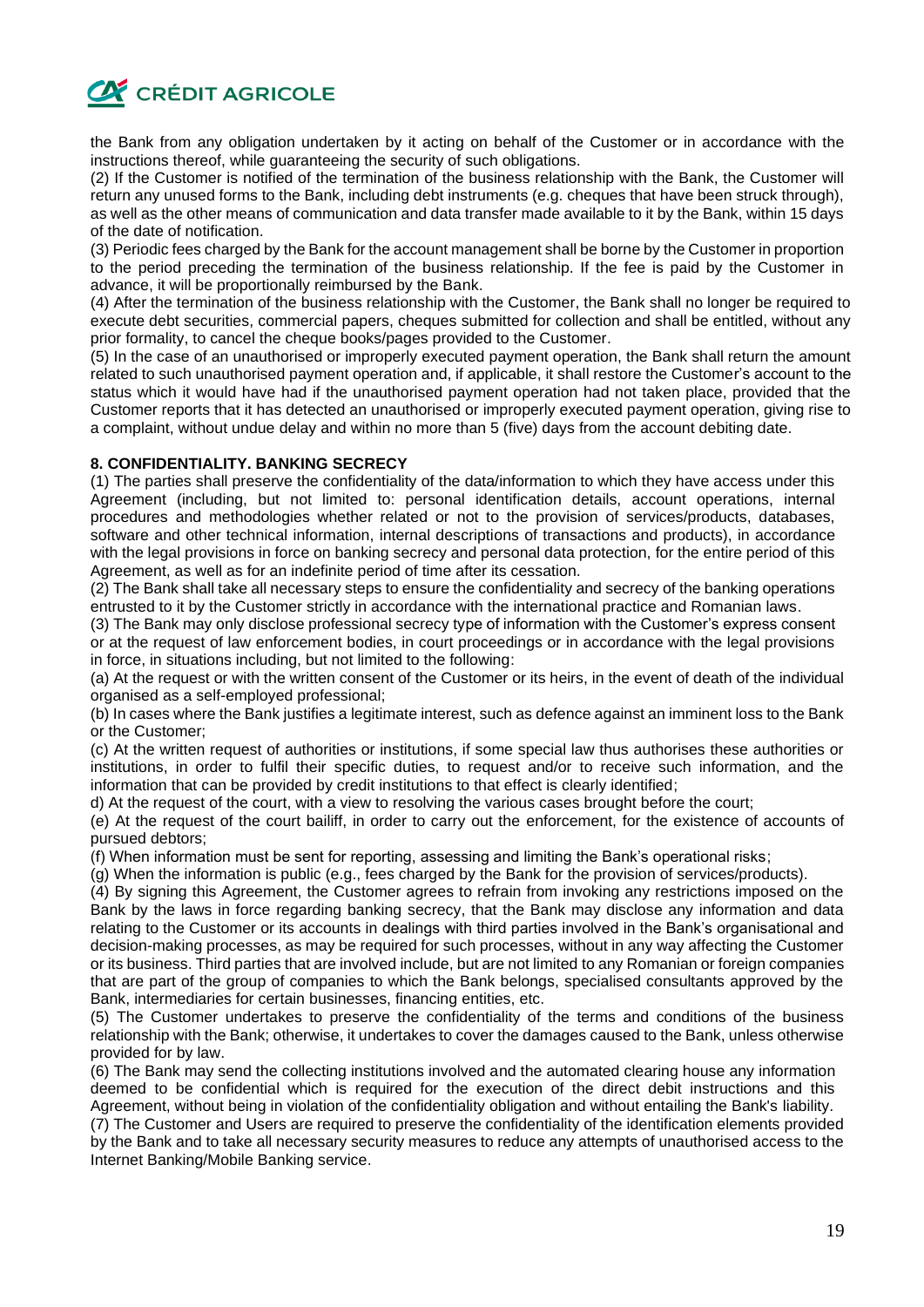the Bank from any obligation undertaken by it acting on behalf of the Customer or in accordance with the instructions thereof, while guaranteeing the security of such obligations.

(2) If the Customer is notified of the termination of the business relationship with the Bank, the Customer will return any unused forms to the Bank, including debt instruments (e.g. cheques that have been struck through), as well as the other means of communication and data transfer made available to it by the Bank, within 15 days of the date of notification.

(3) Periodic fees charged by the Bank for the account management shall be borne by the Customer in proportion to the period preceding the termination of the business relationship. If the fee is paid by the Customer in advance, it will be proportionally reimbursed by the Bank.

(4) After the termination of the business relationship with the Customer, the Bank shall no longer be required to execute debt securities, commercial papers, cheques submitted for collection and shall be entitled, without any prior formality, to cancel the cheque books/pages provided to the Customer.

(5) In the case of an unauthorised or improperly executed payment operation, the Bank shall return the amount related to such unauthorised payment operation and, if applicable, it shall restore the Customer's account to the status which it would have had if the unauthorised payment operation had not taken place, provided that the Customer reports that it has detected an unauthorised or improperly executed payment operation, giving rise to a complaint, without undue delay and within no more than 5 (five) days from the account debiting date.

**8. CONFIDENTIALITY. BANKING SECRECY**

(1) The parties shall preserve the confidentiality of the data/information to which they have access under this Agreement (including, but not limited to: personal identification details, account operations, internal procedures and methodologies whether related or not to the provision of services/products, databases, software and other technical information, internal descriptions of transactions and products), in accordance with the legal provisions in force on banking secrecy and personal data protection, for the entire period of this Agreement, as well as for an indefinite period of time after its cessation.

(2) The Bank shall take all necessary steps to ensure the confidentiality and secrecy of the banking operations entrusted to it by the Customer strictly in accordance with the international practice and Romanian laws.

(3) The Bank may only disclose professional secrecy type of information with the Customer's express consent or at the request of law enforcement bodies, in court proceedings or in accordance with the legal provisions in force, in situations including, but not limited to the following:

(a) At the request or with the written consent of the Customer or its heirs, in the event of death of the individual organised as a self-employed professional;

(b) In cases where the Bank justifies a legitimate interest, such as defence against an imminent loss to the Bank or the Customer;

(c) At the written request of authorities or institutions, if some special law thus authorises these authorities or institutions, in order to fulfil their specific duties, to request and/or to receive such information, and the information that can be provided by credit institutions to that effect is clearly identified;

d) At the request of the court, with a view to resolving the various cases brought before the court;

(e) At the request of the court bailiff, in order to carry out the enforcement, for the existence of accounts of pursued debtors;

(f) When information must be sent for reporting, assessing and limiting the Bank's operational risks;

(g) When the information is public (e.g., fees charged by the Bank for the provision of services/products).

(4) By signing this Agreement, the Customer agrees to refrain from invoking any restrictions imposed on the Bank by the laws in force regarding banking secrecy, that the Bank may disclose any information and data relating to the Customer or its accounts in dealings with third parties involved in the Bank's organisational and decision-making processes, as may be required for such processes, without in any way affecting the Customer or its business. Third parties that are involved include, but are not limited to any Romanian or foreign companies that are part of the group of companies to which the Bank belongs, specialised consultants approved by the Bank, intermediaries for certain businesses, financing entities, etc.

(5) The Customer undertakes to preserve the confidentiality of the terms and conditions of the business relationship with the Bank; otherwise, it undertakes to cover the damages caused to the Bank, unless otherwise provided for by law.

(6) The Bank may send the collecting institutions involved and the automated clearing house any information deemed to be confidential which is required for the execution of the direct debit instructions and this Agreement, without being in violation of the confidentiality obligation and without entailing the Bank's liability.

(7) The Customer and Users are required to preserve the confidentiality of the identification elements provided by the Bank and to take all necessary security measures to reduce any attempts of unauthorised access to the Internet Banking/Mobile Banking service.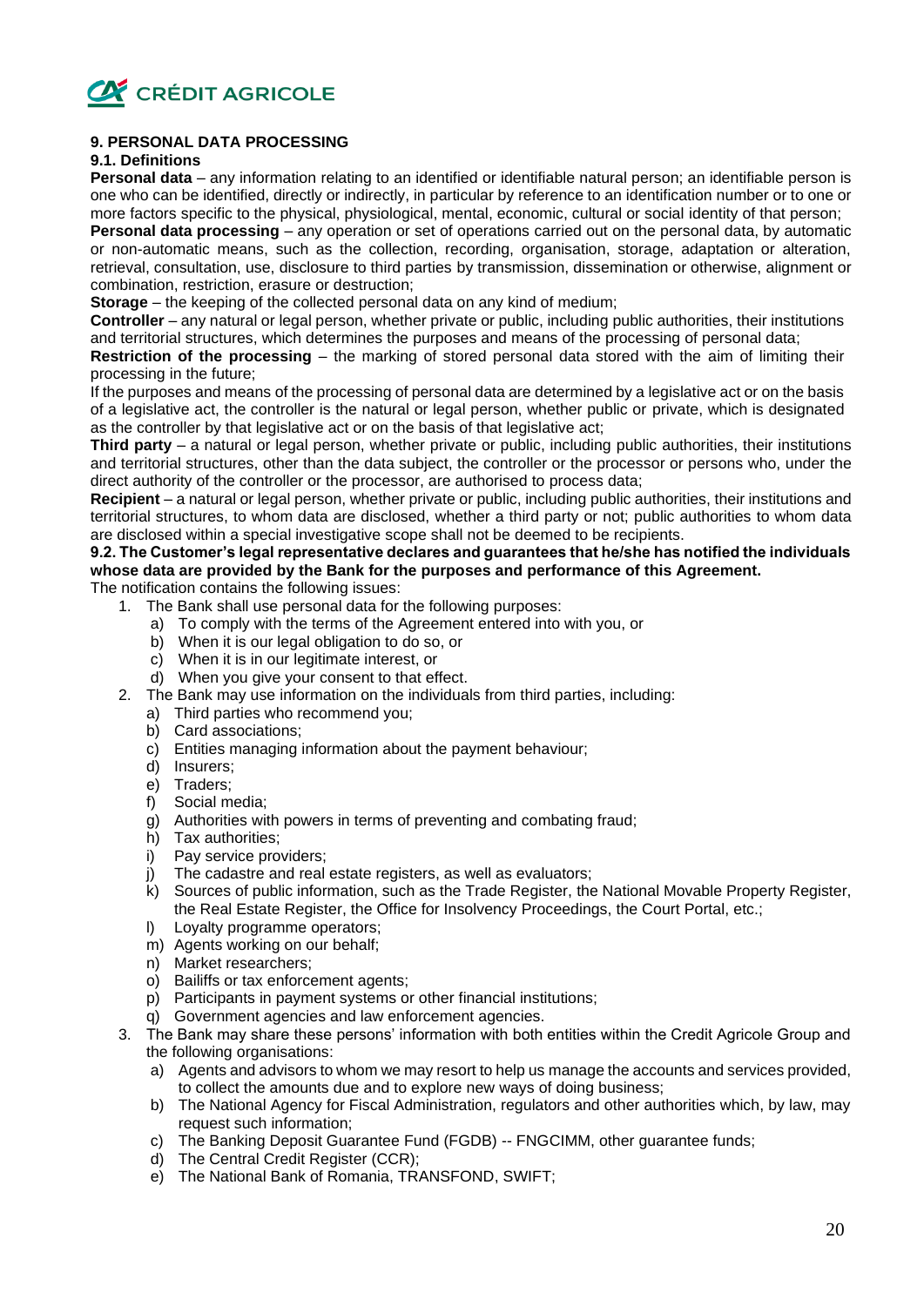## 9. PERSONAL DATA PROCESSING

### 9.1. Definitions

**Personal data** – any information relating to an identified or identifiable natural person; an identifiable person is one who can be identified, directly or indirectly, in particular by reference to an identification number or to one or more factors specific to the physical, physiological, mental, economic, cultural or social identity of that person;

**Personal data processing** – any operation or set of operations carried out on the personal data, by automatic or non-automatic means, such as the collection, recording, organisation, storage, adaptation or alteration, retrieval, consultation, use, disclosure to third parties by transmission, dissemination or otherwise, alignment or combination, restriction, erasure or destruction;

**Storage** – the keeping of the collected personal data on any kind of medium;

**Controller** – any natural or legal person, whether private or public, including public authorities, their institutions and territorial structures, which determines the purposes and means of the processing of personal data;

**Restriction of the processing** – the marking of stored personal data stored with the aim of limiting their processing in the future;

If the purposes and means of the processing of personal data are determined by a legislative act or on the basis of a legislative act, the controller is the natural or legal person, whether public or private, which is designated as the controller by that legislative act or on the basis of that legislative act;

**Third party** – a natural or legal person, whether private or public, including public authorities, their institutions and territorial structures, other than the data subject, the controller or the processor or persons who, under the direct authority of the controller or the processor, are authorised to process data;

**Recipient** – a natural or legal person, whether private or public, including public authorities, their institutions and territorial structures, to whom data are disclosed, whether a third party or not; public authorities to whom data are disclosed within a special investigative scope shall not be deemed to be recipients.

**9.2. The Customer's legal representative declares and guarantees that he/she has notified the individuals whose data are provided by the Bank for the purposes and performance of this Agreement.**

The notification contains the following issues:

1. The Bank shall use personal data for the following purposes:
   a) To comply with the terms of the Agreement entered into with you, or
   b) When it is our legal obligation to do so, or
   c) When it is in our legitimate interest, or
   d) When you give your consent to that effect.
2. The Bank may use information on the individuals from third parties, including:
   a) Third parties who recommend you;
   b) Card associations;
   c) Entities managing information about the payment behaviour;
   d) Insurers;
   e) Traders;
   f) Social media;
   g) Authorities with powers in terms of preventing and combating fraud;
   h) Tax authorities;
   i) Pay service providers;
   j) The cadastre and real estate registers, as well as evaluators;
   k) Sources of public information, such as the Trade Register, the National Movable Property Register, the Real Estate Register, the Office for Insolvency Proceedings, the Court Portal, etc.;
   l) Loyalty programme operators;
   m) Agents working on our behalf;
   n) Market researchers;
   o) Bailiffs or tax enforcement agents;
   p) Participants in payment systems or other financial institutions;
   q) Government agencies and law enforcement agencies.
3. The Bank may share these persons' information with both entities within the Credit Agricole Group and the following organisations:
   a) Agents and advisors to whom we may resort to help us manage the accounts and services provided, to collect the amounts due and to explore new ways of doing business;
   b) The National Agency for Fiscal Administration, regulators and other authorities which, by law, may request such information;
   c) The Banking Deposit Guarantee Fund (FGDB) -- FNGCIMM, other guarantee funds;
   d) The Central Credit Register (CCR);
   e) The National Bank of Romania, TRANSFOND, SWIFT;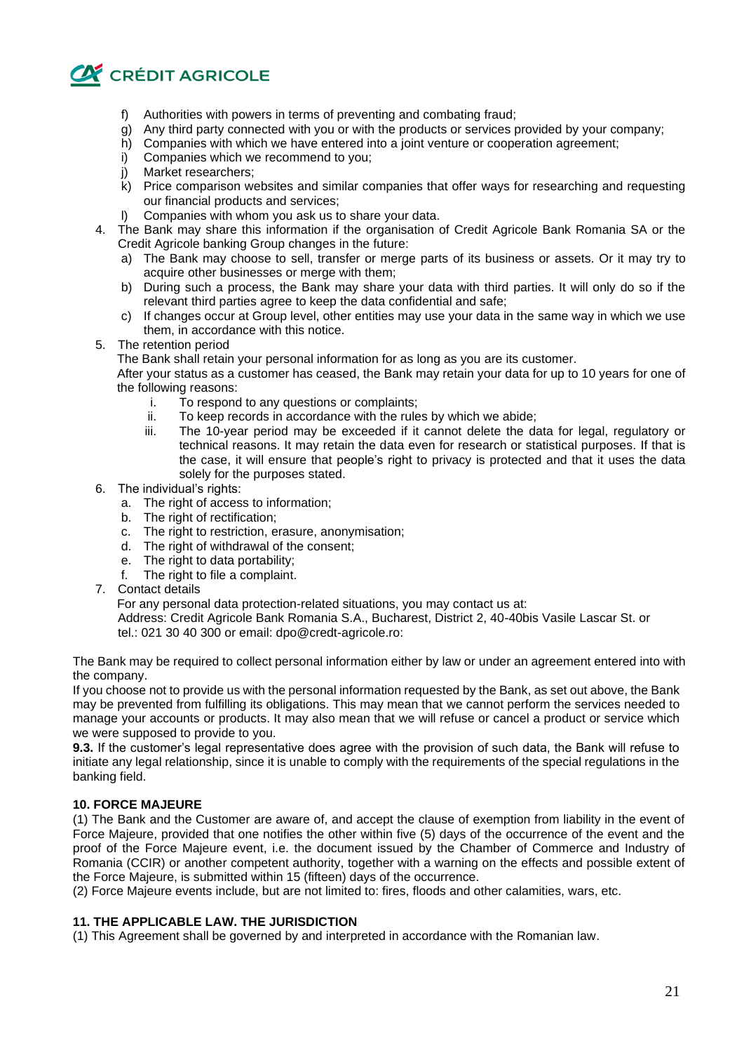f) Authorities with powers in terms of preventing and combating fraud;
g) Any third party connected with you or with the products or services provided by your company;
h) Companies with which we have entered into a joint venture or cooperation agreement;
i) Companies which we recommend to you;
j) Market researchers;
k) Price comparison websites and similar companies that offer ways for researching and requesting our financial products and services;
l) Companies with whom you ask us to share your data.

4. The Bank may share this information if the organisation of Credit Agricole Bank Romania SA or the Credit Agricole banking Group changes in the future:
   a) The Bank may choose to sell, transfer or merge parts of its business or assets. Or it may try to acquire other businesses or merge with them;
   b) During such a process, the Bank may share your data with third parties. It will only do so if the relevant third parties agree to keep the data confidential and safe;
   c) If changes occur at Group level, other entities may use your data in the same way in which we use them, in accordance with this notice.
5. The retention period
   The Bank shall retain your personal information for as long as you are its customer.
   After your status as a customer has ceased, the Bank may retain your data for up to 10 years for one of the following reasons:
   i. To respond to any questions or complaints;
   ii. To keep records in accordance with the rules by which we abide;
   iii. The 10-year period may be exceeded if it cannot delete the data for legal, regulatory or technical reasons. It may retain the data even for research or statistical purposes. If that is the case, it will ensure that people's right to privacy is protected and that it uses the data solely for the purposes stated.
6. The individual's rights:
   a. The right of access to information;
   b. The right of rectification;
   c. The right to restriction, erasure, anonymisation;
   d. The right of withdrawal of the consent;
   e. The right to data portability;
   f. The right to file a complaint.
7. Contact details
   For any personal data protection-related situations, you may contact us at:
   Address: Credit Agricole Bank Romania S.A., Bucharest, District 2, 40-40bis Vasile Lascar St. or tel.: 021 30 40 300 or email: dpo@credt-agricole.ro:

The Bank may be required to collect personal information either by law or under an agreement entered into with the company.

If you choose not to provide us with the personal information requested by the Bank, as set out above, the Bank may be prevented from fulfilling its obligations. This may mean that we cannot perform the services needed to manage your accounts or products. It may also mean that we will refuse or cancel a product or service which we were supposed to provide to you.

**9.3.** If the customer's legal representative does agree with the provision of such data, the Bank will refuse to initiate any legal relationship, since it is unable to comply with the requirements of the special regulations in the banking field.

**10. FORCE MAJEURE**

(1) The Bank and the Customer are aware of, and accept the clause of exemption from liability in the event of Force Majeure, provided that one notifies the other within five (5) days of the occurrence of the event and the proof of the Force Majeure event, i.e. the document issued by the Chamber of Commerce and Industry of Romania (CCIR) or another competent authority, together with a warning on the effects and possible extent of the Force Majeure, is submitted within 15 (fifteen) days of the occurrence.

(2) Force Majeure events include, but are not limited to: fires, floods and other calamities, wars, etc.

**11. THE APPLICABLE LAW. THE JURISDICTION**

(1) This Agreement shall be governed by and interpreted in accordance with the Romanian law.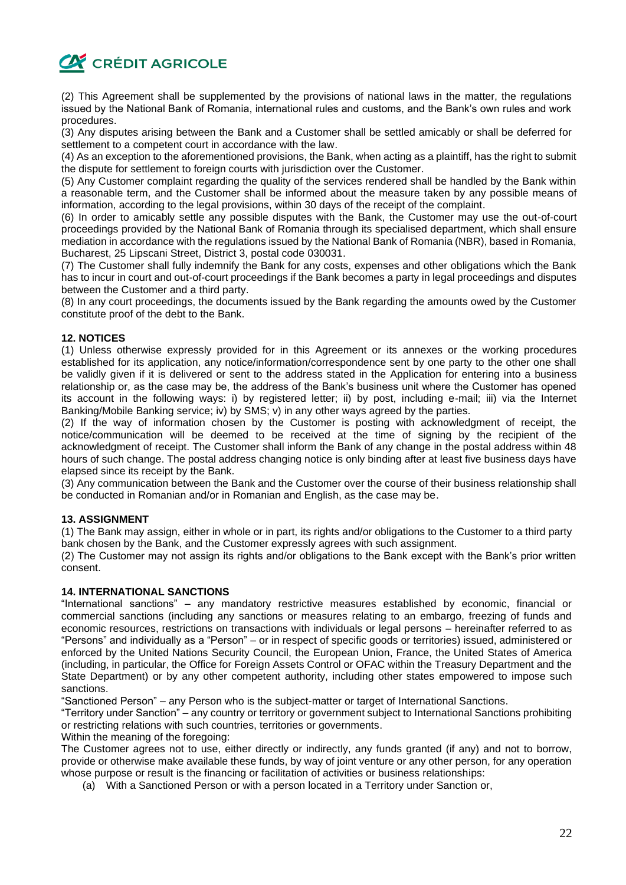(2) This Agreement shall be supplemented by the provisions of national laws in the matter, the regulations issued by the National Bank of Romania, international rules and customs, and the Bank's own rules and work procedures.

(3) Any disputes arising between the Bank and a Customer shall be settled amicably or shall be deferred for settlement to a competent court in accordance with the law.

(4) As an exception to the aforementioned provisions, the Bank, when acting as a plaintiff, has the right to submit the dispute for settlement to foreign courts with jurisdiction over the Customer.

(5) Any Customer complaint regarding the quality of the services rendered shall be handled by the Bank within a reasonable term, and the Customer shall be informed about the measure taken by any possible means of information, according to the legal provisions, within 30 days of the receipt of the complaint.

(6) In order to amicably settle any possible disputes with the Bank, the Customer may use the out-of-court proceedings provided by the National Bank of Romania through its specialised department, which shall ensure mediation in accordance with the regulations issued by the National Bank of Romania (NBR), based in Romania, Bucharest, 25 Lipscani Street, District 3, postal code 030031.

(7) The Customer shall fully indemnify the Bank for any costs, expenses and other obligations which the Bank has to incur in court and out-of-court proceedings if the Bank becomes a party in legal proceedings and disputes between the Customer and a third party.

(8) In any court proceedings, the documents issued by the Bank regarding the amounts owed by the Customer constitute proof of the debt to the Bank.

**12. NOTICES**

(1) Unless otherwise expressly provided for in this Agreement or its annexes or the working procedures established for its application, any notice/information/correspondence sent by one party to the other one shall be validly given if it is delivered or sent to the address stated in the Application for entering into a business relationship or, as the case may be, the address of the Bank's business unit where the Customer has opened its account in the following ways: i) by registered letter; ii) by post, including e-mail; iii) via the Internet Banking/Mobile Banking service; iv) by SMS; v) in any other ways agreed by the parties.

(2) If the way of information chosen by the Customer is posting with acknowledgment of receipt, the notice/communication will be deemed to be received at the time of signing by the recipient of the acknowledgment of receipt. The Customer shall inform the Bank of any change in the postal address within 48 hours of such change. The postal address changing notice is only binding after at least five business days have elapsed since its receipt by the Bank.

(3) Any communication between the Bank and the Customer over the course of their business relationship shall be conducted in Romanian and/or in Romanian and English, as the case may be.

**13. ASSIGNMENT**

(1) The Bank may assign, either in whole or in part, its rights and/or obligations to the Customer to a third party bank chosen by the Bank, and the Customer expressly agrees with such assignment.

(2) The Customer may not assign its rights and/or obligations to the Bank except with the Bank's prior written consent.

**14. INTERNATIONAL SANCTIONS**

"International sanctions" – any mandatory restrictive measures established by economic, financial or commercial sanctions (including any sanctions or measures relating to an embargo, freezing of funds and economic resources, restrictions on transactions with individuals or legal persons – hereinafter referred to as "Persons" and individually as a "Person" – or in respect of specific goods or territories) issued, administered or enforced by the United Nations Security Council, the European Union, France, the United States of America (including, in particular, the Office for Foreign Assets Control or OFAC within the Treasury Department and the State Department) or by any other competent authority, including other states empowered to impose such sanctions.

"Sanctioned Person" – any Person who is the subject-matter or target of International Sanctions.

"Territory under Sanction" – any country or territory or government subject to International Sanctions prohibiting or restricting relations with such countries, territories or governments.

Within the meaning of the foregoing:

The Customer agrees not to use, either directly or indirectly, any funds granted (if any) and not to borrow, provide or otherwise make available these funds, by way of joint venture or any other person, for any operation whose purpose or result is the financing or facilitation of activities or business relationships:

(a) With a Sanctioned Person or with a person located in a Territory under Sanction or,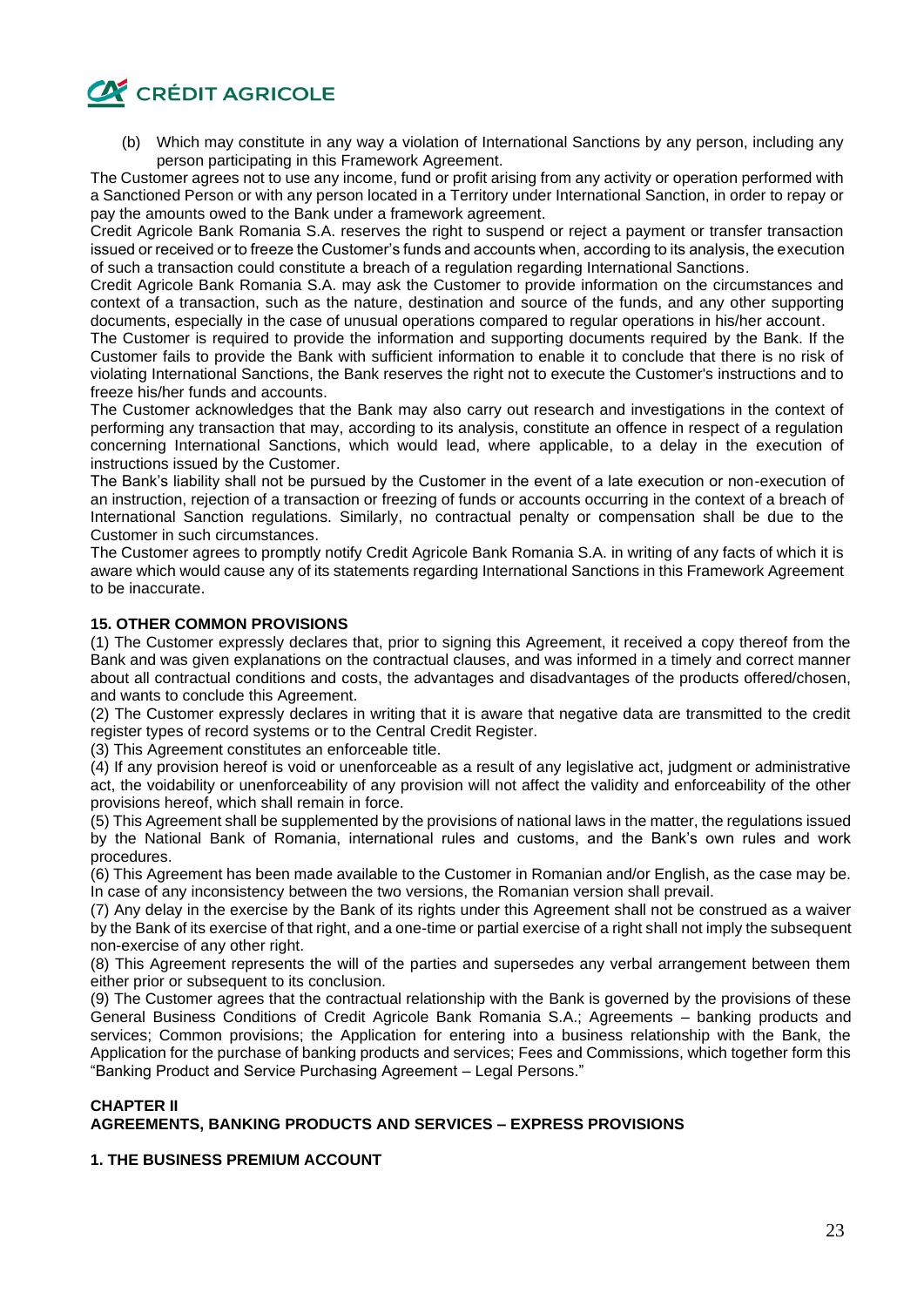(b) Which may constitute in any way a violation of International Sanctions by any person, including any person participating in this Framework Agreement.

The Customer agrees not to use any income, fund or profit arising from any activity or operation performed with a Sanctioned Person or with any person located in a Territory under International Sanction, in order to repay or pay the amounts owed to the Bank under a framework agreement.

Credit Agricole Bank Romania S.A. reserves the right to suspend or reject a payment or transfer transaction issued or received or to freeze the Customer's funds and accounts when, according to its analysis, the execution of such a transaction could constitute a breach of a regulation regarding International Sanctions.

Credit Agricole Bank Romania S.A. may ask the Customer to provide information on the circumstances and context of a transaction, such as the nature, destination and source of the funds, and any other supporting documents, especially in the case of unusual operations compared to regular operations in his/her account.

The Customer is required to provide the information and supporting documents required by the Bank. If the Customer fails to provide the Bank with sufficient information to enable it to conclude that there is no risk of violating International Sanctions, the Bank reserves the right not to execute the Customer's instructions and to freeze his/her funds and accounts.

The Customer acknowledges that the Bank may also carry out research and investigations in the context of performing any transaction that may, according to its analysis, constitute an offence in respect of a regulation concerning International Sanctions, which would lead, where applicable, to a delay in the execution of instructions issued by the Customer.

The Bank's liability shall not be pursued by the Customer in the event of a late execution or non-execution of an instruction, rejection of a transaction or freezing of funds or accounts occurring in the context of a breach of International Sanction regulations. Similarly, no contractual penalty or compensation shall be due to the Customer in such circumstances.

The Customer agrees to promptly notify Credit Agricole Bank Romania S.A. in writing of any facts of which it is aware which would cause any of its statements regarding International Sanctions in this Framework Agreement to be inaccurate.

**15. OTHER COMMON PROVISIONS**

(1) The Customer expressly declares that, prior to signing this Agreement, it received a copy thereof from the Bank and was given explanations on the contractual clauses, and was informed in a timely and correct manner about all contractual conditions and costs, the advantages and disadvantages of the products offered/chosen, and wants to conclude this Agreement.

(2) The Customer expressly declares in writing that it is aware that negative data are transmitted to the credit register types of record systems or to the Central Credit Register.

(3) This Agreement constitutes an enforceable title.

(4) If any provision hereof is void or unenforceable as a result of any legislative act, judgment or administrative act, the voidability or unenforceability of any provision will not affect the validity and enforceability of the other provisions hereof, which shall remain in force.

(5) This Agreement shall be supplemented by the provisions of national laws in the matter, the regulations issued by the National Bank of Romania, international rules and customs, and the Bank's own rules and work procedures.

(6) This Agreement has been made available to the Customer in Romanian and/or English, as the case may be. In case of any inconsistency between the two versions, the Romanian version shall prevail.

(7) Any delay in the exercise by the Bank of its rights under this Agreement shall not be construed as a waiver by the Bank of its exercise of that right, and a one-time or partial exercise of a right shall not imply the subsequent non-exercise of any other right.

(8) This Agreement represents the will of the parties and supersedes any verbal arrangement between them either prior or subsequent to its conclusion.

(9) The Customer agrees that the contractual relationship with the Bank is governed by the provisions of these General Business Conditions of Credit Agricole Bank Romania S.A.; Agreements – banking products and services; Common provisions; the Application for entering into a business relationship with the Bank, the Application for the purchase of banking products and services; Fees and Commissions, which together form this "Banking Product and Service Purchasing Agreement – Legal Persons."

## CHAPTER II
## AGREEMENTS, BANKING PRODUCTS AND SERVICES – EXPRESS PROVISIONS

### 1. THE BUSINESS PREMIUM ACCOUNT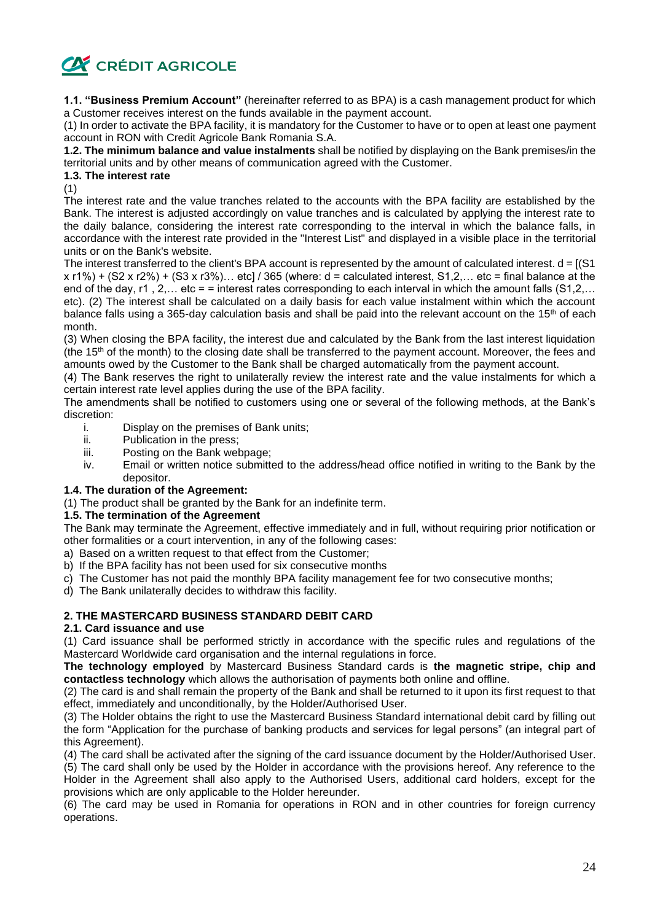**1.1. “Business Premium Account”** (hereinafter referred to as BPA) is a cash management product for which a Customer receives interest on the funds available in the payment account.

(1) In order to activate the BPA facility, it is mandatory for the Customer to have or to open at least one payment account in RON with Credit Agricole Bank Romania S.A.

**1.2. The minimum balance and value instalments** shall be notified by displaying on the Bank premises/in the territorial units and by other means of communication agreed with the Customer.

**1.3. The interest rate**

(1)

The interest rate and the value tranches related to the accounts with the BPA facility are established by the Bank. The interest is adjusted accordingly on value tranches and is calculated by applying the interest rate to the daily balance, considering the interest rate corresponding to the interval in which the balance falls, in accordance with the interest rate provided in the "Interest List" and displayed in a visible place in the territorial units or on the Bank's website.

The interest transferred to the client's BPA account is represented by the amount of calculated interest. d = [(S1 x r1%) + (S2 x r2%) + (S3 x r3%)… etc] / 365 (where: d = calculated interest, S1,2,… etc = final balance at the end of the day, r1 , 2,… etc = = interest rates corresponding to each interval in which the amount falls (S1,2,… etc). (2) The interest shall be calculated on a daily basis for each value instalment within which the account balance falls using a 365-day calculation basis and shall be paid into the relevant account on the 15th of each month.

(3) When closing the BPA facility, the interest due and calculated by the Bank from the last interest liquidation (the 15th of the month) to the closing date shall be transferred to the payment account. Moreover, the fees and amounts owed by the Customer to the Bank shall be charged automatically from the payment account.

(4) The Bank reserves the right to unilaterally review the interest rate and the value instalments for which a certain interest rate level applies during the use of the BPA facility.

The amendments shall be notified to customers using one or several of the following methods, at the Bank’s discretion:

i. Display on the premises of Bank units;
ii. Publication in the press;
iii. Posting on the Bank webpage;
iv. Email or written notice submitted to the address/head office notified in writing to the Bank by the depositor.

**1.4. The duration of the Agreement:**

(1) The product shall be granted by the Bank for an indefinite term.

**1.5. The termination of the Agreement**

The Bank may terminate the Agreement, effective immediately and in full, without requiring prior notification or other formalities or a court intervention, in any of the following cases:

a) Based on a written request to that effect from the Customer;
b) If the BPA facility has not been used for six consecutive months
c) The Customer has not paid the monthly BPA facility management fee for two consecutive months;
d) The Bank unilaterally decides to withdraw this facility.

## 2. THE MASTERCARD BUSINESS STANDARD DEBIT CARD

### 2.1. Card issuance and use

(1) Card issuance shall be performed strictly in accordance with the specific rules and regulations of the Mastercard Worldwide card organisation and the internal regulations in force.

**The technology employed** by Mastercard Business Standard cards is **the magnetic stripe, chip and contactless technology** which allows the authorisation of payments both online and offline.

(2) The card is and shall remain the property of the Bank and shall be returned to it upon its first request to that effect, immediately and unconditionally, by the Holder/Authorised User.

(3) The Holder obtains the right to use the Mastercard Business Standard international debit card by filling out the form “Application for the purchase of banking products and services for legal persons” (an integral part of this Agreement).

(4) The card shall be activated after the signing of the card issuance document by the Holder/Authorised User.

(5) The card shall only be used by the Holder in accordance with the provisions hereof. Any reference to the Holder in the Agreement shall also apply to the Authorised Users, additional card holders, except for the provisions which are only applicable to the Holder hereunder.

(6) The card may be used in Romania for operations in RON and in other countries for foreign currency operations.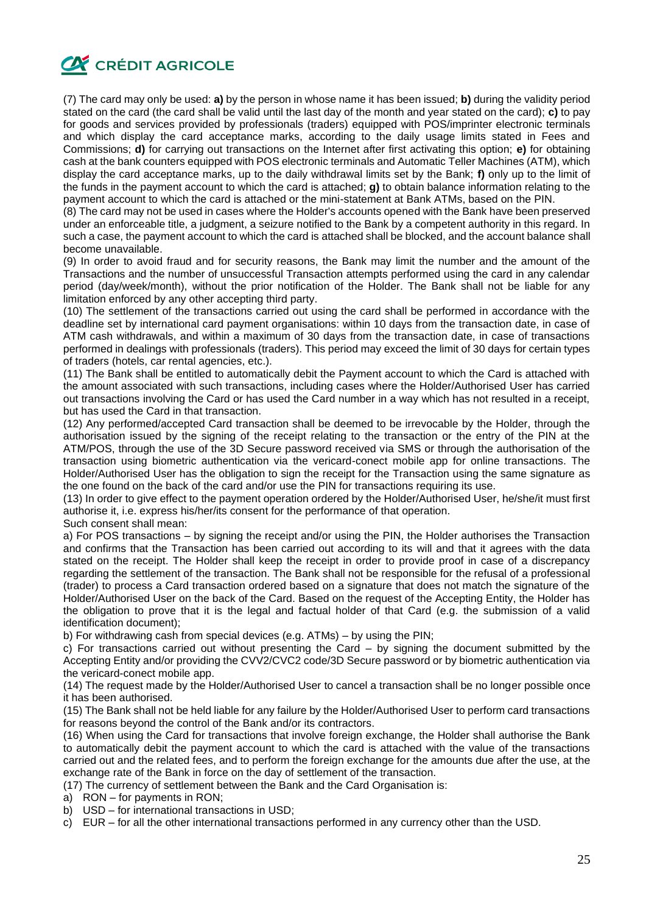(7) The card may only be used: **a)** by the person in whose name it has been issued; **b)** during the validity period stated on the card (the card shall be valid until the last day of the month and year stated on the card); **c)** to pay for goods and services provided by professionals (traders) equipped with POS/imprinter electronic terminals and which display the card acceptance marks, according to the daily usage limits stated in Fees and Commissions; **d)** for carrying out transactions on the Internet after first activating this option; **e)** for obtaining cash at the bank counters equipped with POS electronic terminals and Automatic Teller Machines (ATM), which display the card acceptance marks, up to the daily withdrawal limits set by the Bank; **f)** only up to the limit of the funds in the payment account to which the card is attached; **g)** to obtain balance information relating to the payment account to which the card is attached or the mini-statement at Bank ATMs, based on the PIN.

(8) The card may not be used in cases where the Holder's accounts opened with the Bank have been preserved under an enforceable title, a judgment, a seizure notified to the Bank by a competent authority in this regard. In such a case, the payment account to which the card is attached shall be blocked, and the account balance shall become unavailable.

(9) In order to avoid fraud and for security reasons, the Bank may limit the number and the amount of the Transactions and the number of unsuccessful Transaction attempts performed using the card in any calendar period (day/week/month), without the prior notification of the Holder. The Bank shall not be liable for any limitation enforced by any other accepting third party.

(10) The settlement of the transactions carried out using the card shall be performed in accordance with the deadline set by international card payment organisations: within 10 days from the transaction date, in case of ATM cash withdrawals, and within a maximum of 30 days from the transaction date, in case of transactions performed in dealings with professionals (traders). This period may exceed the limit of 30 days for certain types of traders (hotels, car rental agencies, etc.).

(11) The Bank shall be entitled to automatically debit the Payment account to which the Card is attached with the amount associated with such transactions, including cases where the Holder/Authorised User has carried out transactions involving the Card or has used the Card number in a way which has not resulted in a receipt, but has used the Card in that transaction.

(12) Any performed/accepted Card transaction shall be deemed to be irrevocable by the Holder, through the authorisation issued by the signing of the receipt relating to the transaction or the entry of the PIN at the ATM/POS, through the use of the 3D Secure password received via SMS or through the authorisation of the transaction using biometric authentication via the vericard-conect mobile app for online transactions. The Holder/Authorised User has the obligation to sign the receipt for the Transaction using the same signature as the one found on the back of the card and/or use the PIN for transactions requiring its use.

(13) In order to give effect to the payment operation ordered by the Holder/Authorised User, he/she/it must first authorise it, i.e. express his/her/its consent for the performance of that operation.

Such consent shall mean:

a) For POS transactions – by signing the receipt and/or using the PIN, the Holder authorises the Transaction and confirms that the Transaction has been carried out according to its will and that it agrees with the data stated on the receipt. The Holder shall keep the receipt in order to provide proof in case of a discrepancy regarding the settlement of the transaction. The Bank shall not be responsible for the refusal of a professional (trader) to process a Card transaction ordered based on a signature that does not match the signature of the Holder/Authorised User on the back of the Card. Based on the request of the Accepting Entity, the Holder has the obligation to prove that it is the legal and factual holder of that Card (e.g. the submission of a valid identification document);

b) For withdrawing cash from special devices (e.g. ATMs) – by using the PIN;

c) For transactions carried out without presenting the Card – by signing the document submitted by the Accepting Entity and/or providing the CVV2/CVC2 code/3D Secure password or by biometric authentication via the vericard-conect mobile app.

(14) The request made by the Holder/Authorised User to cancel a transaction shall be no longer possible once it has been authorised.

(15) The Bank shall not be held liable for any failure by the Holder/Authorised User to perform card transactions for reasons beyond the control of the Bank and/or its contractors.

(16) When using the Card for transactions that involve foreign exchange, the Holder shall authorise the Bank to automatically debit the payment account to which the card is attached with the value of the transactions carried out and the related fees, and to perform the foreign exchange for the amounts due after the use, at the exchange rate of the Bank in force on the day of settlement of the transaction.

(17) The currency of settlement between the Bank and the Card Organisation is:

a) RON – for payments in RON;
b) USD – for international transactions in USD;
c) EUR – for all the other international transactions performed in any currency other than the USD.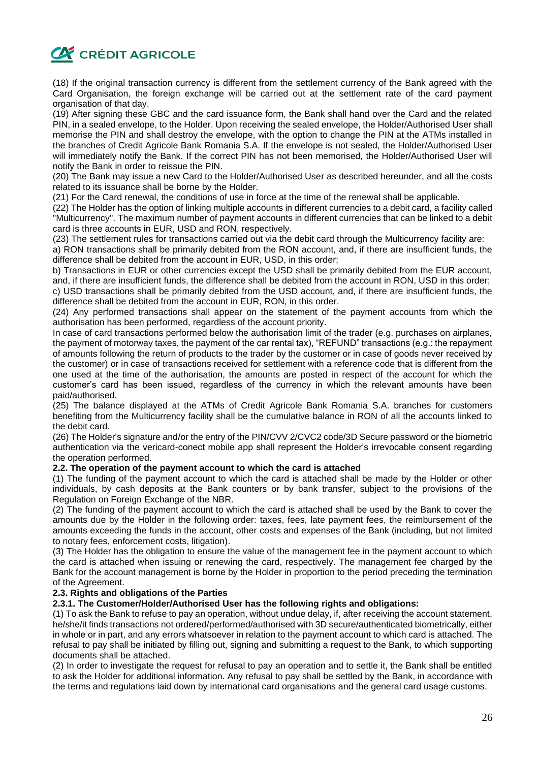(18) If the original transaction currency is different from the settlement currency of the Bank agreed with the Card Organisation, the foreign exchange will be carried out at the settlement rate of the card payment organisation of that day.

(19) After signing these GBC and the card issuance form, the Bank shall hand over the Card and the related PIN, in a sealed envelope, to the Holder. Upon receiving the sealed envelope, the Holder/Authorised User shall memorise the PIN and shall destroy the envelope, with the option to change the PIN at the ATMs installed in the branches of Credit Agricole Bank Romania S.A. If the envelope is not sealed, the Holder/Authorised User will immediately notify the Bank. If the correct PIN has not been memorised, the Holder/Authorised User will notify the Bank in order to reissue the PIN.

(20) The Bank may issue a new Card to the Holder/Authorised User as described hereunder, and all the costs related to its issuance shall be borne by the Holder.

(21) For the Card renewal, the conditions of use in force at the time of the renewal shall be applicable.

(22) The Holder has the option of linking multiple accounts in different currencies to a debit card, a facility called "Multicurrency". The maximum number of payment accounts in different currencies that can be linked to a debit card is three accounts in EUR, USD and RON, respectively.

(23) The settlement rules for transactions carried out via the debit card through the Multicurrency facility are:

a) RON transactions shall be primarily debited from the RON account, and, if there are insufficient funds, the difference shall be debited from the account in EUR, USD, in this order;

b) Transactions in EUR or other currencies except the USD shall be primarily debited from the EUR account, and, if there are insufficient funds, the difference shall be debited from the account in RON, USD in this order;

c) USD transactions shall be primarily debited from the USD account, and, if there are insufficient funds, the difference shall be debited from the account in EUR, RON, in this order.

(24) Any performed transactions shall appear on the statement of the payment accounts from which the authorisation has been performed, regardless of the account priority.

In case of card transactions performed below the authorisation limit of the trader (e.g. purchases on airplanes, the payment of motorway taxes, the payment of the car rental tax), "REFUND" transactions (e.g.: the repayment of amounts following the return of products to the trader by the customer or in case of goods never received by the customer) or in case of transactions received for settlement with a reference code that is different from the one used at the time of the authorisation, the amounts are posted in respect of the account for which the customer's card has been issued, regardless of the currency in which the relevant amounts have been paid/authorised.

(25) The balance displayed at the ATMs of Credit Agricole Bank Romania S.A. branches for customers benefiting from the Multicurrency facility shall be the cumulative balance in RON of all the accounts linked to the debit card.

(26) The Holder's signature and/or the entry of the PIN/CVV 2/CVC2 code/3D Secure password or the biometric authentication via the vericard-conect mobile app shall represent the Holder's irrevocable consent regarding the operation performed.

**2.2. The operation of the payment account to which the card is attached**

(1) The funding of the payment account to which the card is attached shall be made by the Holder or other individuals, by cash deposits at the Bank counters or by bank transfer, subject to the provisions of the Regulation on Foreign Exchange of the NBR.

(2) The funding of the payment account to which the card is attached shall be used by the Bank to cover the amounts due by the Holder in the following order: taxes, fees, late payment fees, the reimbursement of the amounts exceeding the funds in the account, other costs and expenses of the Bank (including, but not limited to notary fees, enforcement costs, litigation).

(3) The Holder has the obligation to ensure the value of the management fee in the payment account to which the card is attached when issuing or renewing the card, respectively. The management fee charged by the Bank for the account management is borne by the Holder in proportion to the period preceding the termination of the Agreement.

**2.3. Rights and obligations of the Parties**

**2.3.1. The Customer/Holder/Authorised User has the following rights and obligations:**

(1) To ask the Bank to refuse to pay an operation, without undue delay, if, after receiving the account statement, he/she/it finds transactions not ordered/performed/authorised with 3D secure/authenticated biometrically, either in whole or in part, and any errors whatsoever in relation to the payment account to which card is attached. The refusal to pay shall be initiated by filling out, signing and submitting a request to the Bank, to which supporting documents shall be attached.

(2) In order to investigate the request for refusal to pay an operation and to settle it, the Bank shall be entitled to ask the Holder for additional information. Any refusal to pay shall be settled by the Bank, in accordance with the terms and regulations laid down by international card organisations and the general card usage customs.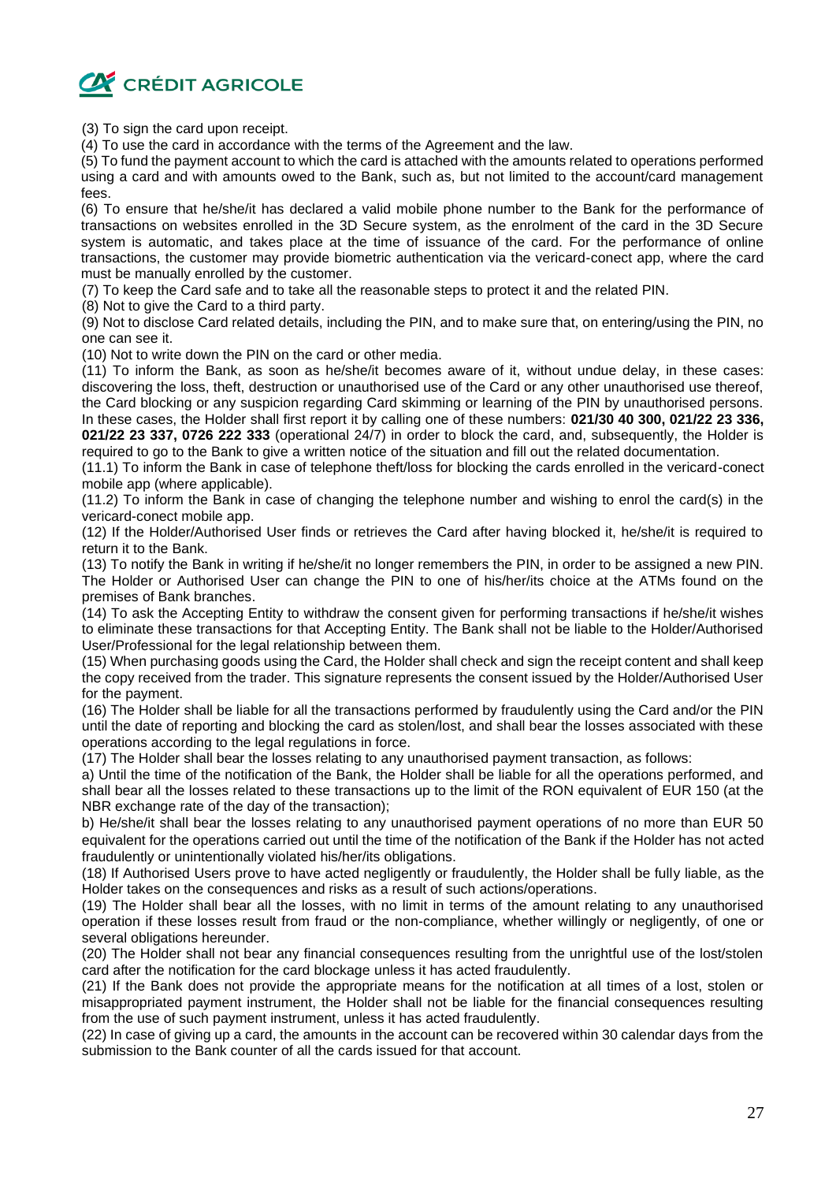(3) To sign the card upon receipt.

(4) To use the card in accordance with the terms of the Agreement and the law.

(5) To fund the payment account to which the card is attached with the amounts related to operations performed using a card and with amounts owed to the Bank, such as, but not limited to the account/card management fees.

(6) To ensure that he/she/it has declared a valid mobile phone number to the Bank for the performance of transactions on websites enrolled in the 3D Secure system, as the enrolment of the card in the 3D Secure system is automatic, and takes place at the time of issuance of the card. For the performance of online transactions, the customer may provide biometric authentication via the vericard-conect app, where the card must be manually enrolled by the customer.

(7) To keep the Card safe and to take all the reasonable steps to protect it and the related PIN.

(8) Not to give the Card to a third party.

(9) Not to disclose Card related details, including the PIN, and to make sure that, on entering/using the PIN, no one can see it.

(10) Not to write down the PIN on the card or other media.

(11) To inform the Bank, as soon as he/she/it becomes aware of it, without undue delay, in these cases: discovering the loss, theft, destruction or unauthorised use of the Card or any other unauthorised use thereof, the Card blocking or any suspicion regarding Card skimming or learning of the PIN by unauthorised persons. In these cases, the Holder shall first report it by calling one of these numbers: **021/30 40 300, 021/22 23 336, 021/22 23 337, 0726 222 333** (operational 24/7) in order to block the card, and, subsequently, the Holder is required to go to the Bank to give a written notice of the situation and fill out the related documentation.

(11.1) To inform the Bank in case of telephone theft/loss for blocking the cards enrolled in the vericard-conect mobile app (where applicable).

(11.2) To inform the Bank in case of changing the telephone number and wishing to enrol the card(s) in the vericard-conect mobile app.

(12) If the Holder/Authorised User finds or retrieves the Card after having blocked it, he/she/it is required to return it to the Bank.

(13) To notify the Bank in writing if he/she/it no longer remembers the PIN, in order to be assigned a new PIN. The Holder or Authorised User can change the PIN to one of his/her/its choice at the ATMs found on the premises of Bank branches.

(14) To ask the Accepting Entity to withdraw the consent given for performing transactions if he/she/it wishes to eliminate these transactions for that Accepting Entity. The Bank shall not be liable to the Holder/Authorised User/Professional for the legal relationship between them.

(15) When purchasing goods using the Card, the Holder shall check and sign the receipt content and shall keep the copy received from the trader. This signature represents the consent issued by the Holder/Authorised User for the payment.

(16) The Holder shall be liable for all the transactions performed by fraudulently using the Card and/or the PIN until the date of reporting and blocking the card as stolen/lost, and shall bear the losses associated with these operations according to the legal regulations in force.

(17) The Holder shall bear the losses relating to any unauthorised payment transaction, as follows:

a) Until the time of the notification of the Bank, the Holder shall be liable for all the operations performed, and shall bear all the losses related to these transactions up to the limit of the RON equivalent of EUR 150 (at the NBR exchange rate of the day of the transaction);

b) He/she/it shall bear the losses relating to any unauthorised payment operations of no more than EUR 50 equivalent for the operations carried out until the time of the notification of the Bank if the Holder has not acted fraudulently or unintentionally violated his/her/its obligations.

(18) If Authorised Users prove to have acted negligently or fraudulently, the Holder shall be fully liable, as the Holder takes on the consequences and risks as a result of such actions/operations.

(19) The Holder shall bear all the losses, with no limit in terms of the amount relating to any unauthorised operation if these losses result from fraud or the non-compliance, whether willingly or negligently, of one or several obligations hereunder.

(20) The Holder shall not bear any financial consequences resulting from the unrightful use of the lost/stolen card after the notification for the card blockage unless it has acted fraudulently.

(21) If the Bank does not provide the appropriate means for the notification at all times of a lost, stolen or misappropriated payment instrument, the Holder shall not be liable for the financial consequences resulting from the use of such payment instrument, unless it has acted fraudulently.

(22) In case of giving up a card, the amounts in the account can be recovered within 30 calendar days from the submission to the Bank counter of all the cards issued for that account.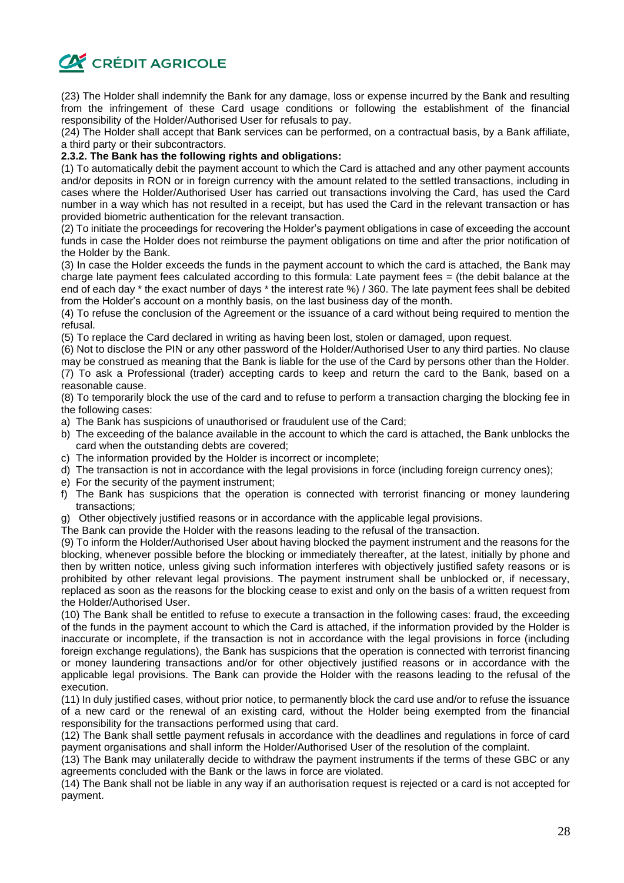(23) The Holder shall indemnify the Bank for any damage, loss or expense incurred by the Bank and resulting from the infringement of these Card usage conditions or following the establishment of the financial responsibility of the Holder/Authorised User for refusals to pay.

(24) The Holder shall accept that Bank services can be performed, on a contractual basis, by a Bank affiliate, a third party or their subcontractors.

**2.3.2. The Bank has the following rights and obligations:**

(1) To automatically debit the payment account to which the Card is attached and any other payment accounts and/or deposits in RON or in foreign currency with the amount related to the settled transactions, including in cases where the Holder/Authorised User has carried out transactions involving the Card, has used the Card number in a way which has not resulted in a receipt, but has used the Card in the relevant transaction or has provided biometric authentication for the relevant transaction.

(2) To initiate the proceedings for recovering the Holder's payment obligations in case of exceeding the account funds in case the Holder does not reimburse the payment obligations on time and after the prior notification of the Holder by the Bank.

(3) In case the Holder exceeds the funds in the payment account to which the card is attached, the Bank may charge late payment fees calculated according to this formula: Late payment fees = (the debit balance at the end of each day * the exact number of days * the interest rate %) / 360. The late payment fees shall be debited from the Holder's account on a monthly basis, on the last business day of the month.

(4) To refuse the conclusion of the Agreement or the issuance of a card without being required to mention the refusal.

(5) To replace the Card declared in writing as having been lost, stolen or damaged, upon request.

(6) Not to disclose the PIN or any other password of the Holder/Authorised User to any third parties. No clause may be construed as meaning that the Bank is liable for the use of the Card by persons other than the Holder.

(7) To ask a Professional (trader) accepting cards to keep and return the card to the Bank, based on a reasonable cause.

(8) To temporarily block the use of the card and to refuse to perform a transaction charging the blocking fee in the following cases:

a) The Bank has suspicions of unauthorised or fraudulent use of the Card;
b) The exceeding of the balance available in the account to which the card is attached, the Bank unblocks the card when the outstanding debts are covered;
c) The information provided by the Holder is incorrect or incomplete;
d) The transaction is not in accordance with the legal provisions in force (including foreign currency ones);
e) For the security of the payment instrument;
f) The Bank has suspicions that the operation is connected with terrorist financing or money laundering transactions;
g) Other objectively justified reasons or in accordance with the applicable legal provisions.

The Bank can provide the Holder with the reasons leading to the refusal of the transaction.

(9) To inform the Holder/Authorised User about having blocked the payment instrument and the reasons for the blocking, whenever possible before the blocking or immediately thereafter, at the latest, initially by phone and then by written notice, unless giving such information interferes with objectively justified safety reasons or is prohibited by other relevant legal provisions. The payment instrument shall be unblocked or, if necessary, replaced as soon as the reasons for the blocking cease to exist and only on the basis of a written request from the Holder/Authorised User.

(10) The Bank shall be entitled to refuse to execute a transaction in the following cases: fraud, the exceeding of the funds in the payment account to which the Card is attached, if the information provided by the Holder is inaccurate or incomplete, if the transaction is not in accordance with the legal provisions in force (including foreign exchange regulations), the Bank has suspicions that the operation is connected with terrorist financing or money laundering transactions and/or for other objectively justified reasons or in accordance with the applicable legal provisions. The Bank can provide the Holder with the reasons leading to the refusal of the execution.

(11) In duly justified cases, without prior notice, to permanently block the card use and/or to refuse the issuance of a new card or the renewal of an existing card, without the Holder being exempted from the financial responsibility for the transactions performed using that card.

(12) The Bank shall settle payment refusals in accordance with the deadlines and regulations in force of card payment organisations and shall inform the Holder/Authorised User of the resolution of the complaint.

(13) The Bank may unilaterally decide to withdraw the payment instruments if the terms of these GBC or any agreements concluded with the Bank or the laws in force are violated.

(14) The Bank shall not be liable in any way if an authorisation request is rejected or a card is not accepted for payment.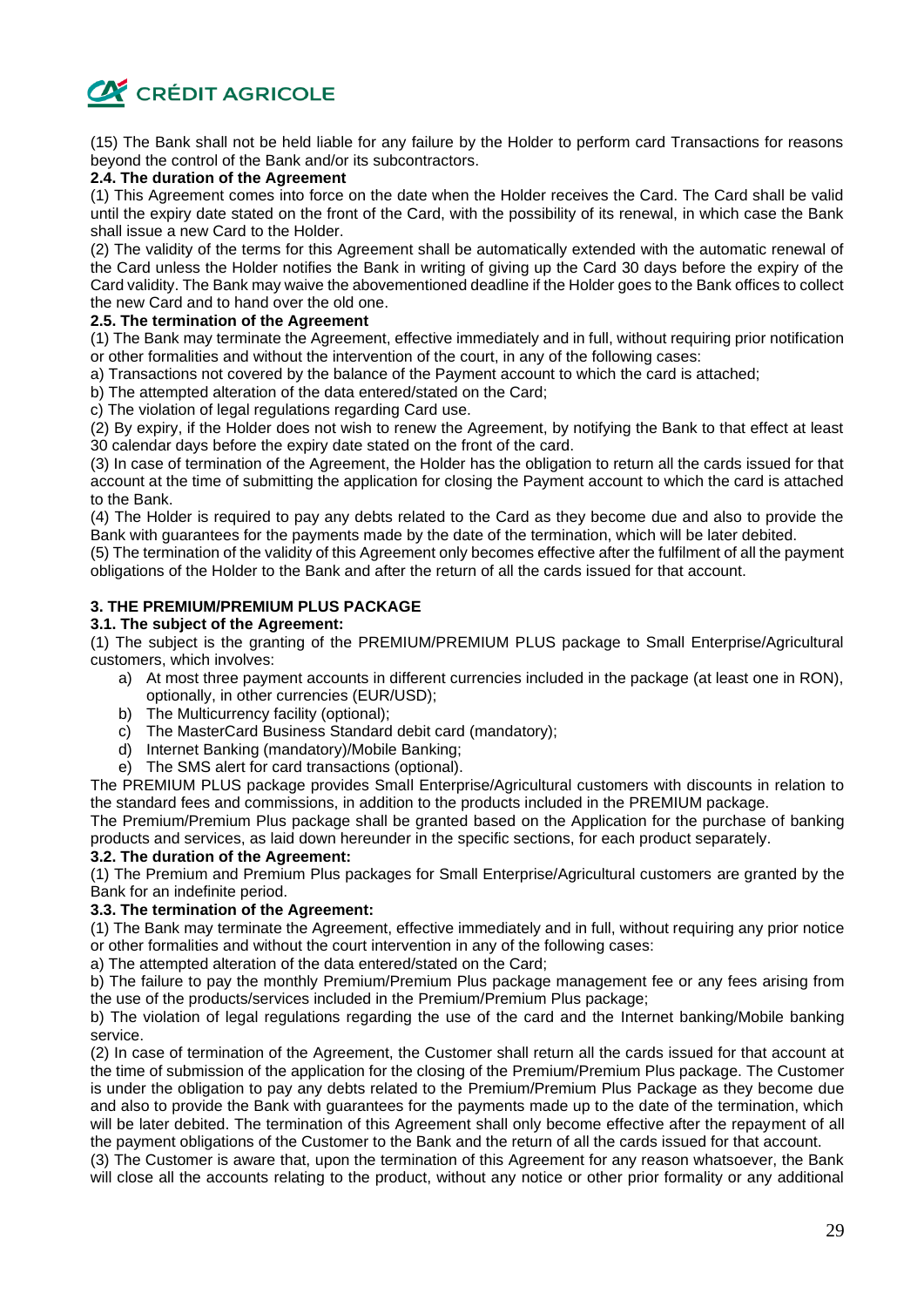(15) The Bank shall not be held liable for any failure by the Holder to perform card Transactions for reasons beyond the control of the Bank and/or its subcontractors.

**2.4. The duration of the Agreement**

(1) This Agreement comes into force on the date when the Holder receives the Card. The Card shall be valid until the expiry date stated on the front of the Card, with the possibility of its renewal, in which case the Bank shall issue a new Card to the Holder.

(2) The validity of the terms for this Agreement shall be automatically extended with the automatic renewal of the Card unless the Holder notifies the Bank in writing of giving up the Card 30 days before the expiry of the Card validity. The Bank may waive the abovementioned deadline if the Holder goes to the Bank offices to collect the new Card and to hand over the old one.

**2.5. The termination of the Agreement**

(1) The Bank may terminate the Agreement, effective immediately and in full, without requiring prior notification or other formalities and without the intervention of the court, in any of the following cases:

a) Transactions not covered by the balance of the Payment account to which the card is attached;

b) The attempted alteration of the data entered/stated on the Card;

c) The violation of legal regulations regarding Card use.

(2) By expiry, if the Holder does not wish to renew the Agreement, by notifying the Bank to that effect at least 30 calendar days before the expiry date stated on the front of the card.

(3) In case of termination of the Agreement, the Holder has the obligation to return all the cards issued for that account at the time of submitting the application for closing the Payment account to which the card is attached to the Bank.

(4) The Holder is required to pay any debts related to the Card as they become due and also to provide the Bank with guarantees for the payments made by the date of the termination, which will be later debited.

(5) The termination of the validity of this Agreement only becomes effective after the fulfilment of all the payment obligations of the Holder to the Bank and after the return of all the cards issued for that account.

## 3. THE PREMIUM/PREMIUM PLUS PACKAGE

**3.1. The subject of the Agreement:**

(1) The subject is the granting of the PREMIUM/PREMIUM PLUS package to Small Enterprise/Agricultural customers, which involves:

a) At most three payment accounts in different currencies included in the package (at least one in RON), optionally, in other currencies (EUR/USD);
b) The Multicurrency facility (optional);
c) The MasterCard Business Standard debit card (mandatory);
d) Internet Banking (mandatory)/Mobile Banking;
e) The SMS alert for card transactions (optional).

The PREMIUM PLUS package provides Small Enterprise/Agricultural customers with discounts in relation to the standard fees and commissions, in addition to the products included in the PREMIUM package.

The Premium/Premium Plus package shall be granted based on the Application for the purchase of banking products and services, as laid down hereunder in the specific sections, for each product separately.

**3.2. The duration of the Agreement:**

(1) The Premium and Premium Plus packages for Small Enterprise/Agricultural customers are granted by the Bank for an indefinite period.

**3.3. The termination of the Agreement:**

(1) The Bank may terminate the Agreement, effective immediately and in full, without requiring any prior notice or other formalities and without the court intervention in any of the following cases:

a) The attempted alteration of the data entered/stated on the Card;

b) The failure to pay the monthly Premium/Premium Plus package management fee or any fees arising from the use of the products/services included in the Premium/Premium Plus package;

b) The violation of legal regulations regarding the use of the card and the Internet banking/Mobile banking service.

(2) In case of termination of the Agreement, the Customer shall return all the cards issued for that account at the time of submission of the application for the closing of the Premium/Premium Plus package. The Customer is under the obligation to pay any debts related to the Premium/Premium Plus Package as they become due and also to provide the Bank with guarantees for the payments made up to the date of the termination, which will be later debited. The termination of this Agreement shall only become effective after the repayment of all the payment obligations of the Customer to the Bank and the return of all the cards issued for that account.

(3) The Customer is aware that, upon the termination of this Agreement for any reason whatsoever, the Bank will close all the accounts relating to the product, without any notice or other prior formality or any additional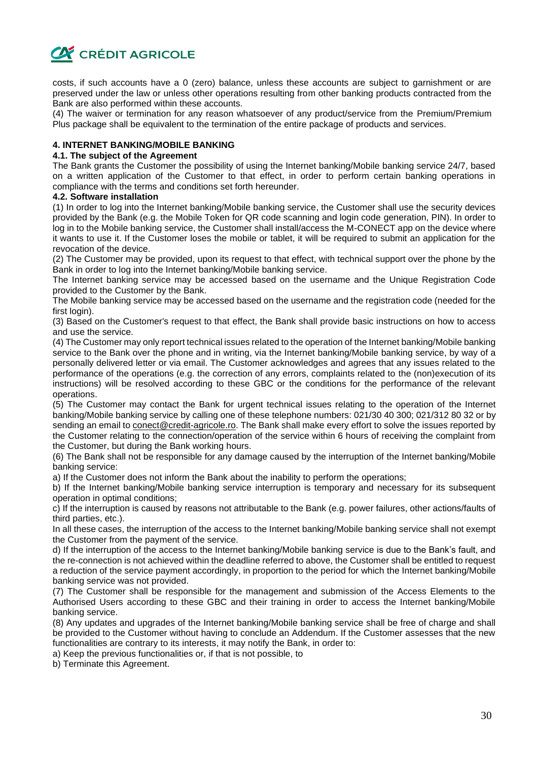costs, if such accounts have a 0 (zero) balance, unless these accounts are subject to garnishment or are preserved under the law or unless other operations resulting from other banking products contracted from the Bank are also performed within these accounts.

(4) The waiver or termination for any reason whatsoever of any product/service from the Premium/Premium Plus package shall be equivalent to the termination of the entire package of products and services.

## 4. INTERNET BANKING/MOBILE BANKING

### 4.1. The subject of the Agreement

The Bank grants the Customer the possibility of using the Internet banking/Mobile banking service 24/7, based on a written application of the Customer to that effect, in order to perform certain banking operations in compliance with the terms and conditions set forth hereunder.

### 4.2. Software installation

(1) In order to log into the Internet banking/Mobile banking service, the Customer shall use the security devices provided by the Bank (e.g. the Mobile Token for QR code scanning and login code generation, PIN). In order to log in to the Mobile banking service, the Customer shall install/access the M-CONECT app on the device where it wants to use it. If the Customer loses the mobile or tablet, it will be required to submit an application for the revocation of the device.

(2) The Customer may be provided, upon its request to that effect, with technical support over the phone by the Bank in order to log into the Internet banking/Mobile banking service.

The Internet banking service may be accessed based on the username and the Unique Registration Code provided to the Customer by the Bank.

The Mobile banking service may be accessed based on the username and the registration code (needed for the first login).

(3) Based on the Customer's request to that effect, the Bank shall provide basic instructions on how to access and use the service.

(4) The Customer may only report technical issues related to the operation of the Internet banking/Mobile banking service to the Bank over the phone and in writing, via the Internet banking/Mobile banking service, by way of a personally delivered letter or via email. The Customer acknowledges and agrees that any issues related to the performance of the operations (e.g. the correction of any errors, complaints related to the (non)execution of its instructions) will be resolved according to these GBC or the conditions for the performance of the relevant operations.

(5) The Customer may contact the Bank for urgent technical issues relating to the operation of the Internet banking/Mobile banking service by calling one of these telephone numbers: 021/30 40 300; 021/312 80 32 or by sending an email to conect@credit-agricole.ro. The Bank shall make every effort to solve the issues reported by the Customer relating to the connection/operation of the service within 6 hours of receiving the complaint from the Customer, but during the Bank working hours.

(6) The Bank shall not be responsible for any damage caused by the interruption of the Internet banking/Mobile banking service:

a) If the Customer does not inform the Bank about the inability to perform the operations;

b) If the Internet banking/Mobile banking service interruption is temporary and necessary for its subsequent operation in optimal conditions;

c) If the interruption is caused by reasons not attributable to the Bank (e.g. power failures, other actions/faults of third parties, etc.).

In all these cases, the interruption of the access to the Internet banking/Mobile banking service shall not exempt the Customer from the payment of the service.

d) If the interruption of the access to the Internet banking/Mobile banking service is due to the Bank's fault, and the re-connection is not achieved within the deadline referred to above, the Customer shall be entitled to request a reduction of the service payment accordingly, in proportion to the period for which the Internet banking/Mobile banking service was not provided.

(7) The Customer shall be responsible for the management and submission of the Access Elements to the Authorised Users according to these GBC and their training in order to access the Internet banking/Mobile banking service.

(8) Any updates and upgrades of the Internet banking/Mobile banking service shall be free of charge and shall be provided to the Customer without having to conclude an Addendum. If the Customer assesses that the new functionalities are contrary to its interests, it may notify the Bank, in order to:

a) Keep the previous functionalities or, if that is not possible, to

b) Terminate this Agreement.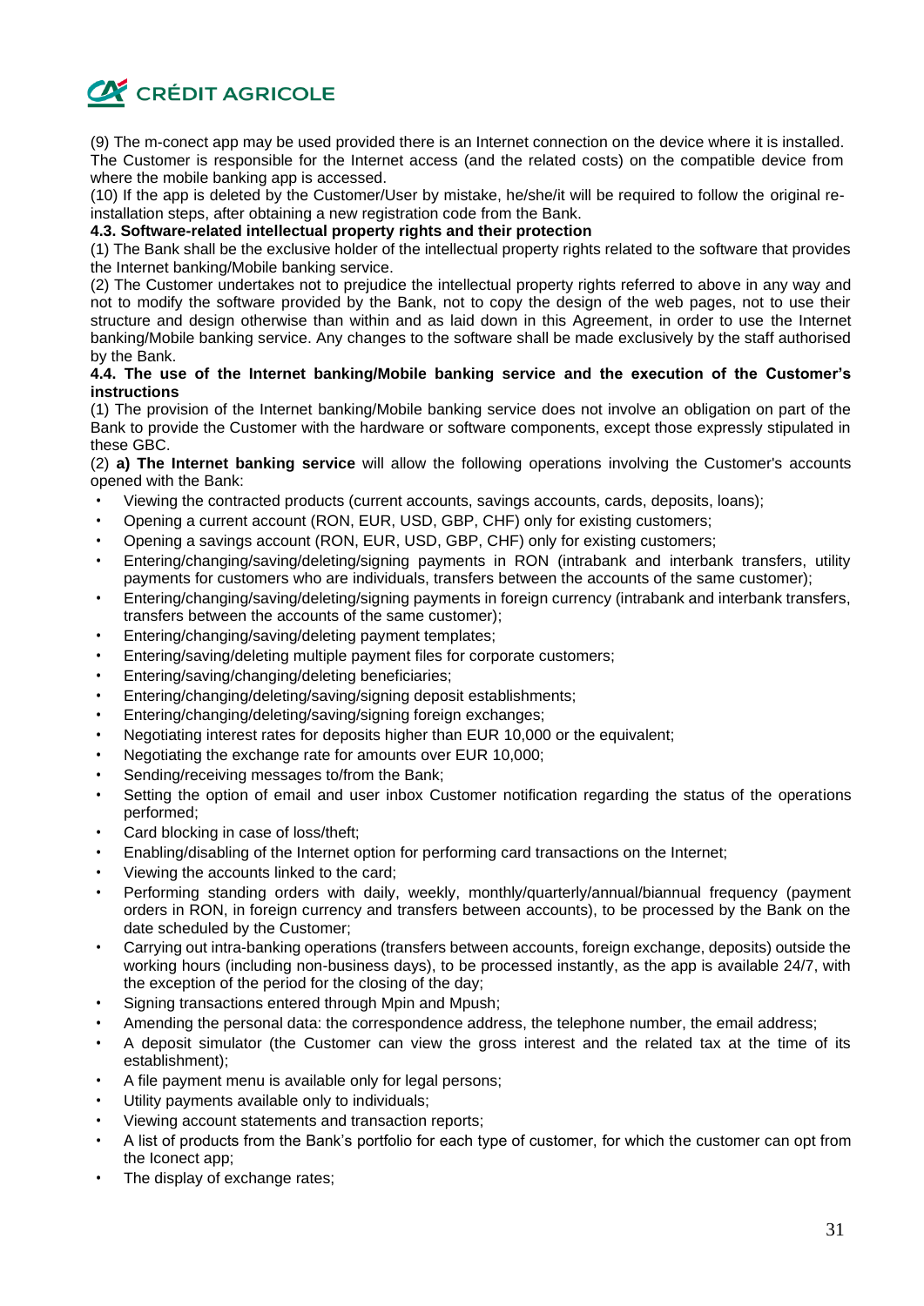(9) The m-conect app may be used provided there is an Internet connection on the device where it is installed. The Customer is responsible for the Internet access (and the related costs) on the compatible device from where the mobile banking app is accessed.

(10) If the app is deleted by the Customer/User by mistake, he/she/it will be required to follow the original re-installation steps, after obtaining a new registration code from the Bank.

**4.3. Software-related intellectual property rights and their protection**

(1) The Bank shall be the exclusive holder of the intellectual property rights related to the software that provides the Internet banking/Mobile banking service.

(2) The Customer undertakes not to prejudice the intellectual property rights referred to above in any way and not to modify the software provided by the Bank, not to copy the design of the web pages, not to use their structure and design otherwise than within and as laid down in this Agreement, in order to use the Internet banking/Mobile banking service. Any changes to the software shall be made exclusively by the staff authorised by the Bank.

**4.4. The use of the Internet banking/Mobile banking service and the execution of the Customer's instructions**

(1) The provision of the Internet banking/Mobile banking service does not involve an obligation on part of the Bank to provide the Customer with the hardware or software components, except those expressly stipulated in these GBC.

(2) **a) The Internet banking service** will allow the following operations involving the Customer's accounts opened with the Bank:

- Viewing the contracted products (current accounts, savings accounts, cards, deposits, loans);
- Opening a current account (RON, EUR, USD, GBP, CHF) only for existing customers;
- Opening a savings account (RON, EUR, USD, GBP, CHF) only for existing customers;
- Entering/changing/saving/deleting/signing payments in RON (intrabank and interbank transfers, utility payments for customers who are individuals, transfers between the accounts of the same customer);
- Entering/changing/saving/deleting/signing payments in foreign currency (intrabank and interbank transfers, transfers between the accounts of the same customer);
- Entering/changing/saving/deleting payment templates;
- Entering/saving/deleting multiple payment files for corporate customers;
- Entering/saving/changing/deleting beneficiaries;
- Entering/changing/deleting/saving/signing deposit establishments;
- Entering/changing/deleting/saving/signing foreign exchanges;
- Negotiating interest rates for deposits higher than EUR 10,000 or the equivalent;
- Negotiating the exchange rate for amounts over EUR 10,000;
- Sending/receiving messages to/from the Bank;
- Setting the option of email and user inbox Customer notification regarding the status of the operations performed;
- Card blocking in case of loss/theft;
- Enabling/disabling of the Internet option for performing card transactions on the Internet;
- Viewing the accounts linked to the card;
- Performing standing orders with daily, weekly, monthly/quarterly/annual/biannual frequency (payment orders in RON, in foreign currency and transfers between accounts), to be processed by the Bank on the date scheduled by the Customer;
- Carrying out intra-banking operations (transfers between accounts, foreign exchange, deposits) outside the working hours (including non-business days), to be processed instantly, as the app is available 24/7, with the exception of the period for the closing of the day;
- Signing transactions entered through Mpin and Mpush;
- Amending the personal data: the correspondence address, the telephone number, the email address;
- A deposit simulator (the Customer can view the gross interest and the related tax at the time of its establishment);
- A file payment menu is available only for legal persons;
- Utility payments available only to individuals;
- Viewing account statements and transaction reports;
- A list of products from the Bank's portfolio for each type of customer, for which the customer can opt from the Iconect app;
- The display of exchange rates;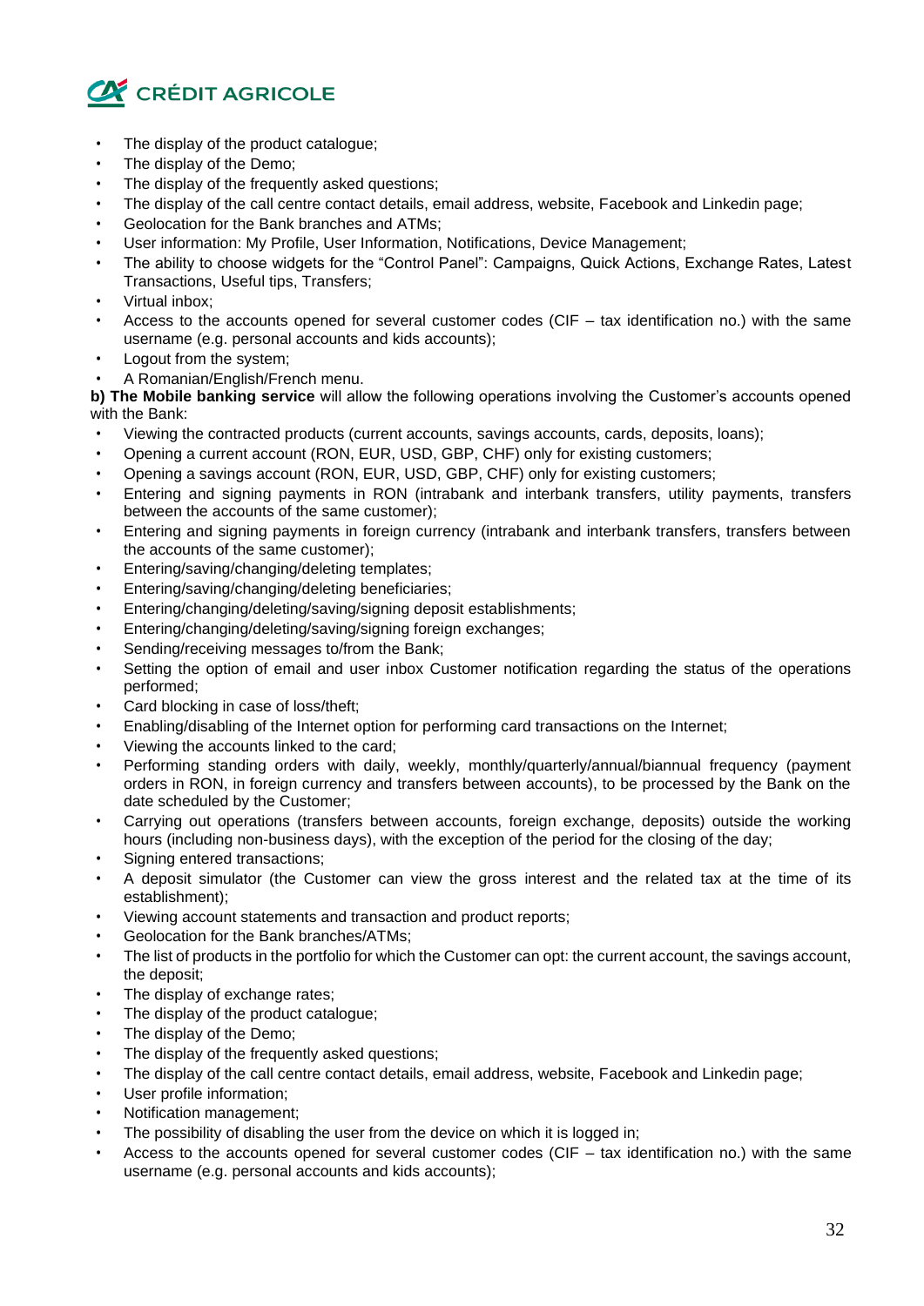- The display of the product catalogue;
- The display of the Demo;
- The display of the frequently asked questions;
- The display of the call centre contact details, email address, website, Facebook and Linkedin page;
- Geolocation for the Bank branches and ATMs;
- User information: My Profile, User Information, Notifications, Device Management;
- The ability to choose widgets for the "Control Panel": Campaigns, Quick Actions, Exchange Rates, Latest Transactions, Useful tips, Transfers;
- Virtual inbox;
- Access to the accounts opened for several customer codes (CIF – tax identification no.) with the same username (e.g. personal accounts and kids accounts);
- Logout from the system;
- A Romanian/English/French menu.

**b) The Mobile banking service** will allow the following operations involving the Customer's accounts opened with the Bank:

- Viewing the contracted products (current accounts, savings accounts, cards, deposits, loans);
- Opening a current account (RON, EUR, USD, GBP, CHF) only for existing customers;
- Opening a savings account (RON, EUR, USD, GBP, CHF) only for existing customers;
- Entering and signing payments in RON (intrabank and interbank transfers, utility payments, transfers between the accounts of the same customer);
- Entering and signing payments in foreign currency (intrabank and interbank transfers, transfers between the accounts of the same customer);
- Entering/saving/changing/deleting templates;
- Entering/saving/changing/deleting beneficiaries;
- Entering/changing/deleting/saving/signing deposit establishments;
- Entering/changing/deleting/saving/signing foreign exchanges;
- Sending/receiving messages to/from the Bank;
- Setting the option of email and user inbox Customer notification regarding the status of the operations performed;
- Card blocking in case of loss/theft;
- Enabling/disabling of the Internet option for performing card transactions on the Internet;
- Viewing the accounts linked to the card;
- Performing standing orders with daily, weekly, monthly/quarterly/annual/biannual frequency (payment orders in RON, in foreign currency and transfers between accounts), to be processed by the Bank on the date scheduled by the Customer;
- Carrying out operations (transfers between accounts, foreign exchange, deposits) outside the working hours (including non-business days), with the exception of the period for the closing of the day;
- Signing entered transactions;
- A deposit simulator (the Customer can view the gross interest and the related tax at the time of its establishment);
- Viewing account statements and transaction and product reports;
- Geolocation for the Bank branches/ATMs;
- The list of products in the portfolio for which the Customer can opt: the current account, the savings account, the deposit;
- The display of exchange rates;
- The display of the product catalogue;
- The display of the Demo;
- The display of the frequently asked questions;
- The display of the call centre contact details, email address, website, Facebook and Linkedin page;
- User profile information;
- Notification management;
- The possibility of disabling the user from the device on which it is logged in;
- Access to the accounts opened for several customer codes (CIF – tax identification no.) with the same username (e.g. personal accounts and kids accounts);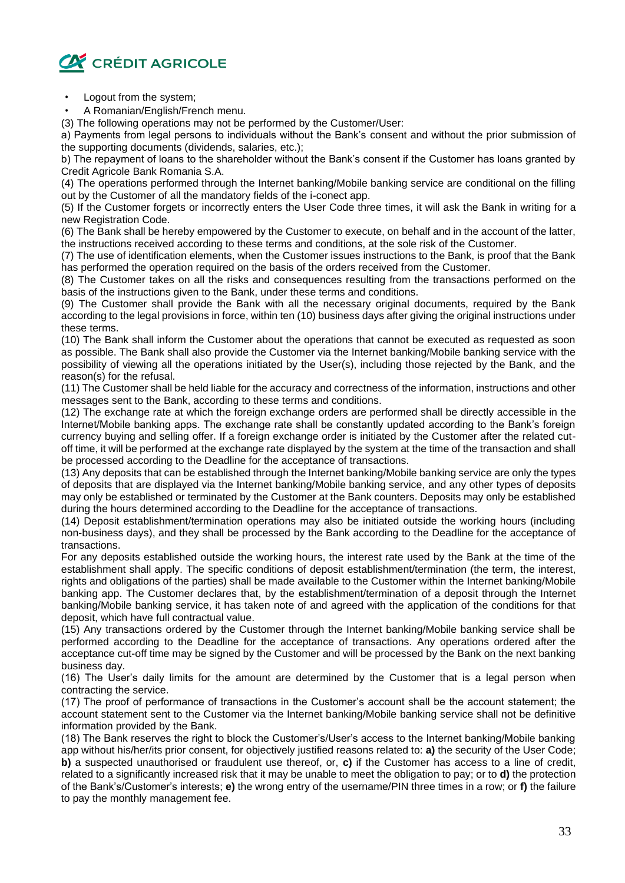- Logout from the system;
- A Romanian/English/French menu.

(3) The following operations may not be performed by the Customer/User:

a) Payments from legal persons to individuals without the Bank's consent and without the prior submission of the supporting documents (dividends, salaries, etc.);

b) The repayment of loans to the shareholder without the Bank's consent if the Customer has loans granted by Credit Agricole Bank Romania S.A.

(4) The operations performed through the Internet banking/Mobile banking service are conditional on the filling out by the Customer of all the mandatory fields of the i-conect app.

(5) If the Customer forgets or incorrectly enters the User Code three times, it will ask the Bank in writing for a new Registration Code.

(6) The Bank shall be hereby empowered by the Customer to execute, on behalf and in the account of the latter, the instructions received according to these terms and conditions, at the sole risk of the Customer.

(7) The use of identification elements, when the Customer issues instructions to the Bank, is proof that the Bank has performed the operation required on the basis of the orders received from the Customer.

(8) The Customer takes on all the risks and consequences resulting from the transactions performed on the basis of the instructions given to the Bank, under these terms and conditions.

(9) The Customer shall provide the Bank with all the necessary original documents, required by the Bank according to the legal provisions in force, within ten (10) business days after giving the original instructions under these terms.

(10) The Bank shall inform the Customer about the operations that cannot be executed as requested as soon as possible. The Bank shall also provide the Customer via the Internet banking/Mobile banking service with the possibility of viewing all the operations initiated by the User(s), including those rejected by the Bank, and the reason(s) for the refusal.

(11) The Customer shall be held liable for the accuracy and correctness of the information, instructions and other messages sent to the Bank, according to these terms and conditions.

(12) The exchange rate at which the foreign exchange orders are performed shall be directly accessible in the Internet/Mobile banking apps. The exchange rate shall be constantly updated according to the Bank's foreign currency buying and selling offer. If a foreign exchange order is initiated by the Customer after the related cut-off time, it will be performed at the exchange rate displayed by the system at the time of the transaction and shall be processed according to the Deadline for the acceptance of transactions.

(13) Any deposits that can be established through the Internet banking/Mobile banking service are only the types of deposits that are displayed via the Internet banking/Mobile banking service, and any other types of deposits may only be established or terminated by the Customer at the Bank counters. Deposits may only be established during the hours determined according to the Deadline for the acceptance of transactions.

(14) Deposit establishment/termination operations may also be initiated outside the working hours (including non-business days), and they shall be processed by the Bank according to the Deadline for the acceptance of transactions.

For any deposits established outside the working hours, the interest rate used by the Bank at the time of the establishment shall apply. The specific conditions of deposit establishment/termination (the term, the interest, rights and obligations of the parties) shall be made available to the Customer within the Internet banking/Mobile banking app. The Customer declares that, by the establishment/termination of a deposit through the Internet banking/Mobile banking service, it has taken note of and agreed with the application of the conditions for that deposit, which have full contractual value.

(15) Any transactions ordered by the Customer through the Internet banking/Mobile banking service shall be performed according to the Deadline for the acceptance of transactions. Any operations ordered after the acceptance cut-off time may be signed by the Customer and will be processed by the Bank on the next banking business day.

(16) The User's daily limits for the amount are determined by the Customer that is a legal person when contracting the service.

(17) The proof of performance of transactions in the Customer's account shall be the account statement; the account statement sent to the Customer via the Internet banking/Mobile banking service shall not be definitive information provided by the Bank.

(18) The Bank reserves the right to block the Customer's/User's access to the Internet banking/Mobile banking app without his/her/its prior consent, for objectively justified reasons related to: **a)** the security of the User Code; **b)** a suspected unauthorised or fraudulent use thereof, or, **c)** if the Customer has access to a line of credit, related to a significantly increased risk that it may be unable to meet the obligation to pay; or to **d)** the protection of the Bank's/Customer's interests; **e)** the wrong entry of the username/PIN three times in a row; or **f)** the failure to pay the monthly management fee.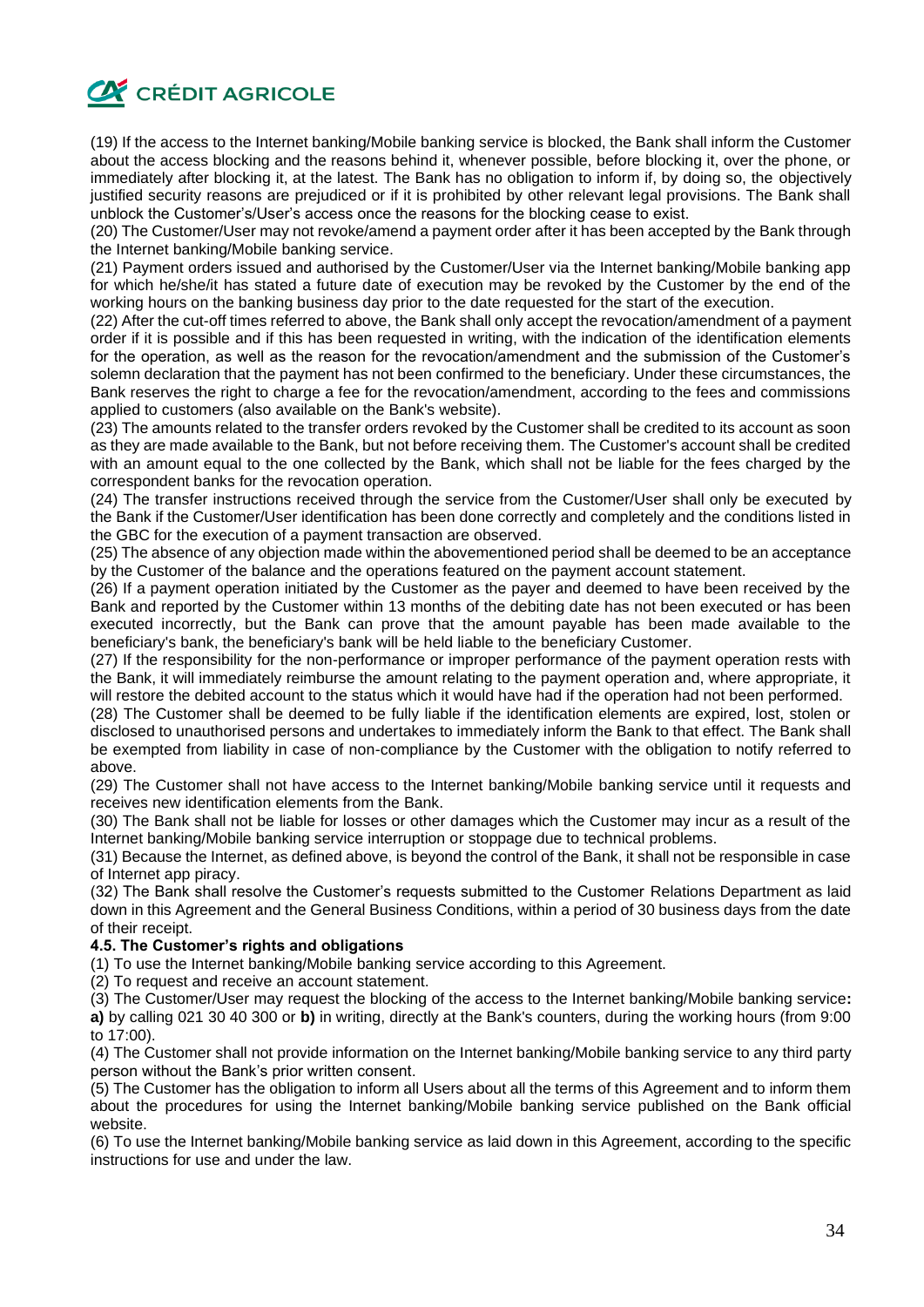(19) If the access to the Internet banking/Mobile banking service is blocked, the Bank shall inform the Customer about the access blocking and the reasons behind it, whenever possible, before blocking it, over the phone, or immediately after blocking it, at the latest. The Bank has no obligation to inform if, by doing so, the objectively justified security reasons are prejudiced or if it is prohibited by other relevant legal provisions. The Bank shall unblock the Customer's/User's access once the reasons for the blocking cease to exist.

(20) The Customer/User may not revoke/amend a payment order after it has been accepted by the Bank through the Internet banking/Mobile banking service.

(21) Payment orders issued and authorised by the Customer/User via the Internet banking/Mobile banking app for which he/she/it has stated a future date of execution may be revoked by the Customer by the end of the working hours on the banking business day prior to the date requested for the start of the execution.

(22) After the cut-off times referred to above, the Bank shall only accept the revocation/amendment of a payment order if it is possible and if this has been requested in writing, with the indication of the identification elements for the operation, as well as the reason for the revocation/amendment and the submission of the Customer's solemn declaration that the payment has not been confirmed to the beneficiary. Under these circumstances, the Bank reserves the right to charge a fee for the revocation/amendment, according to the fees and commissions applied to customers (also available on the Bank's website).

(23) The amounts related to the transfer orders revoked by the Customer shall be credited to its account as soon as they are made available to the Bank, but not before receiving them. The Customer's account shall be credited with an amount equal to the one collected by the Bank, which shall not be liable for the fees charged by the correspondent banks for the revocation operation.

(24) The transfer instructions received through the service from the Customer/User shall only be executed by the Bank if the Customer/User identification has been done correctly and completely and the conditions listed in the GBC for the execution of a payment transaction are observed.

(25) The absence of any objection made within the abovementioned period shall be deemed to be an acceptance by the Customer of the balance and the operations featured on the payment account statement.

(26) If a payment operation initiated by the Customer as the payer and deemed to have been received by the Bank and reported by the Customer within 13 months of the debiting date has not been executed or has been executed incorrectly, but the Bank can prove that the amount payable has been made available to the beneficiary's bank, the beneficiary's bank will be held liable to the beneficiary Customer.

(27) If the responsibility for the non-performance or improper performance of the payment operation rests with the Bank, it will immediately reimburse the amount relating to the payment operation and, where appropriate, it will restore the debited account to the status which it would have had if the operation had not been performed.

(28) The Customer shall be deemed to be fully liable if the identification elements are expired, lost, stolen or disclosed to unauthorised persons and undertakes to immediately inform the Bank to that effect. The Bank shall be exempted from liability in case of non-compliance by the Customer with the obligation to notify referred to above.

(29) The Customer shall not have access to the Internet banking/Mobile banking service until it requests and receives new identification elements from the Bank.

(30) The Bank shall not be liable for losses or other damages which the Customer may incur as a result of the Internet banking/Mobile banking service interruption or stoppage due to technical problems.

(31) Because the Internet, as defined above, is beyond the control of the Bank, it shall not be responsible in case of Internet app piracy.

(32) The Bank shall resolve the Customer's requests submitted to the Customer Relations Department as laid down in this Agreement and the General Business Conditions, within a period of 30 business days from the date of their receipt.

**4.5. The Customer's rights and obligations**

(1) To use the Internet banking/Mobile banking service according to this Agreement.

(2) To request and receive an account statement.

(3) The Customer/User may request the blocking of the access to the Internet banking/Mobile banking service**:** **a)** by calling 021 30 40 300 or **b)** in writing, directly at the Bank's counters, during the working hours (from 9:00 to 17:00).

(4) The Customer shall not provide information on the Internet banking/Mobile banking service to any third party person without the Bank's prior written consent.

(5) The Customer has the obligation to inform all Users about all the terms of this Agreement and to inform them about the procedures for using the Internet banking/Mobile banking service published on the Bank official website.

(6) To use the Internet banking/Mobile banking service as laid down in this Agreement, according to the specific instructions for use and under the law.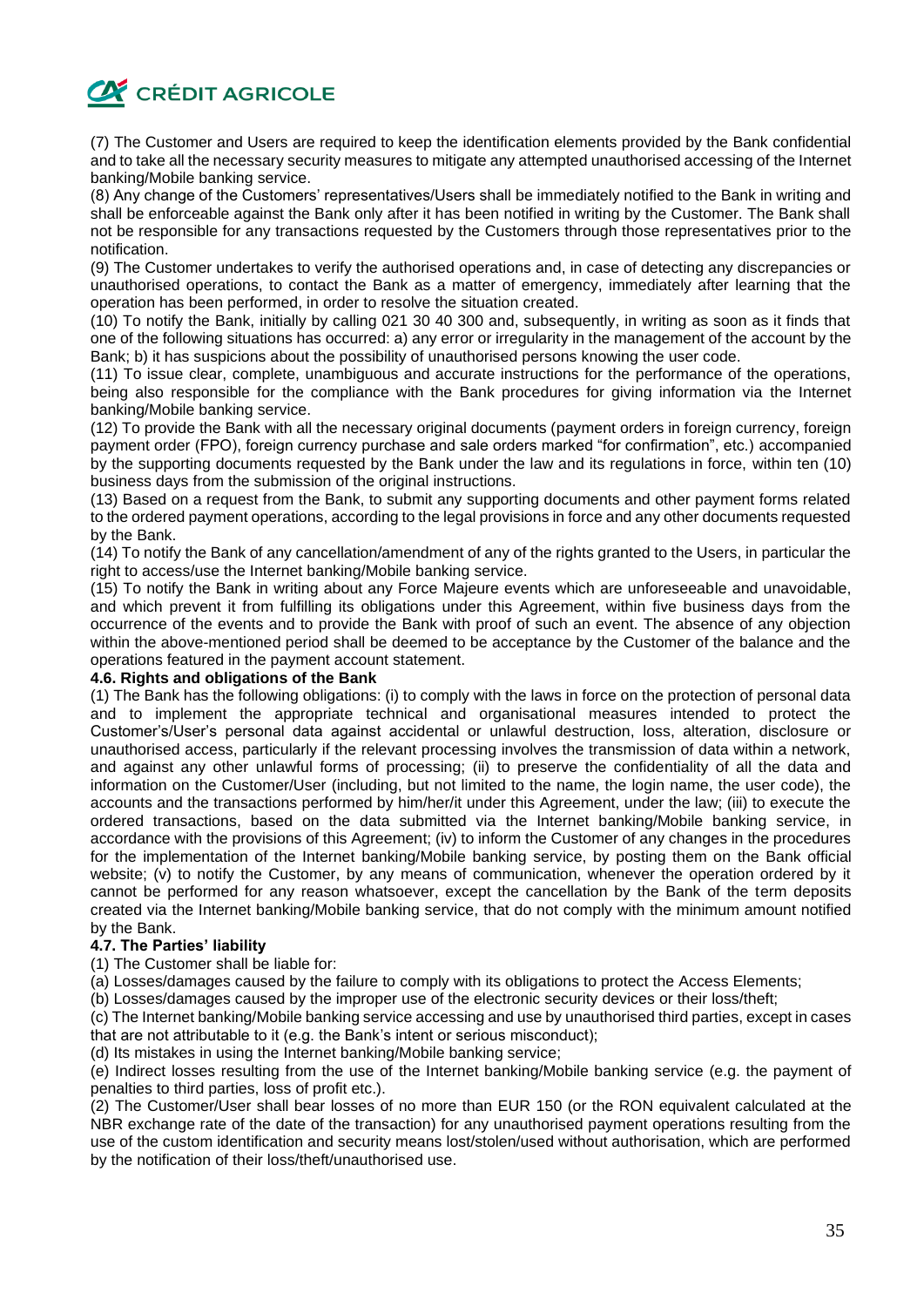(7) The Customer and Users are required to keep the identification elements provided by the Bank confidential and to take all the necessary security measures to mitigate any attempted unauthorised accessing of the Internet banking/Mobile banking service.

(8) Any change of the Customers' representatives/Users shall be immediately notified to the Bank in writing and shall be enforceable against the Bank only after it has been notified in writing by the Customer. The Bank shall not be responsible for any transactions requested by the Customers through those representatives prior to the notification.

(9) The Customer undertakes to verify the authorised operations and, in case of detecting any discrepancies or unauthorised operations, to contact the Bank as a matter of emergency, immediately after learning that the operation has been performed, in order to resolve the situation created.

(10) To notify the Bank, initially by calling 021 30 40 300 and, subsequently, in writing as soon as it finds that one of the following situations has occurred: a) any error or irregularity in the management of the account by the Bank; b) it has suspicions about the possibility of unauthorised persons knowing the user code.

(11) To issue clear, complete, unambiguous and accurate instructions for the performance of the operations, being also responsible for the compliance with the Bank procedures for giving information via the Internet banking/Mobile banking service.

(12) To provide the Bank with all the necessary original documents (payment orders in foreign currency, foreign payment order (FPO), foreign currency purchase and sale orders marked "for confirmation", etc.) accompanied by the supporting documents requested by the Bank under the law and its regulations in force, within ten (10) business days from the submission of the original instructions.

(13) Based on a request from the Bank, to submit any supporting documents and other payment forms related to the ordered payment operations, according to the legal provisions in force and any other documents requested by the Bank.

(14) To notify the Bank of any cancellation/amendment of any of the rights granted to the Users, in particular the right to access/use the Internet banking/Mobile banking service.

(15) To notify the Bank in writing about any Force Majeure events which are unforeseeable and unavoidable, and which prevent it from fulfilling its obligations under this Agreement, within five business days from the occurrence of the events and to provide the Bank with proof of such an event. The absence of any objection within the above-mentioned period shall be deemed to be acceptance by the Customer of the balance and the operations featured in the payment account statement.

**4.6. Rights and obligations of the Bank**

(1) The Bank has the following obligations: (i) to comply with the laws in force on the protection of personal data and to implement the appropriate technical and organisational measures intended to protect the Customer's/User's personal data against accidental or unlawful destruction, loss, alteration, disclosure or unauthorised access, particularly if the relevant processing involves the transmission of data within a network, and against any other unlawful forms of processing; (ii) to preserve the confidentiality of all the data and information on the Customer/User (including, but not limited to the name, the login name, the user code), the accounts and the transactions performed by him/her/it under this Agreement, under the law; (iii) to execute the ordered transactions, based on the data submitted via the Internet banking/Mobile banking service, in accordance with the provisions of this Agreement; (iv) to inform the Customer of any changes in the procedures for the implementation of the Internet banking/Mobile banking service, by posting them on the Bank official website; (v) to notify the Customer, by any means of communication, whenever the operation ordered by it cannot be performed for any reason whatsoever, except the cancellation by the Bank of the term deposits created via the Internet banking/Mobile banking service, that do not comply with the minimum amount notified by the Bank.

**4.7. The Parties' liability**

(1) The Customer shall be liable for:

(a) Losses/damages caused by the failure to comply with its obligations to protect the Access Elements;

(b) Losses/damages caused by the improper use of the electronic security devices or their loss/theft;

(c) The Internet banking/Mobile banking service accessing and use by unauthorised third parties, except in cases that are not attributable to it (e.g. the Bank's intent or serious misconduct);

(d) Its mistakes in using the Internet banking/Mobile banking service;

(e) Indirect losses resulting from the use of the Internet banking/Mobile banking service (e.g. the payment of penalties to third parties, loss of profit etc.).

(2) The Customer/User shall bear losses of no more than EUR 150 (or the RON equivalent calculated at the NBR exchange rate of the date of the transaction) for any unauthorised payment operations resulting from the use of the custom identification and security means lost/stolen/used without authorisation, which are performed by the notification of their loss/theft/unauthorised use.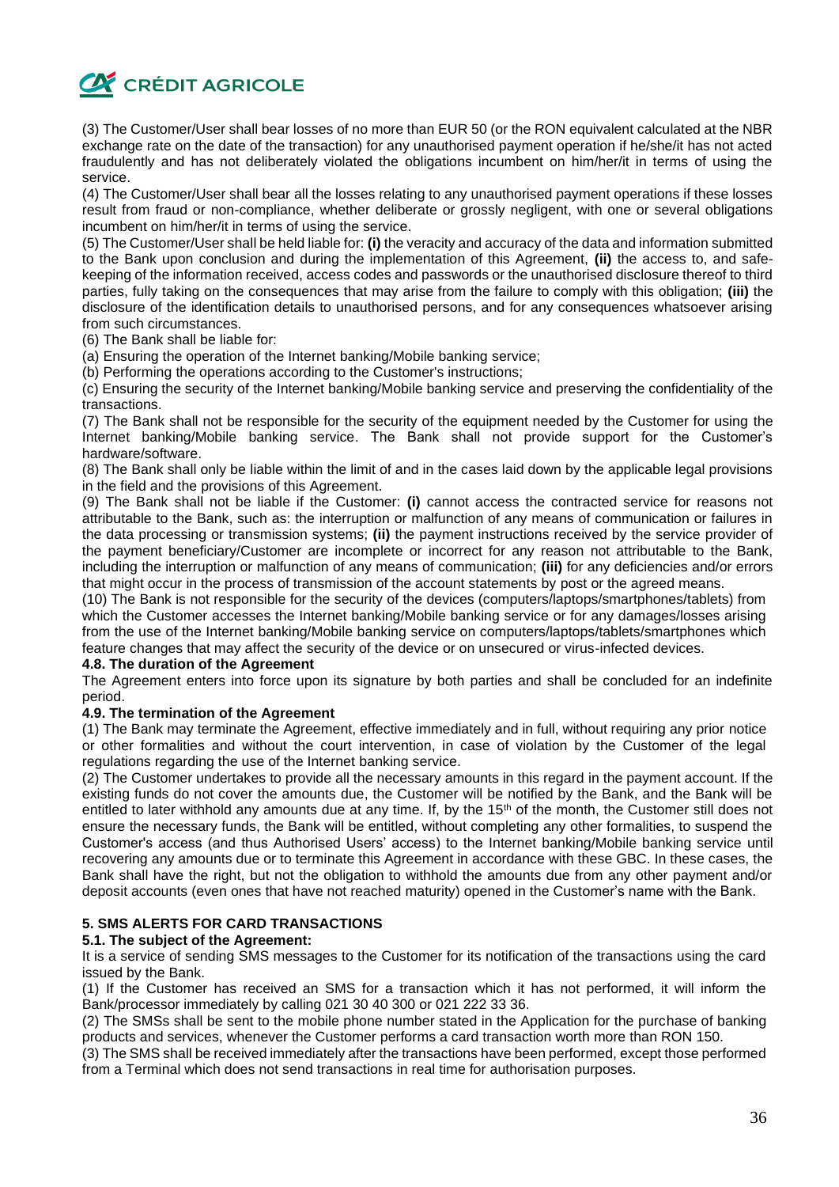(3) The Customer/User shall bear losses of no more than EUR 50 (or the RON equivalent calculated at the NBR exchange rate on the date of the transaction) for any unauthorised payment operation if he/she/it has not acted fraudulently and has not deliberately violated the obligations incumbent on him/her/it in terms of using the service.

(4) The Customer/User shall bear all the losses relating to any unauthorised payment operations if these losses result from fraud or non-compliance, whether deliberate or grossly negligent, with one or several obligations incumbent on him/her/it in terms of using the service.

(5) The Customer/User shall be held liable for: **(i)** the veracity and accuracy of the data and information submitted to the Bank upon conclusion and during the implementation of this Agreement, **(ii)** the access to, and safe-keeping of the information received, access codes and passwords or the unauthorised disclosure thereof to third parties, fully taking on the consequences that may arise from the failure to comply with this obligation; **(iii)** the disclosure of the identification details to unauthorised persons, and for any consequences whatsoever arising from such circumstances.

(6) The Bank shall be liable for:

(a) Ensuring the operation of the Internet banking/Mobile banking service;

(b) Performing the operations according to the Customer's instructions;

(c) Ensuring the security of the Internet banking/Mobile banking service and preserving the confidentiality of the transactions.

(7) The Bank shall not be responsible for the security of the equipment needed by the Customer for using the Internet banking/Mobile banking service. The Bank shall not provide support for the Customer's hardware/software.

(8) The Bank shall only be liable within the limit of and in the cases laid down by the applicable legal provisions in the field and the provisions of this Agreement.

(9) The Bank shall not be liable if the Customer: **(i)** cannot access the contracted service for reasons not attributable to the Bank, such as: the interruption or malfunction of any means of communication or failures in the data processing or transmission systems; **(ii)** the payment instructions received by the service provider of the payment beneficiary/Customer are incomplete or incorrect for any reason not attributable to the Bank, including the interruption or malfunction of any means of communication; **(iii)** for any deficiencies and/or errors that might occur in the process of transmission of the account statements by post or the agreed means.

(10) The Bank is not responsible for the security of the devices (computers/laptops/smartphones/tablets) from which the Customer accesses the Internet banking/Mobile banking service or for any damages/losses arising from the use of the Internet banking/Mobile banking service on computers/laptops/tablets/smartphones which feature changes that may affect the security of the device or on unsecured or virus-infected devices.

**4.8. The duration of the Agreement**

The Agreement enters into force upon its signature by both parties and shall be concluded for an indefinite period.

**4.9. The termination of the Agreement**

(1) The Bank may terminate the Agreement, effective immediately and in full, without requiring any prior notice or other formalities and without the court intervention, in case of violation by the Customer of the legal regulations regarding the use of the Internet banking service.

(2) The Customer undertakes to provide all the necessary amounts in this regard in the payment account. If the existing funds do not cover the amounts due, the Customer will be notified by the Bank, and the Bank will be entitled to later withhold any amounts due at any time. If, by the 15th of the month, the Customer still does not ensure the necessary funds, the Bank will be entitled, without completing any other formalities, to suspend the Customer's access (and thus Authorised Users' access) to the Internet banking/Mobile banking service until recovering any amounts due or to terminate this Agreement in accordance with these GBC. In these cases, the Bank shall have the right, but not the obligation to withhold the amounts due from any other payment and/or deposit accounts (even ones that have not reached maturity) opened in the Customer's name with the Bank.

## 5. SMS ALERTS FOR CARD TRANSACTIONS

**5.1. The subject of the Agreement:**

It is a service of sending SMS messages to the Customer for its notification of the transactions using the card issued by the Bank.

(1) If the Customer has received an SMS for a transaction which it has not performed, it will inform the Bank/processor immediately by calling 021 30 40 300 or 021 222 33 36.

(2) The SMSs shall be sent to the mobile phone number stated in the Application for the purchase of banking products and services, whenever the Customer performs a card transaction worth more than RON 150.

(3) The SMS shall be received immediately after the transactions have been performed, except those performed from a Terminal which does not send transactions in real time for authorisation purposes.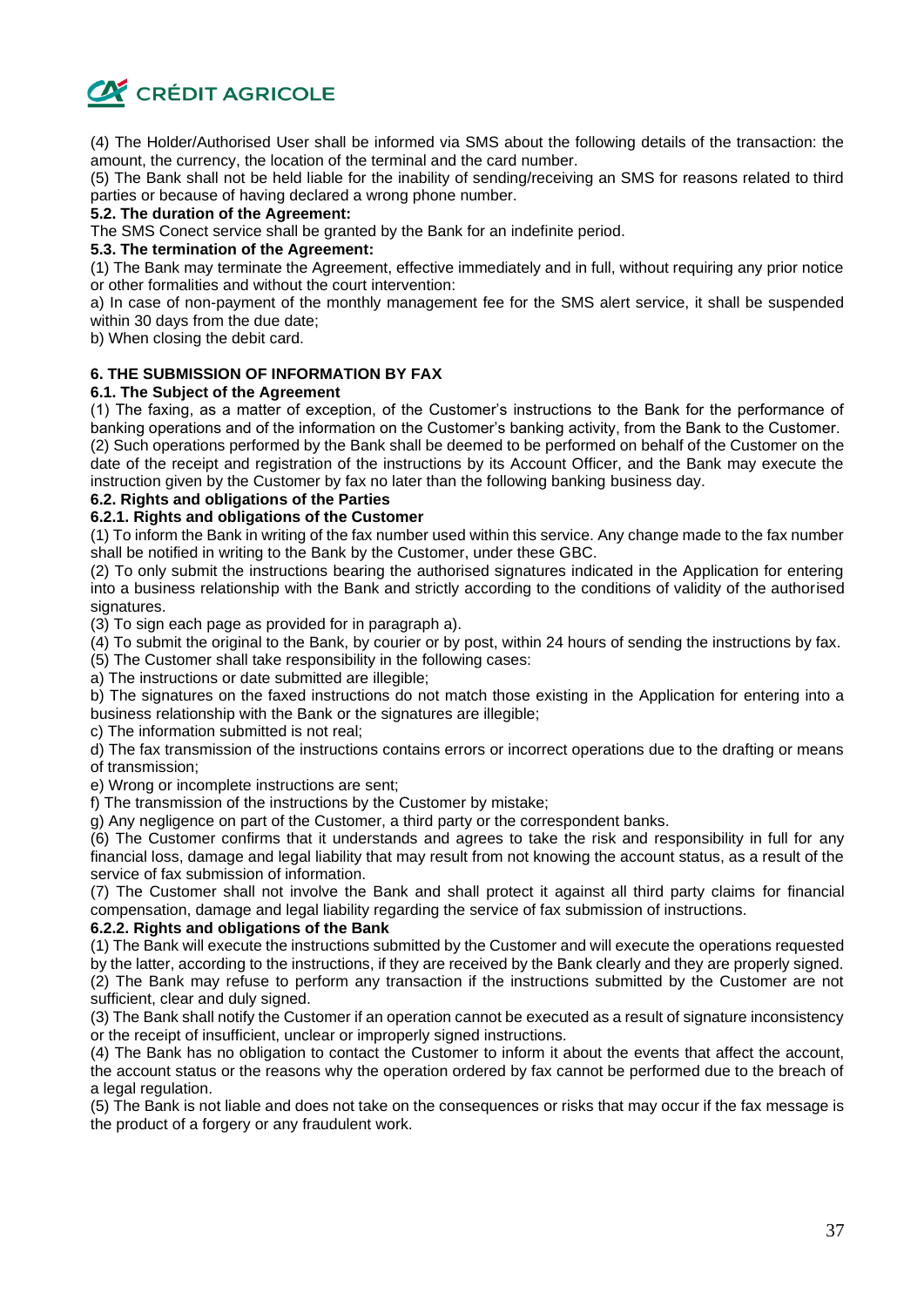(4) The Holder/Authorised User shall be informed via SMS about the following details of the transaction: the amount, the currency, the location of the terminal and the card number.

(5) The Bank shall not be held liable for the inability of sending/receiving an SMS for reasons related to third parties or because of having declared a wrong phone number.

**5.2. The duration of the Agreement:**

The SMS Conect service shall be granted by the Bank for an indefinite period.

**5.3. The termination of the Agreement:**

(1) The Bank may terminate the Agreement, effective immediately and in full, without requiring any prior notice or other formalities and without the court intervention:

a) In case of non-payment of the monthly management fee for the SMS alert service, it shall be suspended within 30 days from the due date;

b) When closing the debit card.

## 6. THE SUBMISSION OF INFORMATION BY FAX

**6.1. The Subject of the Agreement**

(1) The faxing, as a matter of exception, of the Customer's instructions to the Bank for the performance of banking operations and of the information on the Customer's banking activity, from the Bank to the Customer.

(2) Such operations performed by the Bank shall be deemed to be performed on behalf of the Customer on the date of the receipt and registration of the instructions by its Account Officer, and the Bank may execute the instruction given by the Customer by fax no later than the following banking business day.

**6.2. Rights and obligations of the Parties**

**6.2.1. Rights and obligations of the Customer**

(1) To inform the Bank in writing of the fax number used within this service. Any change made to the fax number shall be notified in writing to the Bank by the Customer, under these GBC.

(2) To only submit the instructions bearing the authorised signatures indicated in the Application for entering into a business relationship with the Bank and strictly according to the conditions of validity of the authorised signatures.

(3) To sign each page as provided for in paragraph a).

(4) To submit the original to the Bank, by courier or by post, within 24 hours of sending the instructions by fax.

(5) The Customer shall take responsibility in the following cases:

a) The instructions or date submitted are illegible;

b) The signatures on the faxed instructions do not match those existing in the Application for entering into a business relationship with the Bank or the signatures are illegible;

c) The information submitted is not real;

d) The fax transmission of the instructions contains errors or incorrect operations due to the drafting or means of transmission;

e) Wrong or incomplete instructions are sent;

f) The transmission of the instructions by the Customer by mistake;

g) Any negligence on part of the Customer, a third party or the correspondent banks.

(6) The Customer confirms that it understands and agrees to take the risk and responsibility in full for any financial loss, damage and legal liability that may result from not knowing the account status, as a result of the service of fax submission of information.

(7) The Customer shall not involve the Bank and shall protect it against all third party claims for financial compensation, damage and legal liability regarding the service of fax submission of instructions.

**6.2.2. Rights and obligations of the Bank**

(1) The Bank will execute the instructions submitted by the Customer and will execute the operations requested by the latter, according to the instructions, if they are received by the Bank clearly and they are properly signed.

(2) The Bank may refuse to perform any transaction if the instructions submitted by the Customer are not sufficient, clear and duly signed.

(3) The Bank shall notify the Customer if an operation cannot be executed as a result of signature inconsistency or the receipt of insufficient, unclear or improperly signed instructions.

(4) The Bank has no obligation to contact the Customer to inform it about the events that affect the account, the account status or the reasons why the operation ordered by fax cannot be performed due to the breach of a legal regulation.

(5) The Bank is not liable and does not take on the consequences or risks that may occur if the fax message is the product of a forgery or any fraudulent work.